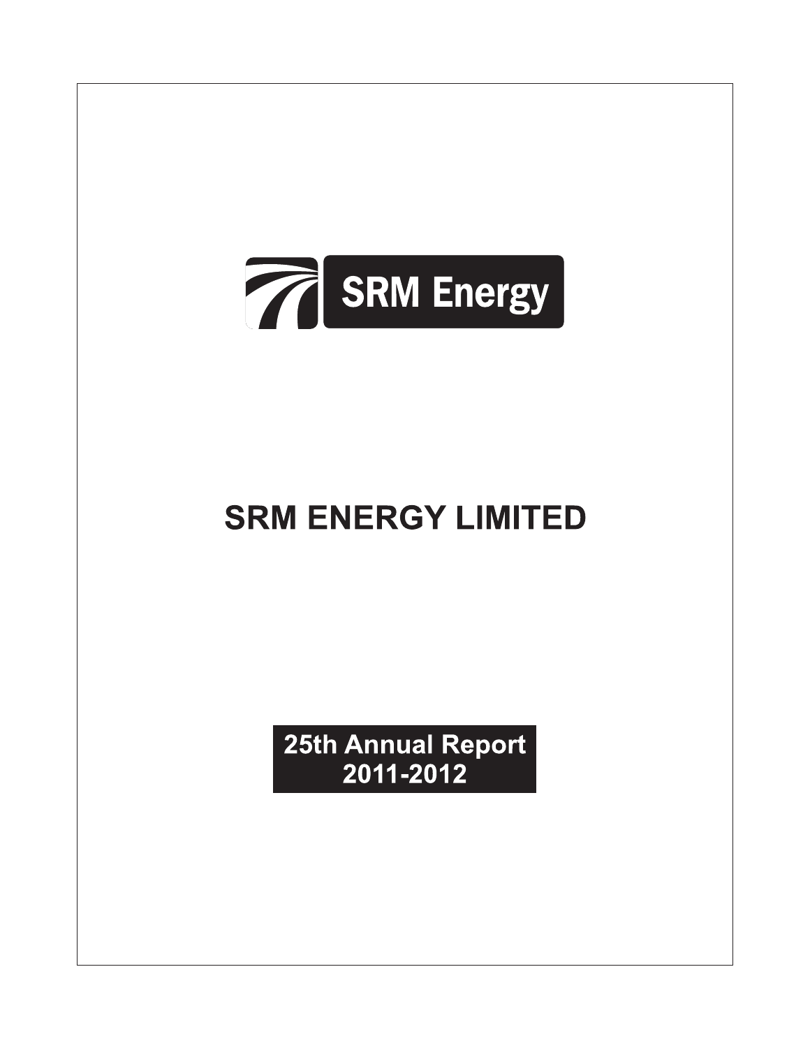SRM Energy

# SRM ENERGY LIMITED

**25th Annual Report**
**2011-2012**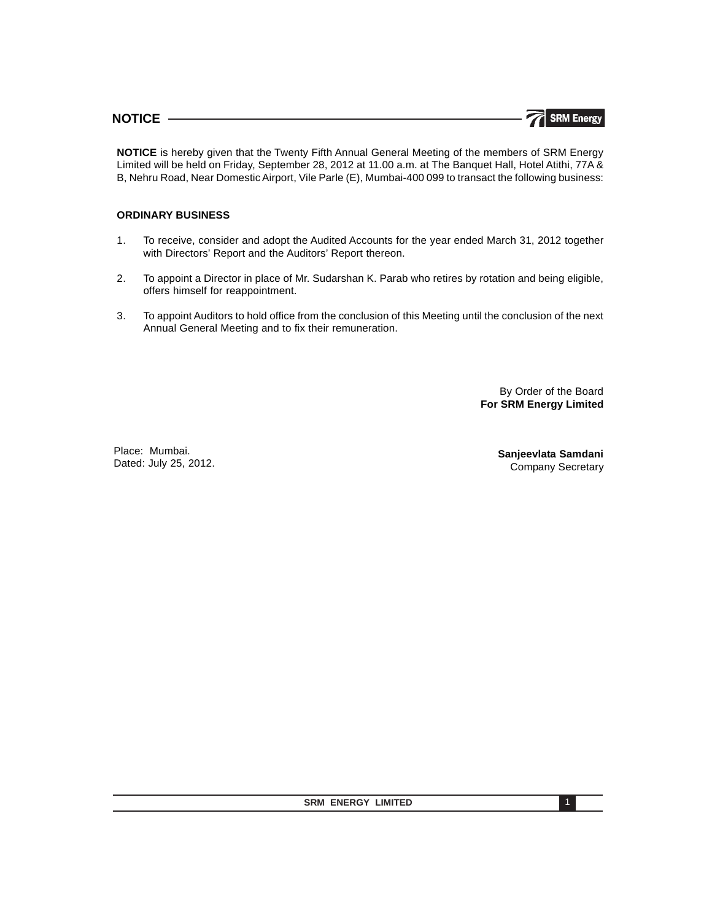# NOTICE

**NOTICE** is hereby given that the Twenty Fifth Annual General Meeting of the members of SRM Energy Limited will be held on Friday, September 28, 2012 at 11.00 a.m. at The Banquet Hall, Hotel Atithi, 77A & B, Nehru Road, Near Domestic Airport, Vile Parle (E), Mumbai-400 099 to transact the following business:

## ORDINARY BUSINESS

1. To receive, consider and adopt the Audited Accounts for the year ended March 31, 2012 together with Directors' Report and the Auditors' Report thereon.

2. To appoint a Director in place of Mr. Sudarshan K. Parab who retires by rotation and being eligible, offers himself for reappointment.

3. To appoint Auditors to hold office from the conclusion of this Meeting until the conclusion of the next Annual General Meeting and to fix their remuneration.

By Order of the Board
**For SRM Energy Limited**

Place: Mumbai.
Dated: July 25, 2012.

**Sanjeevlata Samdani**
Company Secretary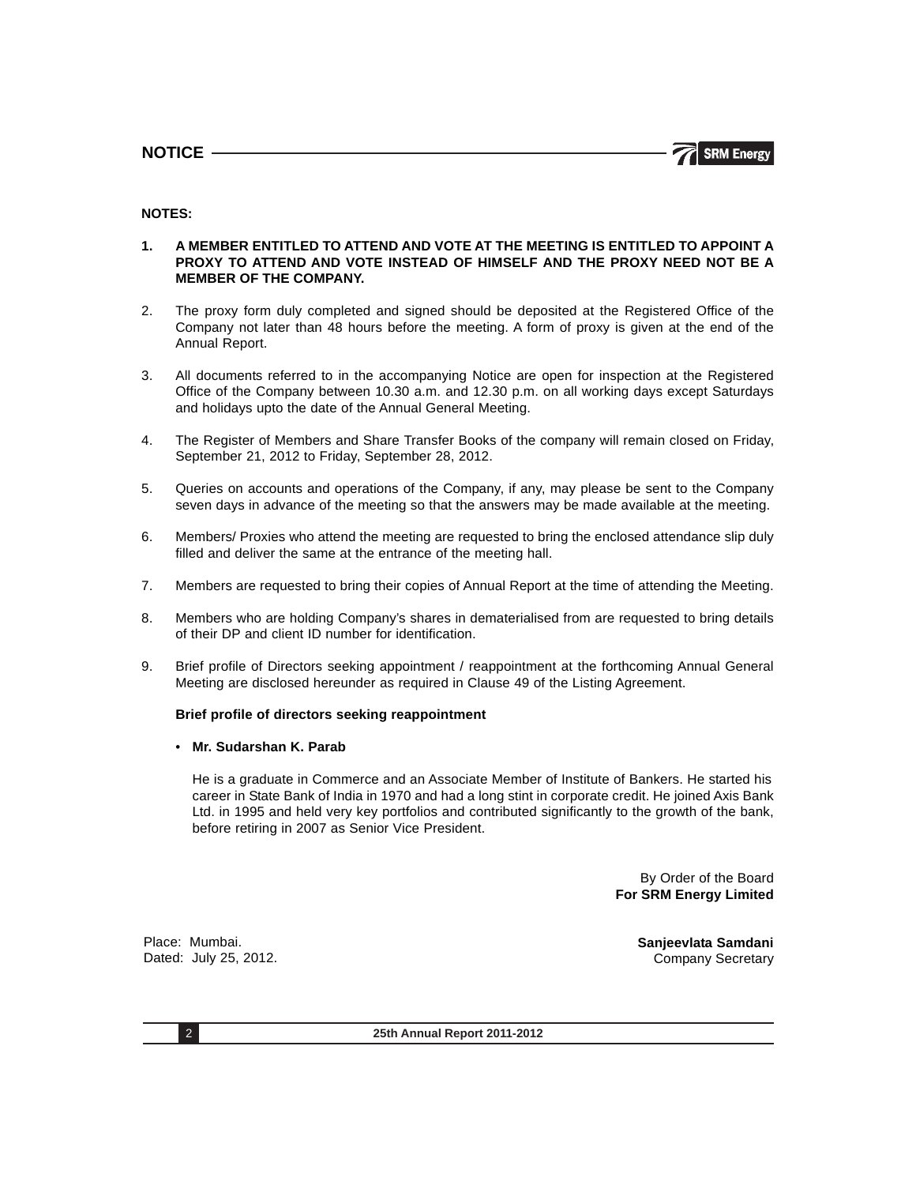## NOTICE

**NOTES:**

1. **A MEMBER ENTITLED TO ATTEND AND VOTE AT THE MEETING IS ENTITLED TO APPOINT A PROXY TO ATTEND AND VOTE INSTEAD OF HIMSELF AND THE PROXY NEED NOT BE A MEMBER OF THE COMPANY.**

2. The proxy form duly completed and signed should be deposited at the Registered Office of the Company not later than 48 hours before the meeting. A form of proxy is given at the end of the Annual Report.

3. All documents referred to in the accompanying Notice are open for inspection at the Registered Office of the Company between 10.30 a.m. and 12.30 p.m. on all working days except Saturdays and holidays upto the date of the Annual General Meeting.

4. The Register of Members and Share Transfer Books of the company will remain closed on Friday, September 21, 2012 to Friday, September 28, 2012.

5. Queries on accounts and operations of the Company, if any, may please be sent to the Company seven days in advance of the meeting so that the answers may be made available at the meeting.

6. Members/ Proxies who attend the meeting are requested to bring the enclosed attendance slip duly filled and deliver the same at the entrance of the meeting hall.

7. Members are requested to bring their copies of Annual Report at the time of attending the Meeting.

8. Members who are holding Company's shares in dematerialised from are requested to bring details of their DP and client ID number for identification.

9. Brief profile of Directors seeking appointment / reappointment at the forthcoming Annual General Meeting are disclosed hereunder as required in Clause 49 of the Listing Agreement.

   **Brief profile of directors seeking reappointment**

   - **Mr. Sudarshan K. Parab**

     He is a graduate in Commerce and an Associate Member of Institute of Bankers. He started his career in State Bank of India in 1970 and had a long stint in corporate credit. He joined Axis Bank Ltd. in 1995 and held very key portfolios and contributed significantly to the growth of the bank, before retiring in 2007 as Senior Vice President.

By Order of the Board
**For SRM Energy Limited**

Place: Mumbai.
Dated: July 25, 2012.

**Sanjeevlata Samdani**
Company Secretary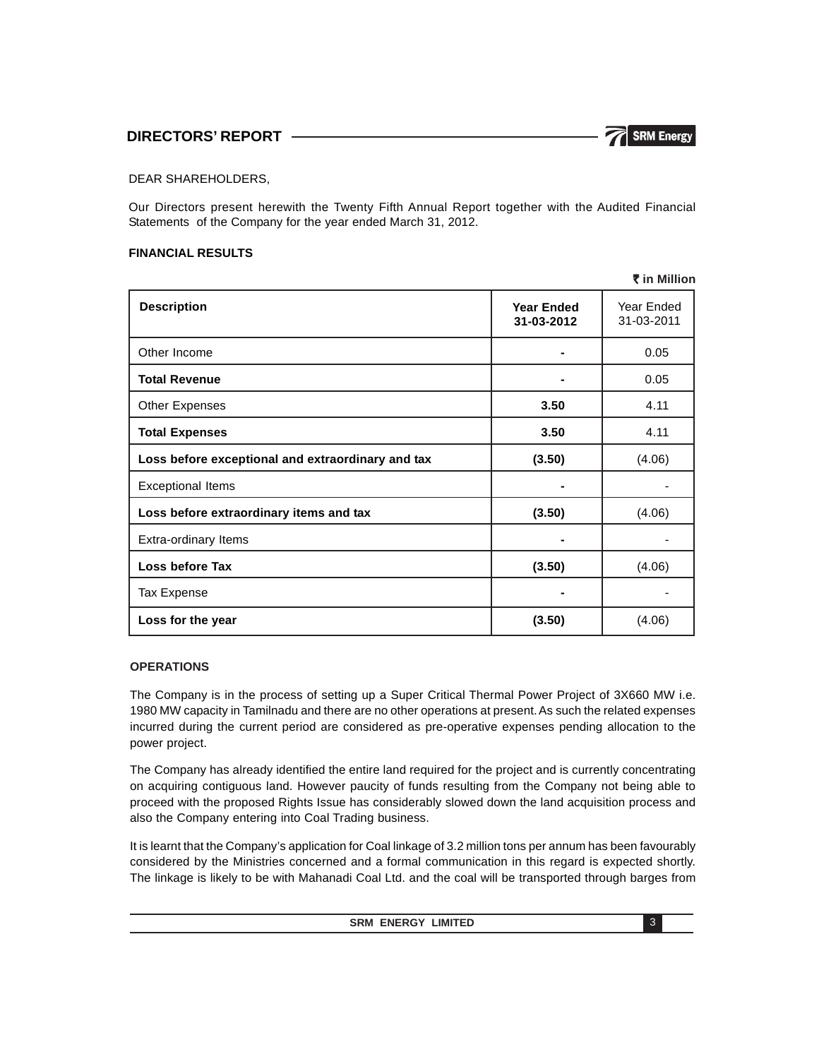# DIRECTORS' REPORT

DEAR SHAREHOLDERS,

Our Directors present herewith the Twenty Fifth Annual Report together with the Audited Financial Statements of the Company for the year ended March 31, 2012.

## FINANCIAL RESULTS

₹ in Million

| Description | Year Ended 31-03-2012 | Year Ended 31-03-2011 |
|---|---|---|
| Other Income | - | 0.05 |
| **Total Revenue** | - | 0.05 |
| Other Expenses | **3.50** | 4.11 |
| **Total Expenses** | **3.50** | 4.11 |
| **Loss before exceptional and extraordinary and tax** | **(3.50)** | (4.06) |
| Exceptional Items | - | - |
| **Loss before extraordinary items and tax** | **(3.50)** | (4.06) |
| Extra-ordinary Items | - | - |
| **Loss before Tax** | **(3.50)** | (4.06) |
| Tax Expense | - | - |
| **Loss for the year** | **(3.50)** | (4.06) |

## OPERATIONS

The Company is in the process of setting up a Super Critical Thermal Power Project of 3X660 MW i.e. 1980 MW capacity in Tamilnadu and there are no other operations at present. As such the related expenses incurred during the current period are considered as pre-operative expenses pending allocation to the power project.

The Company has already identified the entire land required for the project and is currently concentrating on acquiring contiguous land. However paucity of funds resulting from the Company not being able to proceed with the proposed Rights Issue has considerably slowed down the land acquisition process and also the Company entering into Coal Trading business.

It is learnt that the Company's application for Coal linkage of 3.2 million tons per annum has been favourably considered by the Ministries concerned and a formal communication in this regard is expected shortly. The linkage is likely to be with Mahanadi Coal Ltd. and the coal will be transported through barges from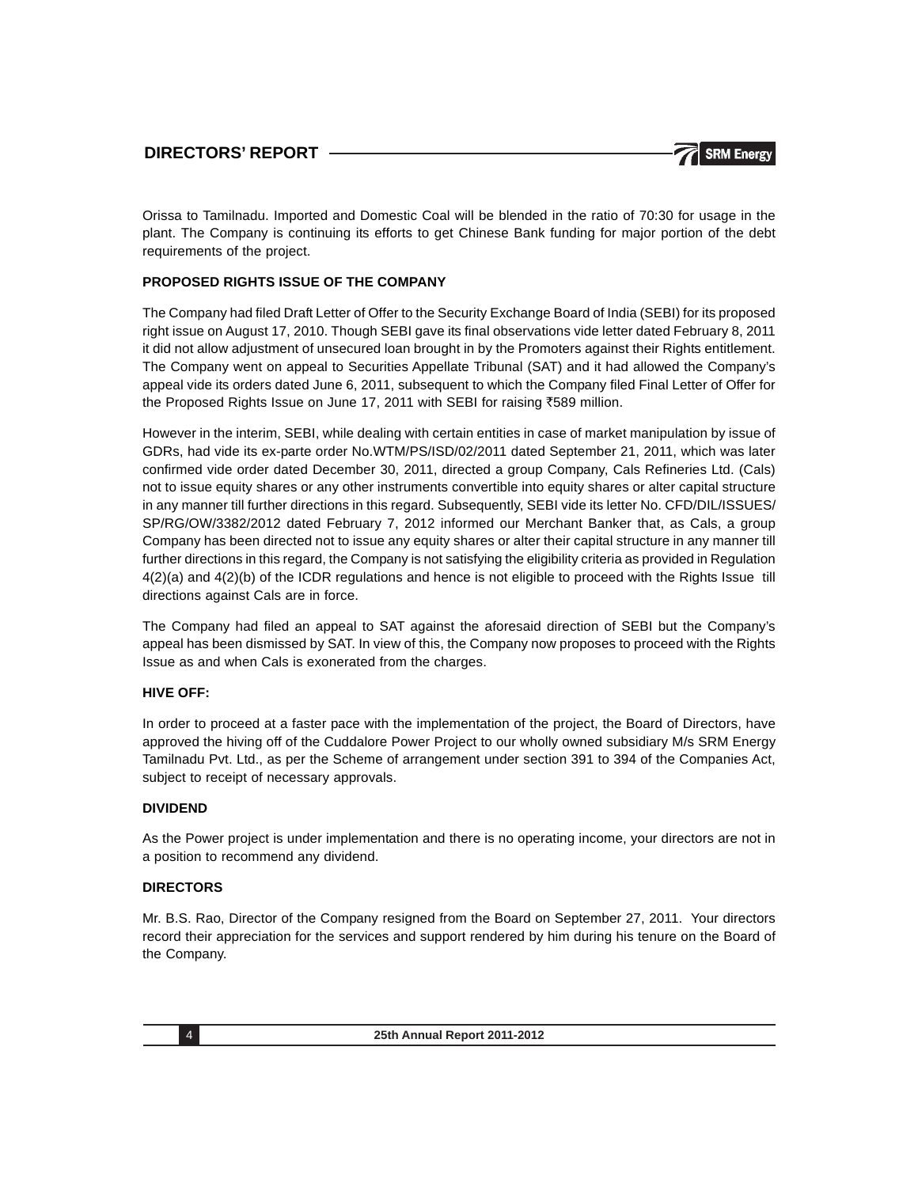Orissa to Tamilnadu. Imported and Domestic Coal will be blended in the ratio of 70:30 for usage in the plant. The Company is continuing its efforts to get Chinese Bank funding for major portion of the debt requirements of the project.

## PROPOSED RIGHTS ISSUE OF THE COMPANY

The Company had filed Draft Letter of Offer to the Security Exchange Board of India (SEBI) for its proposed right issue on August 17, 2010. Though SEBI gave its final observations vide letter dated February 8, 2011 it did not allow adjustment of unsecured loan brought in by the Promoters against their Rights entitlement. The Company went on appeal to Securities Appellate Tribunal (SAT) and it had allowed the Company's appeal vide its orders dated June 6, 2011, subsequent to which the Company filed Final Letter of Offer for the Proposed Rights Issue on June 17, 2011 with SEBI for raising ₹589 million.

However in the interim, SEBI, while dealing with certain entities in case of market manipulation by issue of GDRs, had vide its ex-parte order No.WTM/PS/ISD/02/2011 dated September 21, 2011, which was later confirmed vide order dated December 30, 2011, directed a group Company, Cals Refineries Ltd. (Cals) not to issue equity shares or any other instruments convertible into equity shares or alter capital structure in any manner till further directions in this regard. Subsequently, SEBI vide its letter No. CFD/DIL/ISSUES/SP/RG/OW/3382/2012 dated February 7, 2012 informed our Merchant Banker that, as Cals, a group Company has been directed not to issue any equity shares or alter their capital structure in any manner till further directions in this regard, the Company is not satisfying the eligibility criteria as provided in Regulation 4(2)(a) and 4(2)(b) of the ICDR regulations and hence is not eligible to proceed with the Rights Issue till directions against Cals are in force.

The Company had filed an appeal to SAT against the aforesaid direction of SEBI but the Company's appeal has been dismissed by SAT. In view of this, the Company now proposes to proceed with the Rights Issue as and when Cals is exonerated from the charges.

## HIVE OFF:

In order to proceed at a faster pace with the implementation of the project, the Board of Directors, have approved the hiving off of the Cuddalore Power Project to our wholly owned subsidiary M/s SRM Energy Tamilnadu Pvt. Ltd., as per the Scheme of arrangement under section 391 to 394 of the Companies Act, subject to receipt of necessary approvals.

## DIVIDEND

As the Power project is under implementation and there is no operating income, your directors are not in a position to recommend any dividend.

## DIRECTORS

Mr. B.S. Rao, Director of the Company resigned from the Board on September 27, 2011. Your directors record their appreciation for the services and support rendered by him during his tenure on the Board of the Company.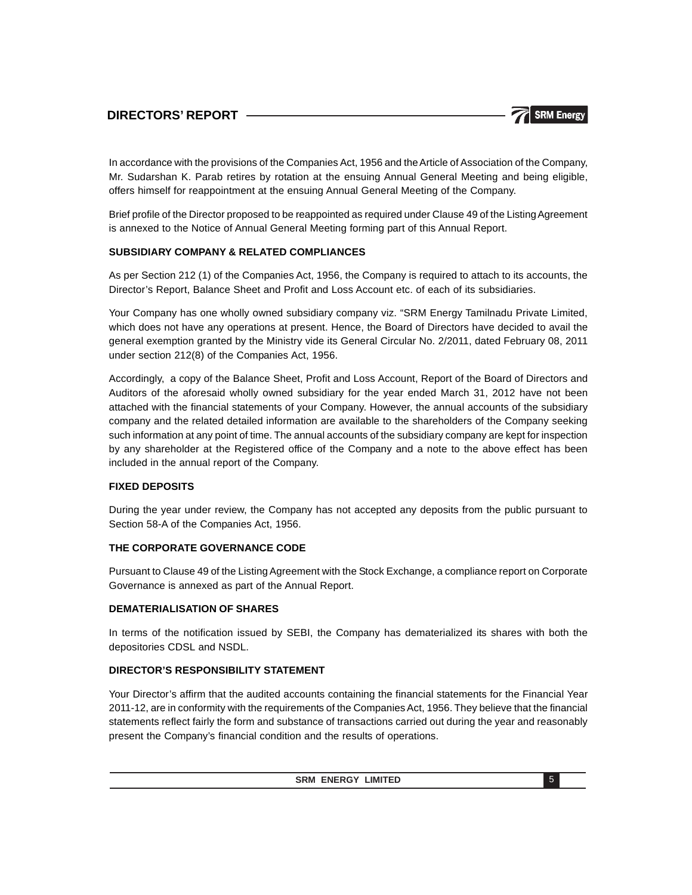In accordance with the provisions of the Companies Act, 1956 and the Article of Association of the Company, Mr. Sudarshan K. Parab retires by rotation at the ensuing Annual General Meeting and being eligible, offers himself for reappointment at the ensuing Annual General Meeting of the Company.

Brief profile of the Director proposed to be reappointed as required under Clause 49 of the Listing Agreement is annexed to the Notice of Annual General Meeting forming part of this Annual Report.

**SUBSIDIARY COMPANY & RELATED COMPLIANCES**

As per Section 212 (1) of the Companies Act, 1956, the Company is required to attach to its accounts, the Director's Report, Balance Sheet and Profit and Loss Account etc. of each of its subsidiaries.

Your Company has one wholly owned subsidiary company viz. "SRM Energy Tamilnadu Private Limited, which does not have any operations at present. Hence, the Board of Directors have decided to avail the general exemption granted by the Ministry vide its General Circular No. 2/2011, dated February 08, 2011 under section 212(8) of the Companies Act, 1956.

Accordingly, a copy of the Balance Sheet, Profit and Loss Account, Report of the Board of Directors and Auditors of the aforesaid wholly owned subsidiary for the year ended March 31, 2012 have not been attached with the financial statements of your Company. However, the annual accounts of the subsidiary company and the related detailed information are available to the shareholders of the Company seeking such information at any point of time. The annual accounts of the subsidiary company are kept for inspection by any shareholder at the Registered office of the Company and a note to the above effect has been included in the annual report of the Company.

**FIXED DEPOSITS**

During the year under review, the Company has not accepted any deposits from the public pursuant to Section 58-A of the Companies Act, 1956.

**THE CORPORATE GOVERNANCE CODE**

Pursuant to Clause 49 of the Listing Agreement with the Stock Exchange, a compliance report on Corporate Governance is annexed as part of the Annual Report.

**DEMATERIALISATION OF SHARES**

In terms of the notification issued by SEBI, the Company has dematerialized its shares with both the depositories CDSL and NSDL.

**DIRECTOR'S RESPONSIBILITY STATEMENT**

Your Director's affirm that the audited accounts containing the financial statements for the Financial Year 2011-12, are in conformity with the requirements of the Companies Act, 1956. They believe that the financial statements reflect fairly the form and substance of transactions carried out during the year and reasonably present the Company's financial condition and the results of operations.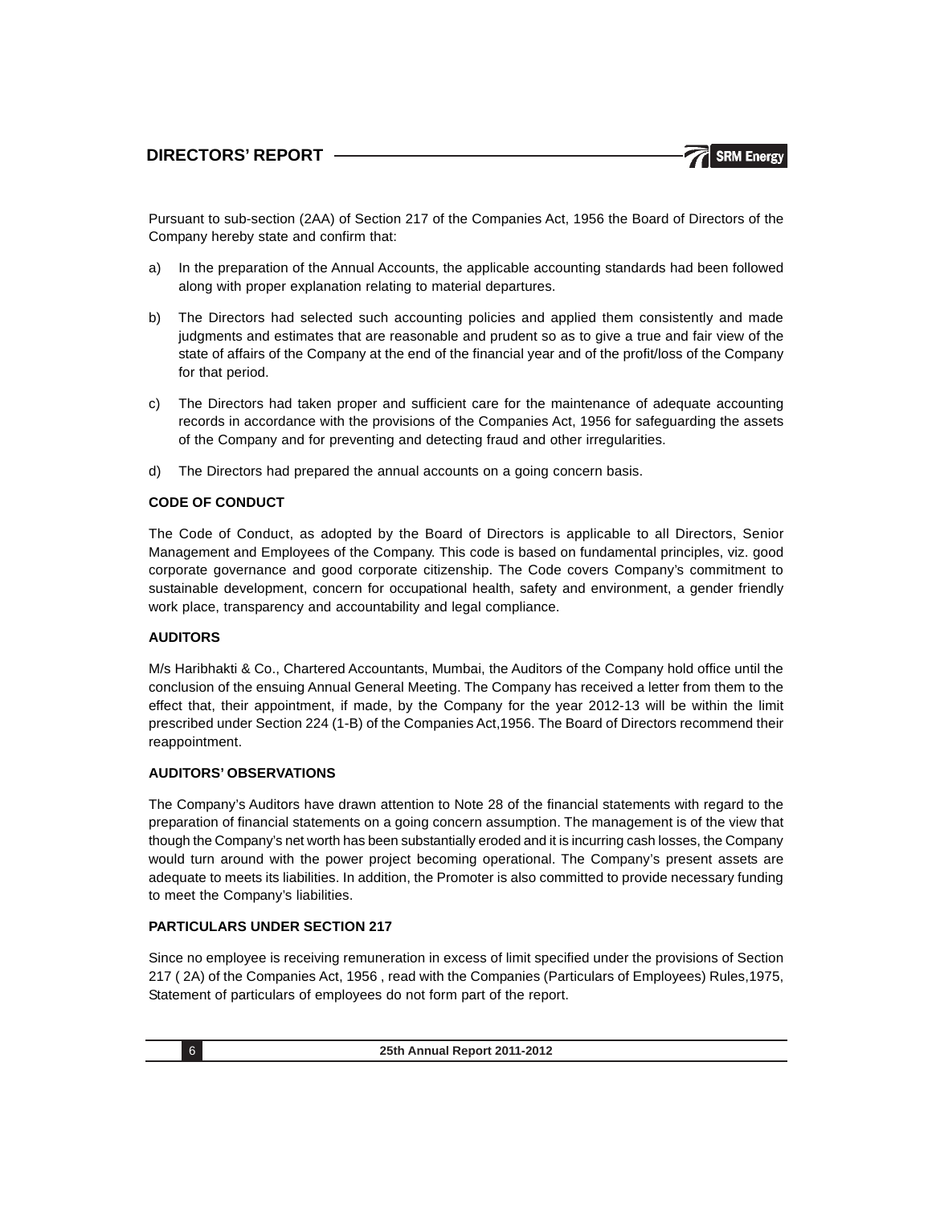Pursuant to sub-section (2AA) of Section 217 of the Companies Act, 1956 the Board of Directors of the Company hereby state and confirm that:

a) In the preparation of the Annual Accounts, the applicable accounting standards had been followed along with proper explanation relating to material departures.

b) The Directors had selected such accounting policies and applied them consistently and made judgments and estimates that are reasonable and prudent so as to give a true and fair view of the state of affairs of the Company at the end of the financial year and of the profit/loss of the Company for that period.

c) The Directors had taken proper and sufficient care for the maintenance of adequate accounting records in accordance with the provisions of the Companies Act, 1956 for safeguarding the assets of the Company and for preventing and detecting fraud and other irregularities.

d) The Directors had prepared the annual accounts on a going concern basis.

**CODE OF CONDUCT**

The Code of Conduct, as adopted by the Board of Directors is applicable to all Directors, Senior Management and Employees of the Company. This code is based on fundamental principles, viz. good corporate governance and good corporate citizenship. The Code covers Company's commitment to sustainable development, concern for occupational health, safety and environment, a gender friendly work place, transparency and accountability and legal compliance.

**AUDITORS**

M/s Haribhakti & Co., Chartered Accountants, Mumbai, the Auditors of the Company hold office until the conclusion of the ensuing Annual General Meeting. The Company has received a letter from them to the effect that, their appointment, if made, by the Company for the year 2012-13 will be within the limit prescribed under Section 224 (1-B) of the Companies Act,1956. The Board of Directors recommend their reappointment.

**AUDITORS' OBSERVATIONS**

The Company's Auditors have drawn attention to Note 28 of the financial statements with regard to the preparation of financial statements on a going concern assumption. The management is of the view that though the Company's net worth has been substantially eroded and it is incurring cash losses, the Company would turn around with the power project becoming operational. The Company's present assets are adequate to meets its liabilities. In addition, the Promoter is also committed to provide necessary funding to meet the Company's liabilities.

**PARTICULARS UNDER SECTION 217**

Since no employee is receiving remuneration in excess of limit specified under the provisions of Section 217 ( 2A) of the Companies Act, 1956 , read with the Companies (Particulars of Employees) Rules,1975, Statement of particulars of employees do not form part of the report.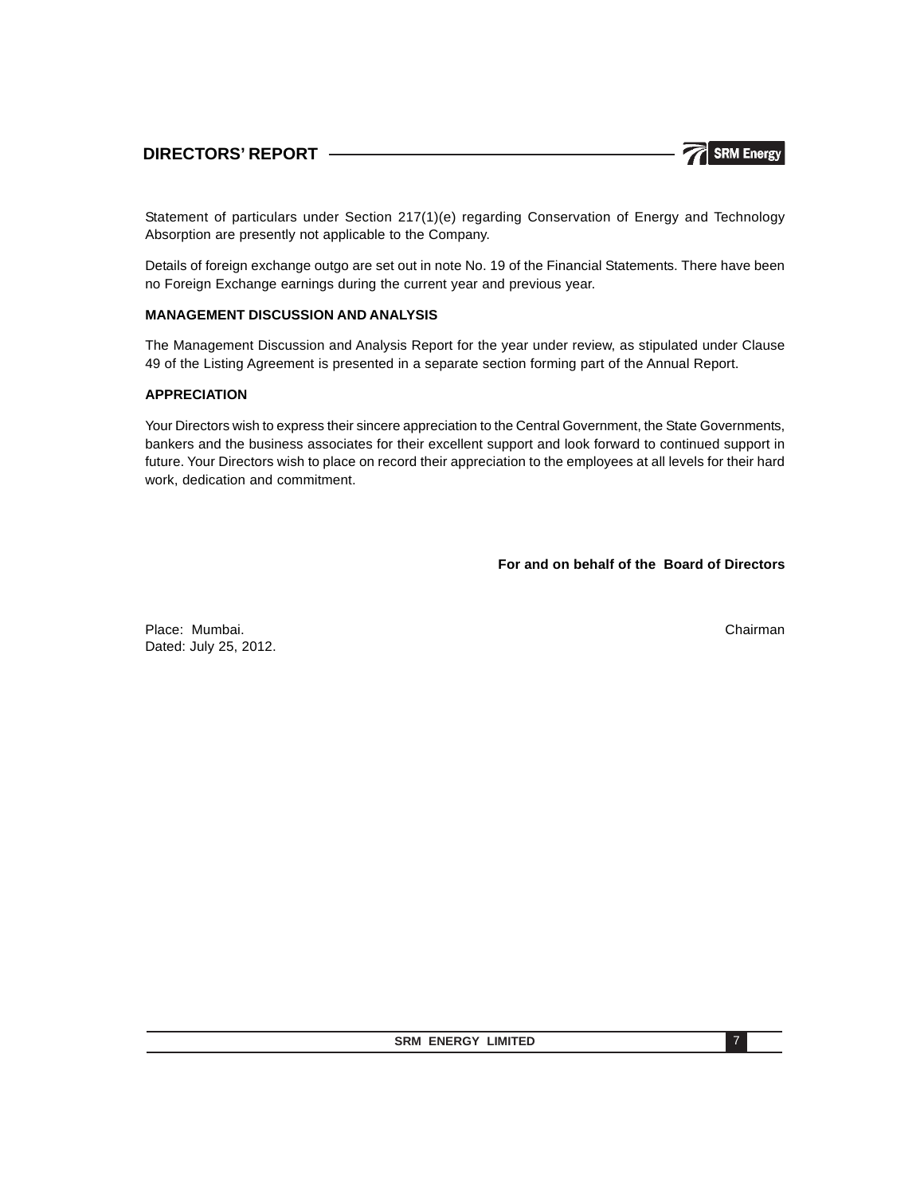Statement of particulars under Section 217(1)(e) regarding Conservation of Energy and Technology Absorption are presently not applicable to the Company.

Details of foreign exchange outgo are set out in note No. 19 of the Financial Statements. There have been no Foreign Exchange earnings during the current year and previous year.

**MANAGEMENT DISCUSSION AND ANALYSIS**

The Management Discussion and Analysis Report for the year under review, as stipulated under Clause 49 of the Listing Agreement is presented in a separate section forming part of the Annual Report.

**APPRECIATION**

Your Directors wish to express their sincere appreciation to the Central Government, the State Governments, bankers and the business associates for their excellent support and look forward to continued support in future. Your Directors wish to place on record their appreciation to the employees at all levels for their hard work, dedication and commitment.

**For and on behalf of the Board of Directors**

Place: Mumbai.
Dated: July 25, 2012.

Chairman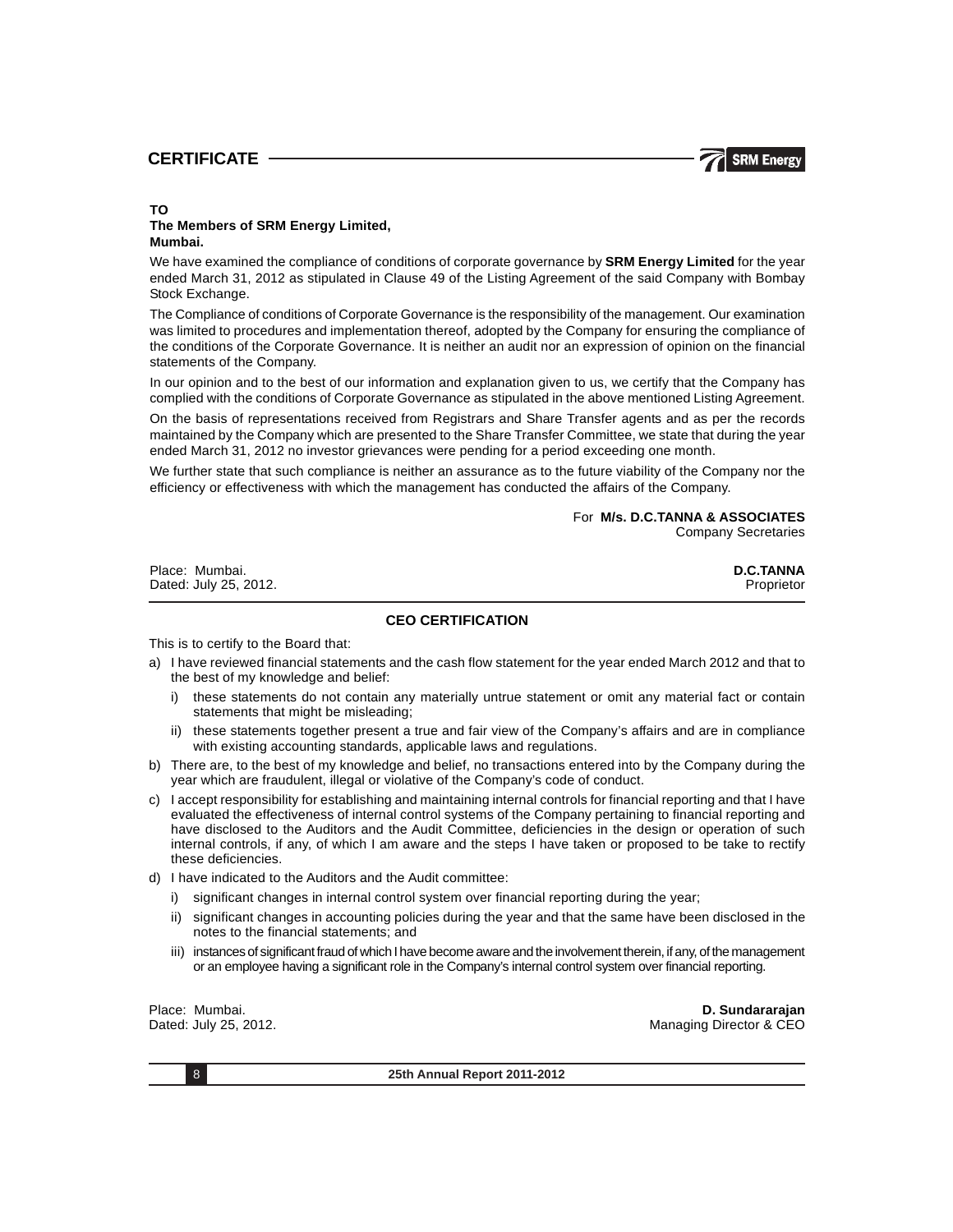# CERTIFICATE

**TO**
**The Members of SRM Energy Limited,**
**Mumbai.**

We have examined the compliance of conditions of corporate governance by **SRM Energy Limited** for the year ended March 31, 2012 as stipulated in Clause 49 of the Listing Agreement of the said Company with Bombay Stock Exchange.

The Compliance of conditions of Corporate Governance is the responsibility of the management. Our examination was limited to procedures and implementation thereof, adopted by the Company for ensuring the compliance of the conditions of the Corporate Governance. It is neither an audit nor an expression of opinion on the financial statements of the Company.

In our opinion and to the best of our information and explanation given to us, we certify that the Company has complied with the conditions of Corporate Governance as stipulated in the above mentioned Listing Agreement.

On the basis of representations received from Registrars and Share Transfer agents and as per the records maintained by the Company which are presented to the Share Transfer Committee, we state that during the year ended March 31, 2012 no investor grievances were pending for a period exceeding one month.

We further state that such compliance is neither an assurance as to the future viability of the Company nor the efficiency or effectiveness with which the management has conducted the affairs of the Company.

For **M/s. D.C.TANNA & ASSOCIATES**
Company Secretaries

Place: Mumbai.
Dated: July 25, 2012.

**D.C.TANNA**
Proprietor

## CEO CERTIFICATION

This is to certify to the Board that:

a) I have reviewed financial statements and the cash flow statement for the year ended March 2012 and that to the best of my knowledge and belief:

   i) these statements do not contain any materially untrue statement or omit any material fact or contain statements that might be misleading;

   ii) these statements together present a true and fair view of the Company's affairs and are in compliance with existing accounting standards, applicable laws and regulations.

b) There are, to the best of my knowledge and belief, no transactions entered into by the Company during the year which are fraudulent, illegal or violative of the Company's code of conduct.

c) I accept responsibility for establishing and maintaining internal controls for financial reporting and that I have evaluated the effectiveness of internal control systems of the Company pertaining to financial reporting and have disclosed to the Auditors and the Audit Committee, deficiencies in the design or operation of such internal controls, if any, of which I am aware and the steps I have taken or proposed to be take to rectify these deficiencies.

d) I have indicated to the Auditors and the Audit committee:

   i) significant changes in internal control system over financial reporting during the year;

   ii) significant changes in accounting policies during the year and that the same have been disclosed in the notes to the financial statements; and

   iii) instances of significant fraud of which I have become aware and the involvement therein, if any, of the management or an employee having a significant role in the Company's internal control system over financial reporting.

Place: Mumbai.
Dated: July 25, 2012.

**D. Sundararajan**
Managing Director & CEO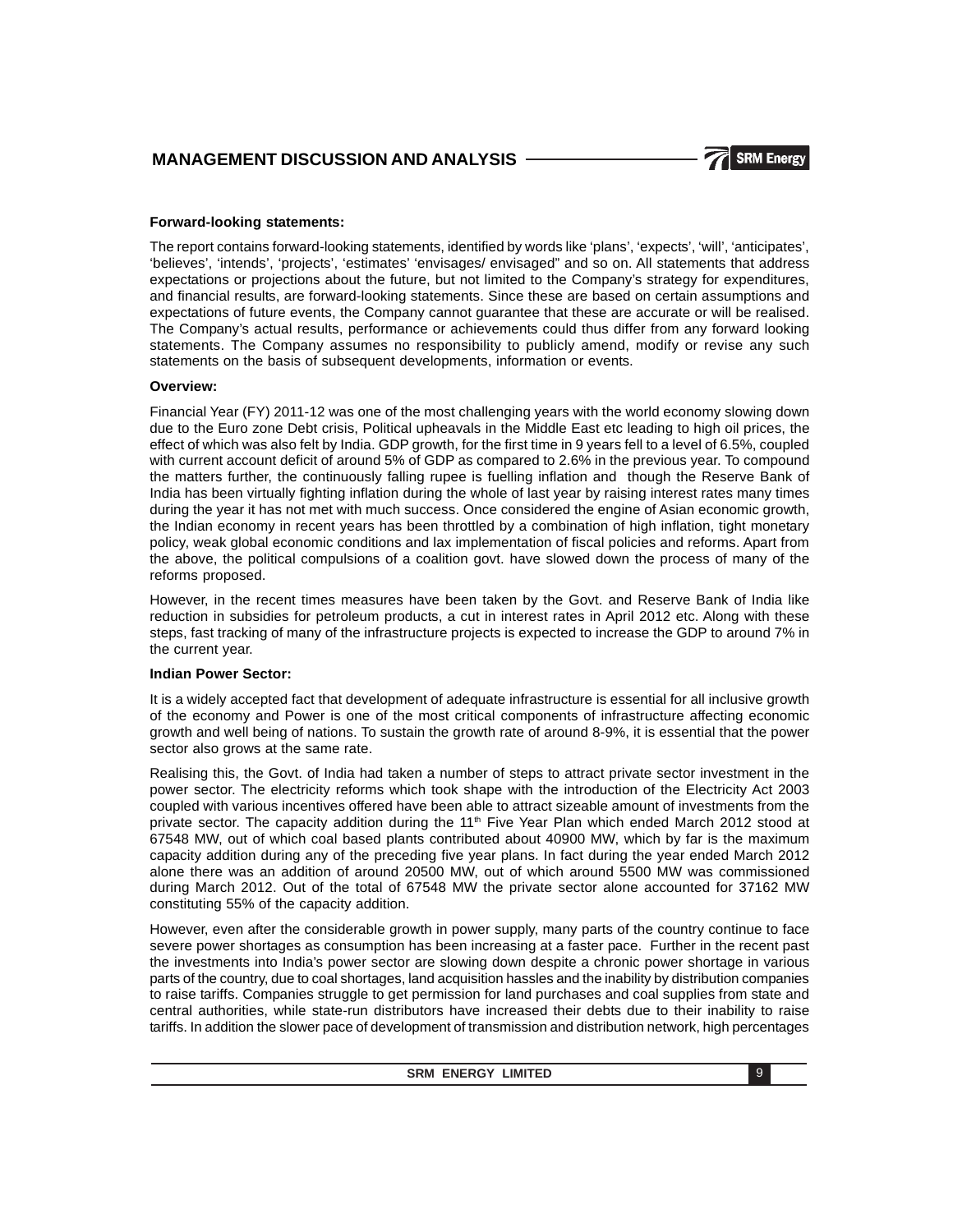# MANAGEMENT DISCUSSION AND ANALYSIS

**Forward-looking statements:**

The report contains forward-looking statements, identified by words like 'plans', 'expects', 'will', 'anticipates', 'believes', 'intends', 'projects', 'estimates' 'envisages/ envisaged" and so on. All statements that address expectations or projections about the future, but not limited to the Company's strategy for expenditures, and financial results, are forward-looking statements. Since these are based on certain assumptions and expectations of future events, the Company cannot guarantee that these are accurate or will be realised. The Company's actual results, performance or achievements could thus differ from any forward looking statements. The Company assumes no responsibility to publicly amend, modify or revise any such statements on the basis of subsequent developments, information or events.

**Overview:**

Financial Year (FY) 2011-12 was one of the most challenging years with the world economy slowing down due to the Euro zone Debt crisis, Political upheavals in the Middle East etc leading to high oil prices, the effect of which was also felt by India. GDP growth, for the first time in 9 years fell to a level of 6.5%, coupled with current account deficit of around 5% of GDP as compared to 2.6% in the previous year. To compound the matters further, the continuously falling rupee is fuelling inflation and though the Reserve Bank of India has been virtually fighting inflation during the whole of last year by raising interest rates many times during the year it has not met with much success. Once considered the engine of Asian economic growth, the Indian economy in recent years has been throttled by a combination of high inflation, tight monetary policy, weak global economic conditions and lax implementation of fiscal policies and reforms. Apart from the above, the political compulsions of a coalition govt. have slowed down the process of many of the reforms proposed.

However, in the recent times measures have been taken by the Govt. and Reserve Bank of India like reduction in subsidies for petroleum products, a cut in interest rates in April 2012 etc. Along with these steps, fast tracking of many of the infrastructure projects is expected to increase the GDP to around 7% in the current year.

**Indian Power Sector:**

It is a widely accepted fact that development of adequate infrastructure is essential for all inclusive growth of the economy and Power is one of the most critical components of infrastructure affecting economic growth and well being of nations. To sustain the growth rate of around 8-9%, it is essential that the power sector also grows at the same rate.

Realising this, the Govt. of India had taken a number of steps to attract private sector investment in the power sector. The electricity reforms which took shape with the introduction of the Electricity Act 2003 coupled with various incentives offered have been able to attract sizeable amount of investments from the private sector. The capacity addition during the 11th Five Year Plan which ended March 2012 stood at 67548 MW, out of which coal based plants contributed about 40900 MW, which by far is the maximum capacity addition during any of the preceding five year plans. In fact during the year ended March 2012 alone there was an addition of around 20500 MW, out of which around 5500 MW was commissioned during March 2012. Out of the total of 67548 MW the private sector alone accounted for 37162 MW constituting 55% of the capacity addition.

However, even after the considerable growth in power supply, many parts of the country continue to face severe power shortages as consumption has been increasing at a faster pace. Further in the recent past the investments into India's power sector are slowing down despite a chronic power shortage in various parts of the country, due to coal shortages, land acquisition hassles and the inability by distribution companies to raise tariffs. Companies struggle to get permission for land purchases and coal supplies from state and central authorities, while state-run distributors have increased their debts due to their inability to raise tariffs. In addition the slower pace of development of transmission and distribution network, high percentages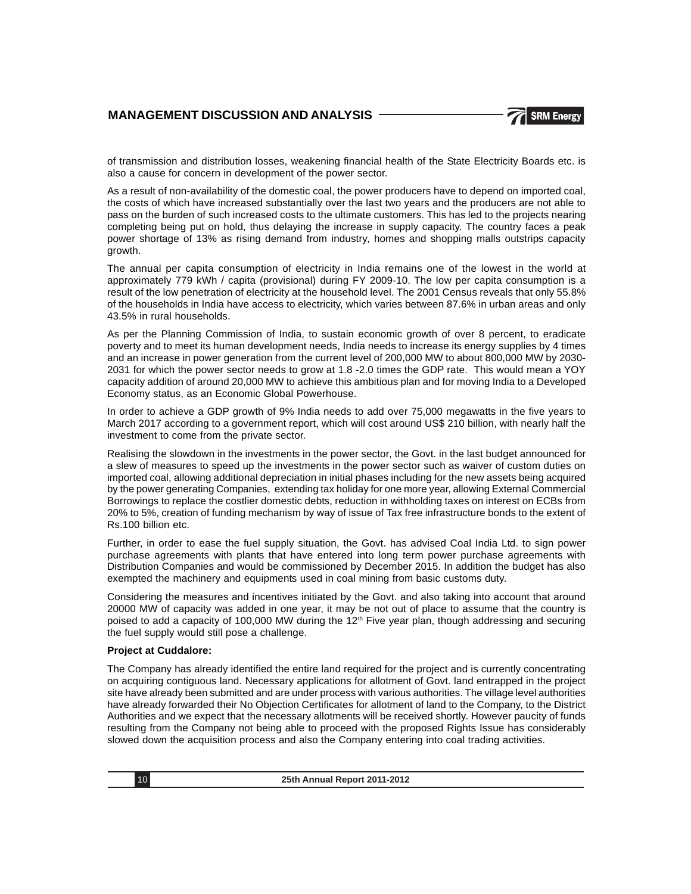of transmission and distribution losses, weakening financial health of the State Electricity Boards etc. is also a cause for concern in development of the power sector.

As a result of non-availability of the domestic coal, the power producers have to depend on imported coal, the costs of which have increased substantially over the last two years and the producers are not able to pass on the burden of such increased costs to the ultimate customers. This has led to the projects nearing completing being put on hold, thus delaying the increase in supply capacity. The country faces a peak power shortage of 13% as rising demand from industry, homes and shopping malls outstrips capacity growth.

The annual per capita consumption of electricity in India remains one of the lowest in the world at approximately 779 kWh / capita (provisional) during FY 2009-10. The low per capita consumption is a result of the low penetration of electricity at the household level. The 2001 Census reveals that only 55.8% of the households in India have access to electricity, which varies between 87.6% in urban areas and only 43.5% in rural households.

As per the Planning Commission of India, to sustain economic growth of over 8 percent, to eradicate poverty and to meet its human development needs, India needs to increase its energy supplies by 4 times and an increase in power generation from the current level of 200,000 MW to about 800,000 MW by 2030-2031 for which the power sector needs to grow at 1.8 -2.0 times the GDP rate. This would mean a YOY capacity addition of around 20,000 MW to achieve this ambitious plan and for moving India to a Developed Economy status, as an Economic Global Powerhouse.

In order to achieve a GDP growth of 9% India needs to add over 75,000 megawatts in the five years to March 2017 according to a government report, which will cost around US$ 210 billion, with nearly half the investment to come from the private sector.

Realising the slowdown in the investments in the power sector, the Govt. in the last budget announced for a slew of measures to speed up the investments in the power sector such as waiver of custom duties on imported coal, allowing additional depreciation in initial phases including for the new assets being acquired by the power generating Companies, extending tax holiday for one more year, allowing External Commercial Borrowings to replace the costlier domestic debts, reduction in withholding taxes on interest on ECBs from 20% to 5%, creation of funding mechanism by way of issue of Tax free infrastructure bonds to the extent of Rs.100 billion etc.

Further, in order to ease the fuel supply situation, the Govt. has advised Coal India Ltd. to sign power purchase agreements with plants that have entered into long term power purchase agreements with Distribution Companies and would be commissioned by December 2015. In addition the budget has also exempted the machinery and equipments used in coal mining from basic customs duty.

Considering the measures and incentives initiated by the Govt. and also taking into account that around 20000 MW of capacity was added in one year, it may be not out of place to assume that the country is poised to add a capacity of 100,000 MW during the 12th Five year plan, though addressing and securing the fuel supply would still pose a challenge.

**Project at Cuddalore:**

The Company has already identified the entire land required for the project and is currently concentrating on acquiring contiguous land. Necessary applications for allotment of Govt. land entrapped in the project site have already been submitted and are under process with various authorities. The village level authorities have already forwarded their No Objection Certificates for allotment of land to the Company, to the District Authorities and we expect that the necessary allotments will be received shortly. However paucity of funds resulting from the Company not being able to proceed with the proposed Rights Issue has considerably slowed down the acquisition process and also the Company entering into coal trading activities.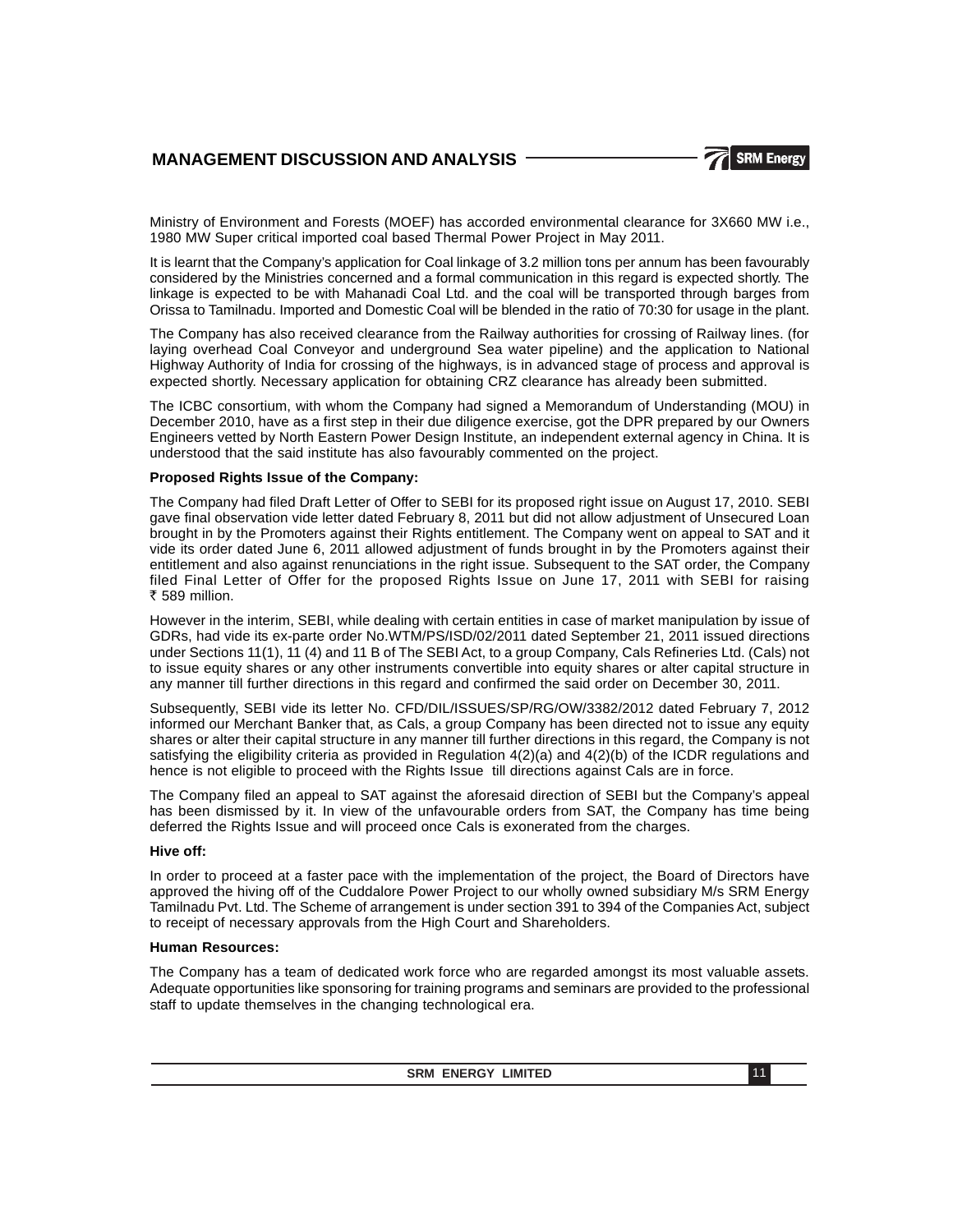Ministry of Environment and Forests (MOEF) has accorded environmental clearance for 3X660 MW i.e., 1980 MW Super critical imported coal based Thermal Power Project in May 2011.

It is learnt that the Company's application for Coal linkage of 3.2 million tons per annum has been favourably considered by the Ministries concerned and a formal communication in this regard is expected shortly. The linkage is expected to be with Mahanadi Coal Ltd. and the coal will be transported through barges from Orissa to Tamilnadu. Imported and Domestic Coal will be blended in the ratio of 70:30 for usage in the plant.

The Company has also received clearance from the Railway authorities for crossing of Railway lines. (for laying overhead Coal Conveyor and underground Sea water pipeline) and the application to National Highway Authority of India for crossing of the highways, is in advanced stage of process and approval is expected shortly. Necessary application for obtaining CRZ clearance has already been submitted.

The ICBC consortium, with whom the Company had signed a Memorandum of Understanding (MOU) in December 2010, have as a first step in their due diligence exercise, got the DPR prepared by our Owners Engineers vetted by North Eastern Power Design Institute, an independent external agency in China. It is understood that the said institute has also favourably commented on the project.

**Proposed Rights Issue of the Company:**

The Company had filed Draft Letter of Offer to SEBI for its proposed right issue on August 17, 2010. SEBI gave final observation vide letter dated February 8, 2011 but did not allow adjustment of Unsecured Loan brought in by the Promoters against their Rights entitlement. The Company went on appeal to SAT and it vide its order dated June 6, 2011 allowed adjustment of funds brought in by the Promoters against their entitlement and also against renunciations in the right issue. Subsequent to the SAT order, the Company filed Final Letter of Offer for the proposed Rights Issue on June 17, 2011 with SEBI for raising ₹ 589 million.

However in the interim, SEBI, while dealing with certain entities in case of market manipulation by issue of GDRs, had vide its ex-parte order No.WTM/PS/ISD/02/2011 dated September 21, 2011 issued directions under Sections 11(1), 11 (4) and 11 B of The SEBI Act, to a group Company, Cals Refineries Ltd. (Cals) not to issue equity shares or any other instruments convertible into equity shares or alter capital structure in any manner till further directions in this regard and confirmed the said order on December 30, 2011.

Subsequently, SEBI vide its letter No. CFD/DIL/ISSUES/SP/RG/OW/3382/2012 dated February 7, 2012 informed our Merchant Banker that, as Cals, a group Company has been directed not to issue any equity shares or alter their capital structure in any manner till further directions in this regard, the Company is not satisfying the eligibility criteria as provided in Regulation 4(2)(a) and 4(2)(b) of the ICDR regulations and hence is not eligible to proceed with the Rights Issue till directions against Cals are in force.

The Company filed an appeal to SAT against the aforesaid direction of SEBI but the Company's appeal has been dismissed by it. In view of the unfavourable orders from SAT, the Company has time being deferred the Rights Issue and will proceed once Cals is exonerated from the charges.

**Hive off:**

In order to proceed at a faster pace with the implementation of the project, the Board of Directors have approved the hiving off of the Cuddalore Power Project to our wholly owned subsidiary M/s SRM Energy Tamilnadu Pvt. Ltd. The Scheme of arrangement is under section 391 to 394 of the Companies Act, subject to receipt of necessary approvals from the High Court and Shareholders.

**Human Resources:**

The Company has a team of dedicated work force who are regarded amongst its most valuable assets. Adequate opportunities like sponsoring for training programs and seminars are provided to the professional staff to update themselves in the changing technological era.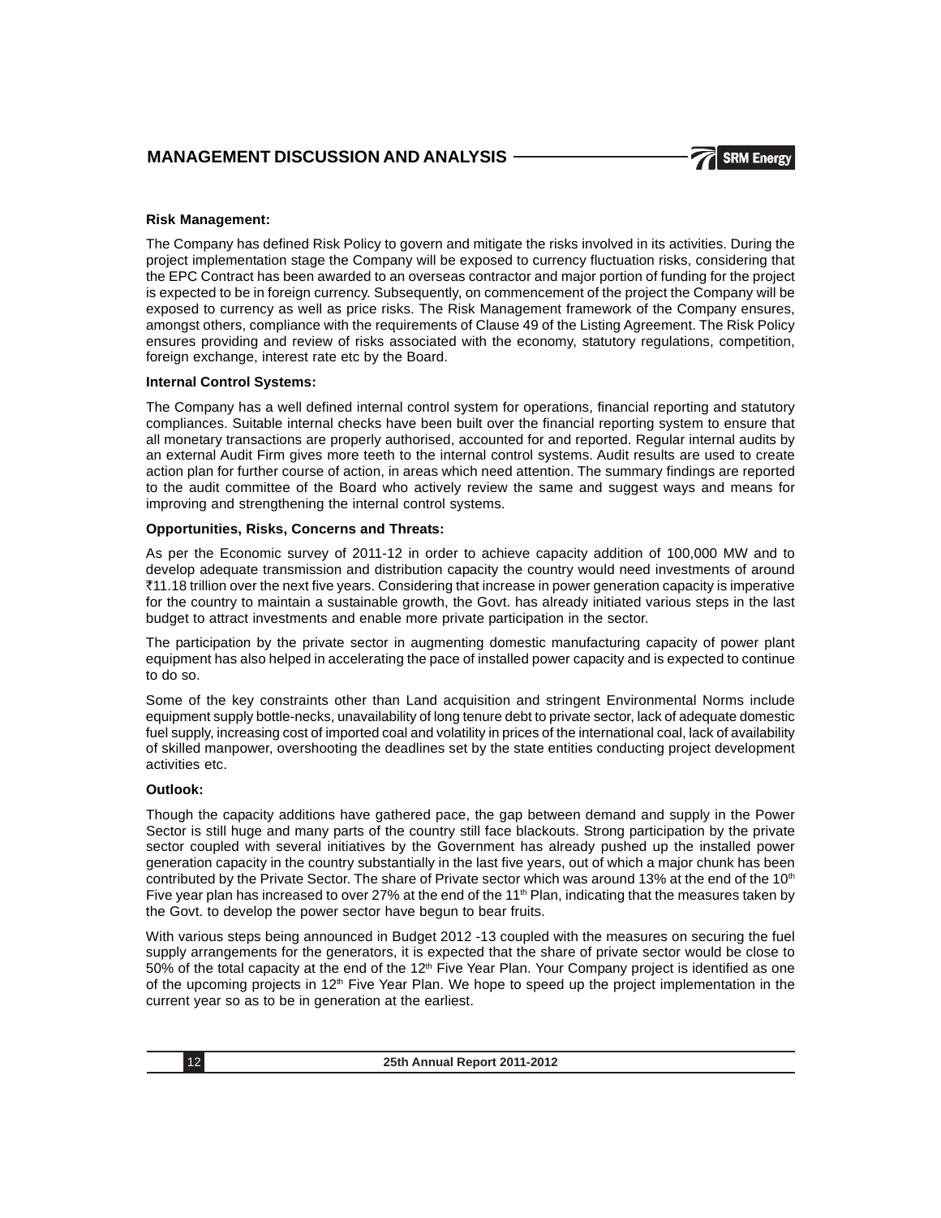**Risk Management:**

The Company has defined Risk Policy to govern and mitigate the risks involved in its activities. During the project implementation stage the Company will be exposed to currency fluctuation risks, considering that the EPC Contract has been awarded to an overseas contractor and major portion of funding for the project is expected to be in foreign currency. Subsequently, on commencement of the project the Company will be exposed to currency as well as price risks. The Risk Management framework of the Company ensures, amongst others, compliance with the requirements of Clause 49 of the Listing Agreement. The Risk Policy ensures providing and review of risks associated with the economy, statutory regulations, competition, foreign exchange, interest rate etc by the Board.

**Internal Control Systems:**

The Company has a well defined internal control system for operations, financial reporting and statutory compliances. Suitable internal checks have been built over the financial reporting system to ensure that all monetary transactions are properly authorised, accounted for and reported. Regular internal audits by an external Audit Firm gives more teeth to the internal control systems. Audit results are used to create action plan for further course of action, in areas which need attention. The summary findings are reported to the audit committee of the Board who actively review the same and suggest ways and means for improving and strengthening the internal control systems.

**Opportunities, Risks, Concerns and Threats:**

As per the Economic survey of 2011-12 in order to achieve capacity addition of 100,000 MW and to develop adequate transmission and distribution capacity the country would need investments of around ₹11.18 trillion over the next five years. Considering that increase in power generation capacity is imperative for the country to maintain a sustainable growth, the Govt. has already initiated various steps in the last budget to attract investments and enable more private participation in the sector.

The participation by the private sector in augmenting domestic manufacturing capacity of power plant equipment has also helped in accelerating the pace of installed power capacity and is expected to continue to do so.

Some of the key constraints other than Land acquisition and stringent Environmental Norms include equipment supply bottle-necks, unavailability of long tenure debt to private sector, lack of adequate domestic fuel supply, increasing cost of imported coal and volatility in prices of the international coal, lack of availability of skilled manpower, overshooting the deadlines set by the state entities conducting project development activities etc.

**Outlook:**

Though the capacity additions have gathered pace, the gap between demand and supply in the Power Sector is still huge and many parts of the country still face blackouts. Strong participation by the private sector coupled with several initiatives by the Government has already pushed up the installed power generation capacity in the country substantially in the last five years, out of which a major chunk has been contributed by the Private Sector. The share of Private sector which was around 13% at the end of the 10th Five year plan has increased to over 27% at the end of the 11th Plan, indicating that the measures taken by the Govt. to develop the power sector have begun to bear fruits.

With various steps being announced in Budget 2012 -13 coupled with the measures on securing the fuel supply arrangements for the generators, it is expected that the share of private sector would be close to 50% of the total capacity at the end of the 12th Five Year Plan. Your Company project is identified as one of the upcoming projects in 12th Five Year Plan. We hope to speed up the project implementation in the current year so as to be in generation at the earliest.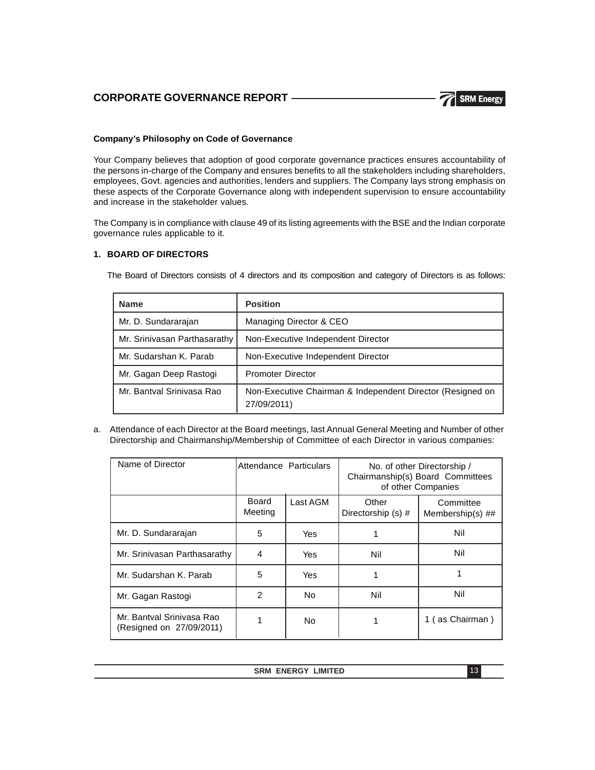# CORPORATE GOVERNANCE REPORT

### Company's Philosophy on Code of Governance

Your Company believes that adoption of good corporate governance practices ensures accountability of the persons in-charge of the Company and ensures benefits to all the stakeholders including shareholders, employees, Govt. agencies and authorities, lenders and suppliers. The Company lays strong emphasis on these aspects of the Corporate Governance along with independent supervision to ensure accountability and increase in the stakeholder values.

The Company is in compliance with clause 49 of its listing agreements with the BSE and the Indian corporate governance rules applicable to it.

## 1. BOARD OF DIRECTORS

The Board of Directors consists of 4 directors and its composition and category of Directors is as follows:

| Name | Position |
|---|---|
| Mr. D. Sundararajan | Managing Director & CEO |
| Mr. Srinivasan Parthasarathy | Non-Executive Independent Director |
| Mr. Sudarshan K. Parab | Non-Executive Independent Director |
| Mr. Gagan Deep Rastogi | Promoter Director |
| Mr. Bantval Srinivasa Rao | Non-Executive Chairman & Independent Director (Resigned on 27/09/2011) |

a. Attendance of each Director at the Board meetings, last Annual General Meeting and Number of other Directorship and Chairmanship/Membership of Committee of each Director in various companies:

| Name of Director | Attendance Particulars | | No. of other Directorship / Chairmanship(s) Board Committees of other Companies | |
|---|---|---|---|---|
| | Board Meeting | Last AGM | Other Directorship (s) # | Committee Membership(s) ## |
| Mr. D. Sundararajan | 5 | Yes | 1 | Nil |
| Mr. Srinivasan Parthasarathy | 4 | Yes | Nil | Nil |
| Mr. Sudarshan K. Parab | 5 | Yes | 1 | 1 |
| Mr. Gagan Rastogi | 2 | No | Nil | Nil |
| Mr. Bantval Srinivasa Rao (Resigned on 27/09/2011) | 1 | No | 1 | 1 ( as Chairman ) |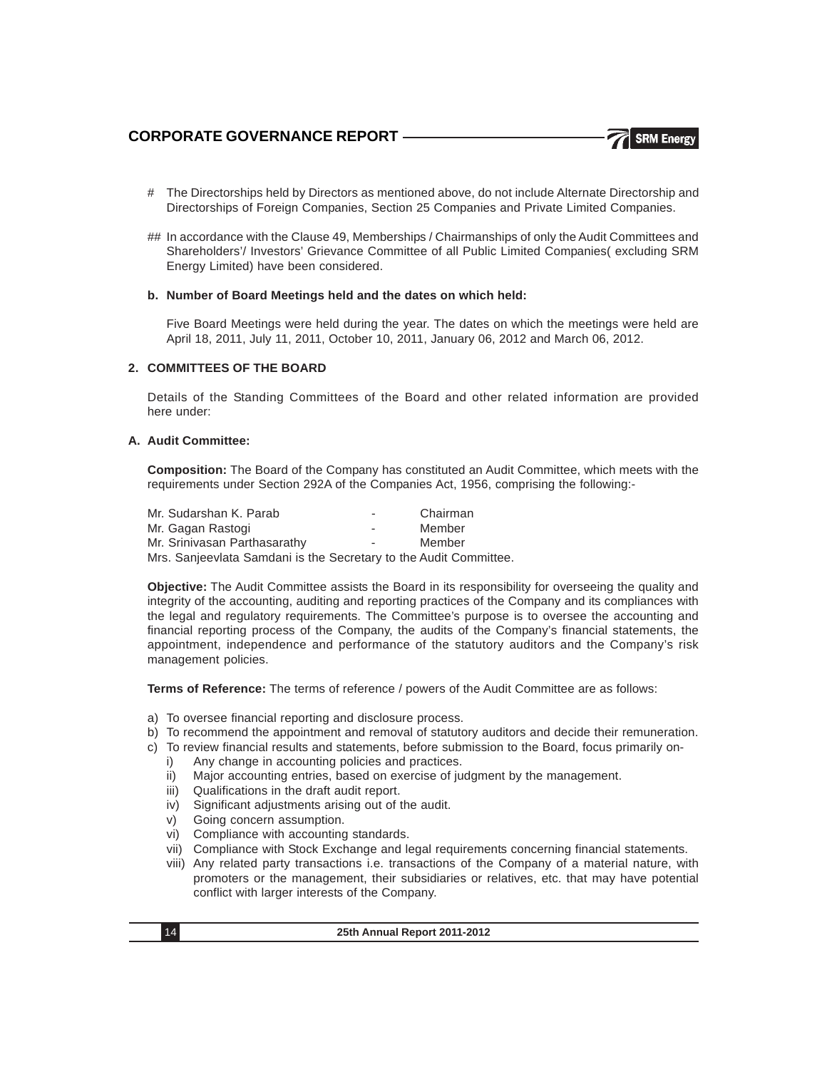- # The Directorships held by Directors as mentioned above, do not include Alternate Directorship and Directorships of Foreign Companies, Section 25 Companies and Private Limited Companies.

- ## In accordance with the Clause 49, Memberships / Chairmanships of only the Audit Committees and Shareholders'/ Investors' Grievance Committee of all Public Limited Companies( excluding SRM Energy Limited) have been considered.

**b. Number of Board Meetings held and the dates on which held:**

Five Board Meetings were held during the year. The dates on which the meetings were held are April 18, 2011, July 11, 2011, October 10, 2011, January 06, 2012 and March 06, 2012.

## 2. COMMITTEES OF THE BOARD

Details of the Standing Committees of the Board and other related information are provided here under:

### A. Audit Committee:

**Composition:** The Board of the Company has constituted an Audit Committee, which meets with the requirements under Section 292A of the Companies Act, 1956, comprising the following:-

| | | |
|---|---|---|
| Mr. Sudarshan K. Parab | - | Chairman |
| Mr. Gagan Rastogi | - | Member |
| Mr. Srinivasan Parthasarathy | - | Member |

Mrs. Sanjeevlata Samdani is the Secretary to the Audit Committee.

**Objective:** The Audit Committee assists the Board in its responsibility for overseeing the quality and integrity of the accounting, auditing and reporting practices of the Company and its compliances with the legal and regulatory requirements. The Committee's purpose is to oversee the accounting and financial reporting process of the Company, the audits of the Company's financial statements, the appointment, independence and performance of the statutory auditors and the Company's risk management policies.

**Terms of Reference:** The terms of reference / powers of the Audit Committee are as follows:

a) To oversee financial reporting and disclosure process.

b) To recommend the appointment and removal of statutory auditors and decide their remuneration.

c) To review financial results and statements, before submission to the Board, focus primarily on-
   - i) Any change in accounting policies and practices.
   - ii) Major accounting entries, based on exercise of judgment by the management.
   - iii) Qualifications in the draft audit report.
   - iv) Significant adjustments arising out of the audit.
   - v) Going concern assumption.
   - vi) Compliance with accounting standards.
   - vii) Compliance with Stock Exchange and legal requirements concerning financial statements.
   - viii) Any related party transactions i.e. transactions of the Company of a material nature, with promoters or the management, their subsidiaries or relatives, etc. that may have potential conflict with larger interests of the Company.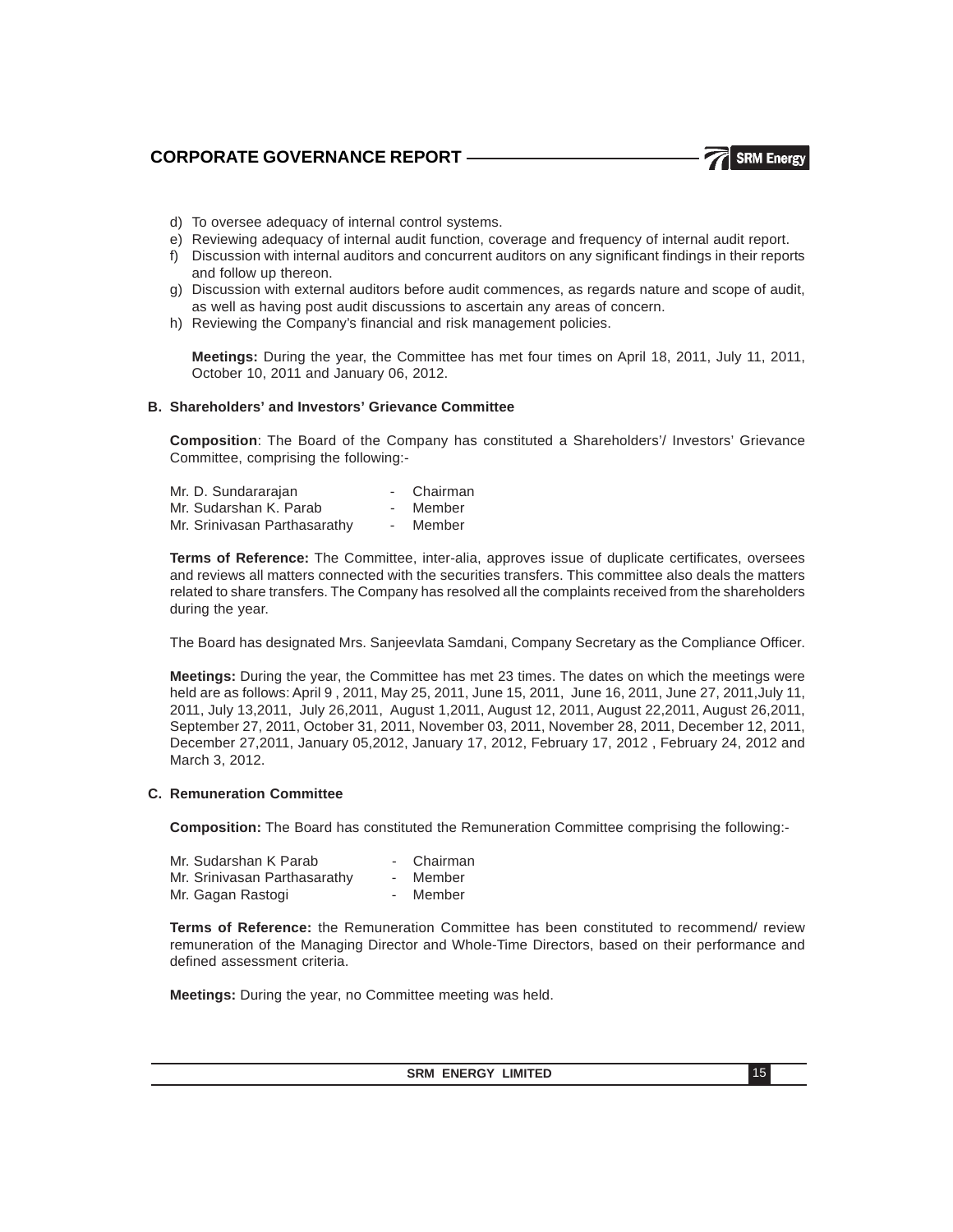d) To oversee adequacy of internal control systems.
e) Reviewing adequacy of internal audit function, coverage and frequency of internal audit report.
f) Discussion with internal auditors and concurrent auditors on any significant findings in their reports and follow up thereon.
g) Discussion with external auditors before audit commences, as regards nature and scope of audit, as well as having post audit discussions to ascertain any areas of concern.
h) Reviewing the Company's financial and risk management policies.

**Meetings:** During the year, the Committee has met four times on April 18, 2011, July 11, 2011, October 10, 2011 and January 06, 2012.

### B. Shareholders' and Investors' Grievance Committee

**Composition**: The Board of the Company has constituted a Shareholders'/ Investors' Grievance Committee, comprising the following:-

| | | |
|---|---|---|
| Mr. D. Sundararajan | - | Chairman |
| Mr. Sudarshan K. Parab | - | Member |
| Mr. Srinivasan Parthasarathy | - | Member |

**Terms of Reference:** The Committee, inter-alia, approves issue of duplicate certificates, oversees and reviews all matters connected with the securities transfers. This committee also deals the matters related to share transfers. The Company has resolved all the complaints received from the shareholders during the year.

The Board has designated Mrs. Sanjeevlata Samdani, Company Secretary as the Compliance Officer.

**Meetings:** During the year, the Committee has met 23 times. The dates on which the meetings were held are as follows: April 9 , 2011, May 25, 2011, June 15, 2011, June 16, 2011, June 27, 2011,July 11, 2011, July 13,2011, July 26,2011, August 1,2011, August 12, 2011, August 22,2011, August 26,2011, September 27, 2011, October 31, 2011, November 03, 2011, November 28, 2011, December 12, 2011, December 27,2011, January 05,2012, January 17, 2012, February 17, 2012 , February 24, 2012 and March 3, 2012.

### C. Remuneration Committee

**Composition:** The Board has constituted the Remuneration Committee comprising the following:-

| | | |
|---|---|---|
| Mr. Sudarshan K Parab | - | Chairman |
| Mr. Srinivasan Parthasarathy | - | Member |
| Mr. Gagan Rastogi | - | Member |

**Terms of Reference:** the Remuneration Committee has been constituted to recommend/ review remuneration of the Managing Director and Whole-Time Directors, based on their performance and defined assessment criteria.

**Meetings:** During the year, no Committee meeting was held.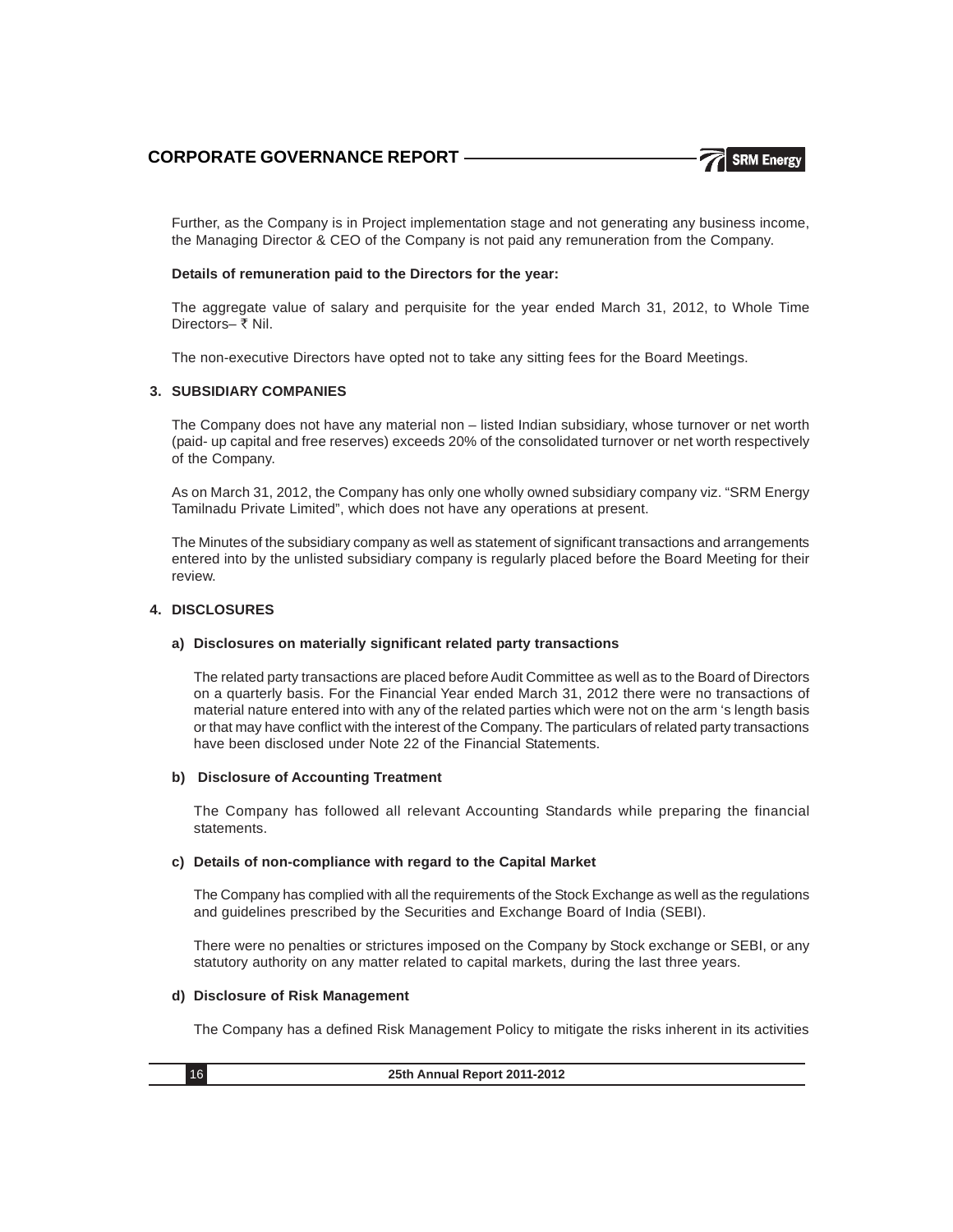Further, as the Company is in Project implementation stage and not generating any business income, the Managing Director & CEO of the Company is not paid any remuneration from the Company.

**Details of remuneration paid to the Directors for the year:**

The aggregate value of salary and perquisite for the year ended March 31, 2012, to Whole Time Directors– ₹ Nil.

The non-executive Directors have opted not to take any sitting fees for the Board Meetings.

## 3. SUBSIDIARY COMPANIES

The Company does not have any material non – listed Indian subsidiary, whose turnover or net worth (paid- up capital and free reserves) exceeds 20% of the consolidated turnover or net worth respectively of the Company.

As on March 31, 2012, the Company has only one wholly owned subsidiary company viz. "SRM Energy Tamilnadu Private Limited", which does not have any operations at present.

The Minutes of the subsidiary company as well as statement of significant transactions and arrangements entered into by the unlisted subsidiary company is regularly placed before the Board Meeting for their review.

## 4. DISCLOSURES

### a) Disclosures on materially significant related party transactions

The related party transactions are placed before Audit Committee as well as to the Board of Directors on a quarterly basis. For the Financial Year ended March 31, 2012 there were no transactions of material nature entered into with any of the related parties which were not on the arm 's length basis or that may have conflict with the interest of the Company. The particulars of related party transactions have been disclosed under Note 22 of the Financial Statements.

### b) Disclosure of Accounting Treatment

The Company has followed all relevant Accounting Standards while preparing the financial statements.

### c) Details of non-compliance with regard to the Capital Market

The Company has complied with all the requirements of the Stock Exchange as well as the regulations and guidelines prescribed by the Securities and Exchange Board of India (SEBI).

There were no penalties or strictures imposed on the Company by Stock exchange or SEBI, or any statutory authority on any matter related to capital markets, during the last three years.

### d) Disclosure of Risk Management

The Company has a defined Risk Management Policy to mitigate the risks inherent in its activities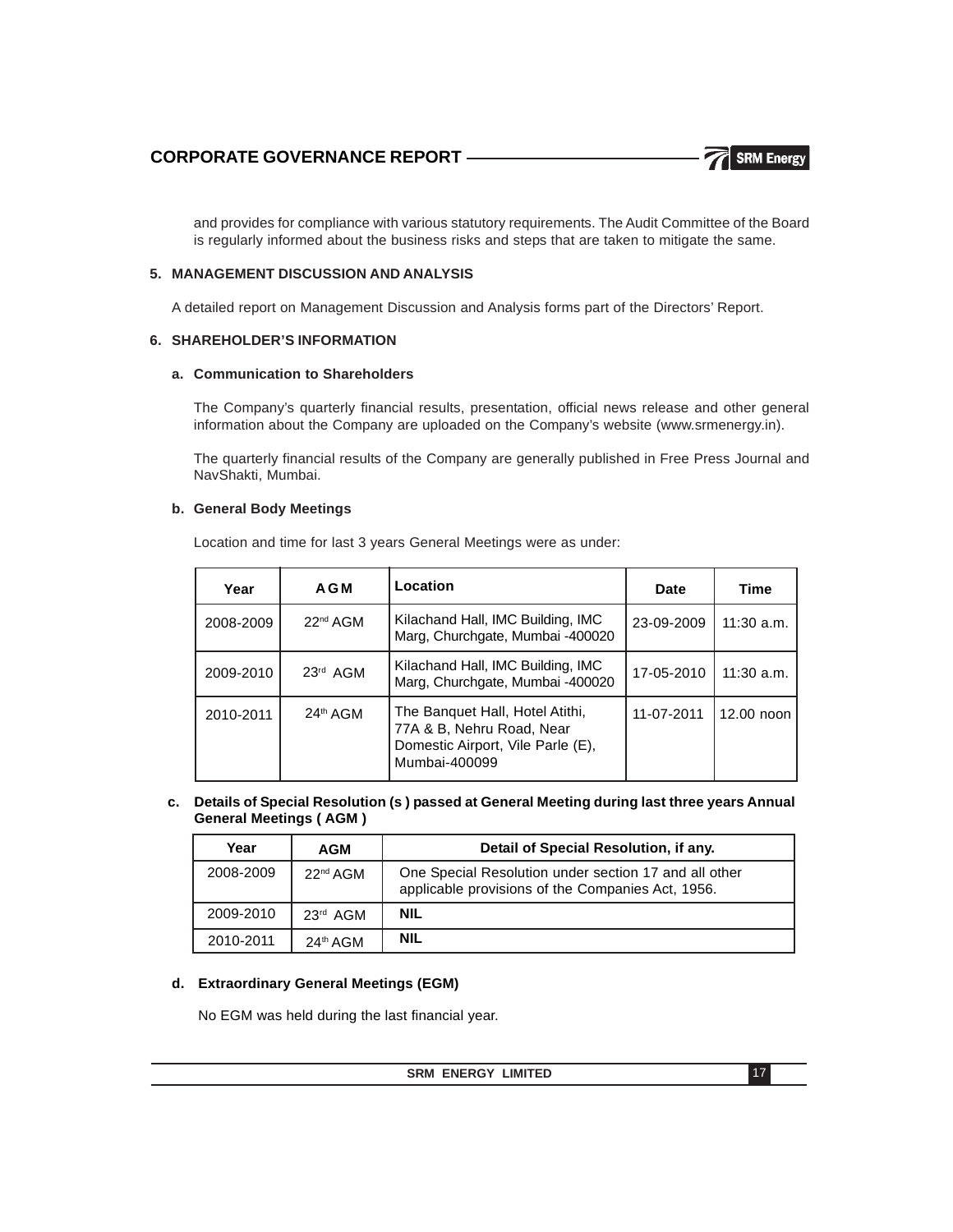and provides for compliance with various statutory requirements. The Audit Committee of the Board is regularly informed about the business risks and steps that are taken to mitigate the same.

### 5. MANAGEMENT DISCUSSION AND ANALYSIS

A detailed report on Management Discussion and Analysis forms part of the Directors' Report.

### 6. SHAREHOLDER'S INFORMATION

#### a. Communication to Shareholders

The Company's quarterly financial results, presentation, official news release and other general information about the Company are uploaded on the Company's website (www.srmenergy.in).

The quarterly financial results of the Company are generally published in Free Press Journal and NavShakti, Mumbai.

#### b. General Body Meetings

Location and time for last 3 years General Meetings were as under:

| Year | AGM | Location | Date | Time |
|---|---|---|---|---|
| 2008-2009 | 22nd AGM | Kilachand Hall, IMC Building, IMC Marg, Churchgate, Mumbai -400020 | 23-09-2009 | 11:30 a.m. |
| 2009-2010 | 23rd AGM | Kilachand Hall, IMC Building, IMC Marg, Churchgate, Mumbai -400020 | 17-05-2010 | 11:30 a.m. |
| 2010-2011 | 24th AGM | The Banquet Hall, Hotel Atithi, 77A & B, Nehru Road, Near Domestic Airport, Vile Parle (E), Mumbai-400099 | 11-07-2011 | 12.00 noon |

#### c. Details of Special Resolution (s ) passed at General Meeting during last three years Annual General Meetings ( AGM )

| Year | AGM | Detail of Special Resolution, if any. |
|---|---|---|
| 2008-2009 | 22nd AGM | One Special Resolution under section 17 and all other applicable provisions of the Companies Act, 1956. |
| 2009-2010 | 23rd AGM | **NIL** |
| 2010-2011 | 24th AGM | **NIL** |

#### d. Extraordinary General Meetings (EGM)

No EGM was held during the last financial year.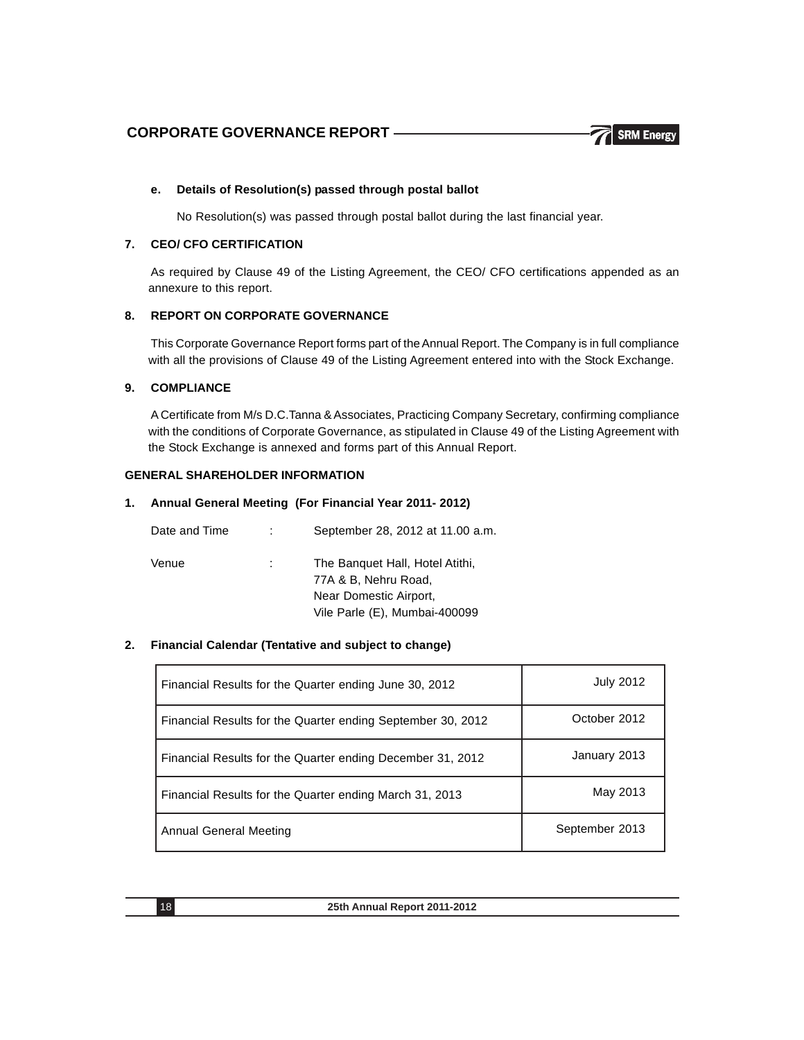**e. Details of Resolution(s) passed through postal ballot**

No Resolution(s) was passed through postal ballot during the last financial year.

## 7. CEO/ CFO CERTIFICATION

As required by Clause 49 of the Listing Agreement, the CEO/ CFO certifications appended as an annexure to this report.

## 8. REPORT ON CORPORATE GOVERNANCE

This Corporate Governance Report forms part of the Annual Report. The Company is in full compliance with all the provisions of Clause 49 of the Listing Agreement entered into with the Stock Exchange.

## 9. COMPLIANCE

A Certificate from M/s D.C.Tanna & Associates, Practicing Company Secretary, confirming compliance with the conditions of Corporate Governance, as stipulated in Clause 49 of the Listing Agreement with the Stock Exchange is annexed and forms part of this Annual Report.

## GENERAL SHAREHOLDER INFORMATION

### 1. Annual General Meeting (For Financial Year 2011- 2012)

Date and Time : September 28, 2012 at 11.00 a.m.

Venue : The Banquet Hall, Hotel Atithi,
77A & B, Nehru Road,
Near Domestic Airport,
Vile Parle (E), Mumbai-400099

### 2. Financial Calendar (Tentative and subject to change)

| | |
|---|---|
| Financial Results for the Quarter ending June 30, 2012 | July 2012 |
| Financial Results for the Quarter ending September 30, 2012 | October 2012 |
| Financial Results for the Quarter ending December 31, 2012 | January 2013 |
| Financial Results for the Quarter ending March 31, 2013 | May 2013 |
| Annual General Meeting | September 2013 |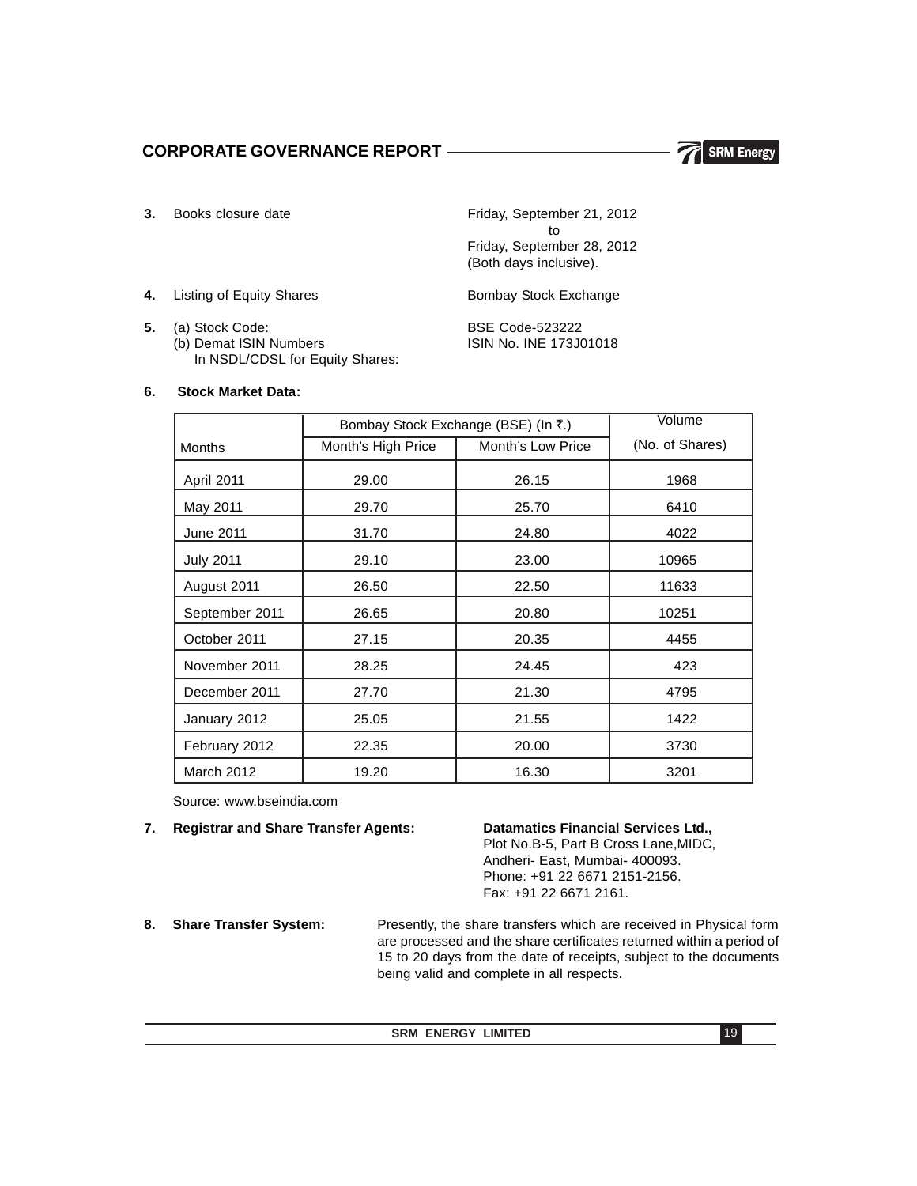## CORPORATE GOVERNANCE REPORT

**3.** Books closure date — Friday, September 21, 2012 to Friday, September 28, 2012 (Both days inclusive).

**4.** Listing of Equity Shares — Bombay Stock Exchange

**5.** (a) Stock Code: — BSE Code-523222
(b) Demat ISIN Numbers In NSDL/CDSL for Equity Shares: — ISIN No. INE 173J01018

**6. Stock Market Data:**

| Months | Bombay Stock Exchange (BSE) (In ₹.) | | Volume |
|---|---|---|---|
| | Month's High Price | Month's Low Price | (No. of Shares) |
| April 2011 | 29.00 | 26.15 | 1968 |
| May 2011 | 29.70 | 25.70 | 6410 |
| June 2011 | 31.70 | 24.80 | 4022 |
| July 2011 | 29.10 | 23.00 | 10965 |
| August 2011 | 26.50 | 22.50 | 11633 |
| September 2011 | 26.65 | 20.80 | 10251 |
| October 2011 | 27.15 | 20.35 | 4455 |
| November 2011 | 28.25 | 24.45 | 423 |
| December 2011 | 27.70 | 21.30 | 4795 |
| January 2012 | 25.05 | 21.55 | 1422 |
| February 2012 | 22.35 | 20.00 | 3730 |
| March 2012 | 19.20 | 16.30 | 3201 |

Source: www.bseindia.com

**7. Registrar and Share Transfer Agents:**

**Datamatics Financial Services Ltd.,**
Plot No.B-5, Part B Cross Lane,MIDC,
Andheri- East, Mumbai- 400093.
Phone: +91 22 6671 2151-2156.
Fax: +91 22 6671 2161.

**8. Share Transfer System:** Presently, the share transfers which are received in Physical form are processed and the share certificates returned within a period of 15 to 20 days from the date of receipts, subject to the documents being valid and complete in all respects.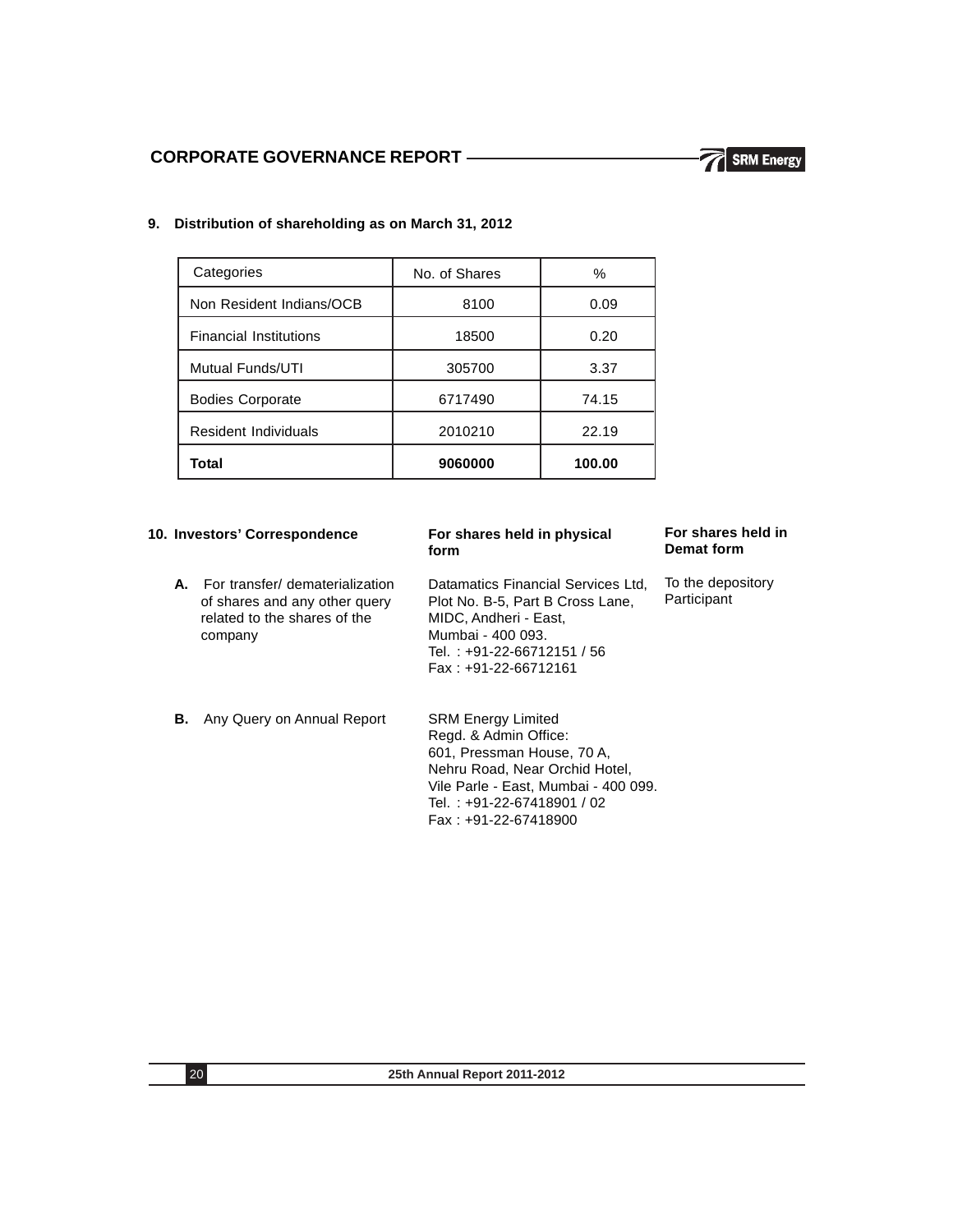## 9. Distribution of shareholding as on March 31, 2012

| Categories | No. of Shares | % |
|---|---|---|
| Non Resident Indians/OCB | 8100 | 0.09 |
| Financial Institutions | 18500 | 0.20 |
| Mutual Funds/UTI | 305700 | 3.37 |
| Bodies Corporate | 6717490 | 74.15 |
| Resident Individuals | 2010210 | 22.19 |
| **Total** | **9060000** | **100.00** |

## 10. Investors' Correspondence

| | For shares held in physical form | For shares held in Demat form |
|---|---|---|
| **A.** For transfer/ dematerialization of shares and any other query related to the shares of the company | Datamatics Financial Services Ltd, Plot No. B-5, Part B Cross Lane, MIDC, Andheri - East, Mumbai - 400 093. Tel. : +91-22-66712151 / 56 Fax : +91-22-66712161 | To the depository Participant |
| **B.** Any Query on Annual Report | SRM Energy Limited Regd. & Admin Office: 601, Pressman House, 70 A, Nehru Road, Near Orchid Hotel, Vile Parle - East, Mumbai - 400 099. Tel. : +91-22-67418901 / 02 Fax : +91-22-67418900 | |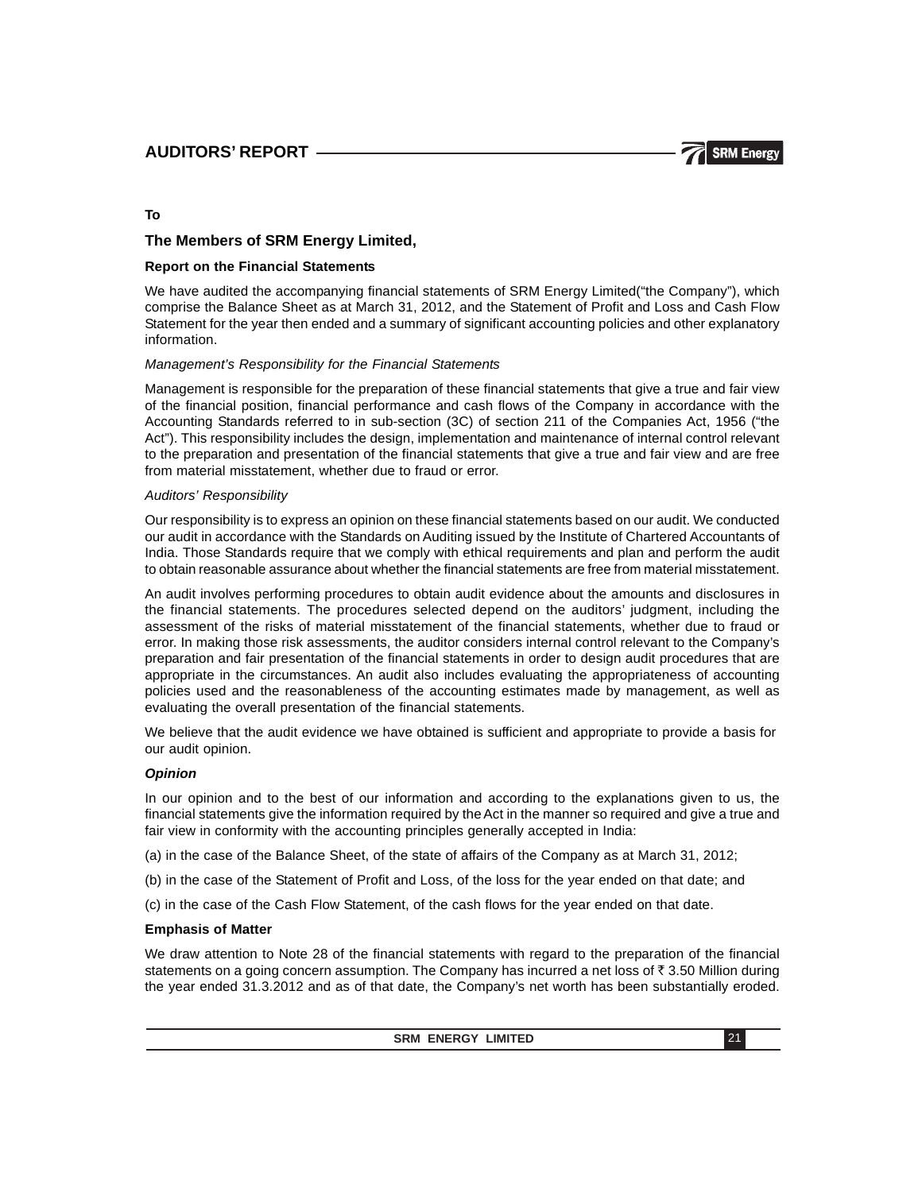# AUDITORS' REPORT

**To**

## The Members of SRM Energy Limited,

**Report on the Financial Statements**

We have audited the accompanying financial statements of SRM Energy Limited("the Company"), which comprise the Balance Sheet as at March 31, 2012, and the Statement of Profit and Loss and Cash Flow Statement for the year then ended and a summary of significant accounting policies and other explanatory information.

*Management's Responsibility for the Financial Statements*

Management is responsible for the preparation of these financial statements that give a true and fair view of the financial position, financial performance and cash flows of the Company in accordance with the Accounting Standards referred to in sub-section (3C) of section 211 of the Companies Act, 1956 ("the Act"). This responsibility includes the design, implementation and maintenance of internal control relevant to the preparation and presentation of the financial statements that give a true and fair view and are free from material misstatement, whether due to fraud or error.

*Auditors' Responsibility*

Our responsibility is to express an opinion on these financial statements based on our audit. We conducted our audit in accordance with the Standards on Auditing issued by the Institute of Chartered Accountants of India. Those Standards require that we comply with ethical requirements and plan and perform the audit to obtain reasonable assurance about whether the financial statements are free from material misstatement.

An audit involves performing procedures to obtain audit evidence about the amounts and disclosures in the financial statements. The procedures selected depend on the auditors' judgment, including the assessment of the risks of material misstatement of the financial statements, whether due to fraud or error. In making those risk assessments, the auditor considers internal control relevant to the Company's preparation and fair presentation of the financial statements in order to design audit procedures that are appropriate in the circumstances. An audit also includes evaluating the appropriateness of accounting policies used and the reasonableness of the accounting estimates made by management, as well as evaluating the overall presentation of the financial statements.

We believe that the audit evidence we have obtained is sufficient and appropriate to provide a basis for our audit opinion.

***Opinion***

In our opinion and to the best of our information and according to the explanations given to us, the financial statements give the information required by the Act in the manner so required and give a true and fair view in conformity with the accounting principles generally accepted in India:

(a) in the case of the Balance Sheet, of the state of affairs of the Company as at March 31, 2012;

(b) in the case of the Statement of Profit and Loss, of the loss for the year ended on that date; and

(c) in the case of the Cash Flow Statement, of the cash flows for the year ended on that date.

**Emphasis of Matter**

We draw attention to Note 28 of the financial statements with regard to the preparation of the financial statements on a going concern assumption. The Company has incurred a net loss of ₹ 3.50 Million during the year ended 31.3.2012 and as of that date, the Company's net worth has been substantially eroded.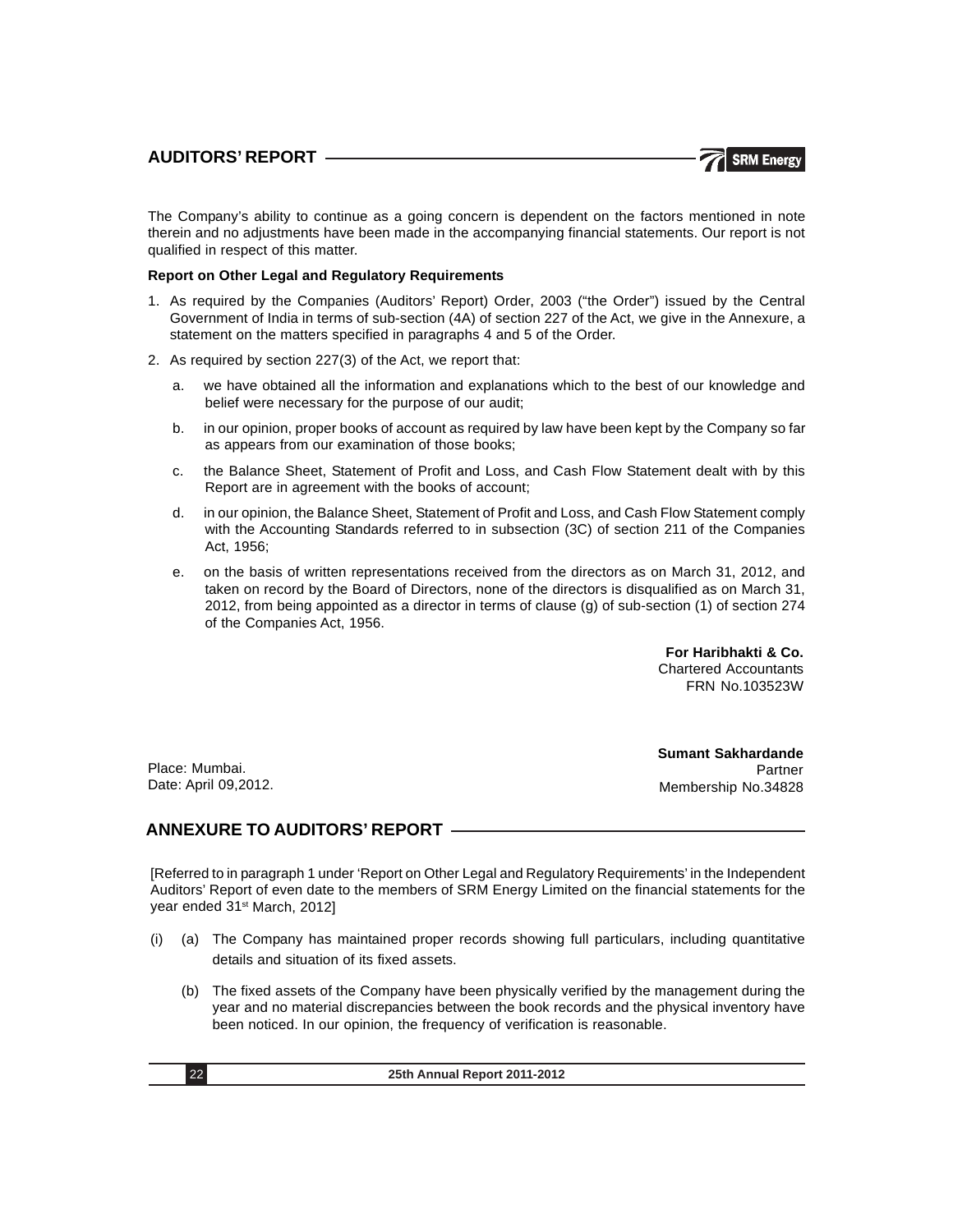The Company's ability to continue as a going concern is dependent on the factors mentioned in note therein and no adjustments have been made in the accompanying financial statements. Our report is not qualified in respect of this matter.

**Report on Other Legal and Regulatory Requirements**

1. As required by the Companies (Auditors' Report) Order, 2003 ("the Order") issued by the Central Government of India in terms of sub-section (4A) of section 227 of the Act, we give in the Annexure, a statement on the matters specified in paragraphs 4 and 5 of the Order.

2. As required by section 227(3) of the Act, we report that:

   a. we have obtained all the information and explanations which to the best of our knowledge and belief were necessary for the purpose of our audit;

   b. in our opinion, proper books of account as required by law have been kept by the Company so far as appears from our examination of those books;

   c. the Balance Sheet, Statement of Profit and Loss, and Cash Flow Statement dealt with by this Report are in agreement with the books of account;

   d. in our opinion, the Balance Sheet, Statement of Profit and Loss, and Cash Flow Statement comply with the Accounting Standards referred to in subsection (3C) of section 211 of the Companies Act, 1956;

   e. on the basis of written representations received from the directors as on March 31, 2012, and taken on record by the Board of Directors, none of the directors is disqualified as on March 31, 2012, from being appointed as a director in terms of clause (g) of sub-section (1) of section 274 of the Companies Act, 1956.

**For Haribhakti & Co.**
Chartered Accountants
FRN No.103523W

**Sumant Sakhardande**
Partner
Membership No.34828

Place: Mumbai.
Date: April 09,2012.

## ANNEXURE TO AUDITORS' REPORT

[Referred to in paragraph 1 under 'Report on Other Legal and Regulatory Requirements' in the Independent Auditors' Report of even date to the members of SRM Energy Limited on the financial statements for the year ended 31st March, 2012]

(i) (a) The Company has maintained proper records showing full particulars, including quantitative details and situation of its fixed assets.

(b) The fixed assets of the Company have been physically verified by the management during the year and no material discrepancies between the book records and the physical inventory have been noticed. In our opinion, the frequency of verification is reasonable.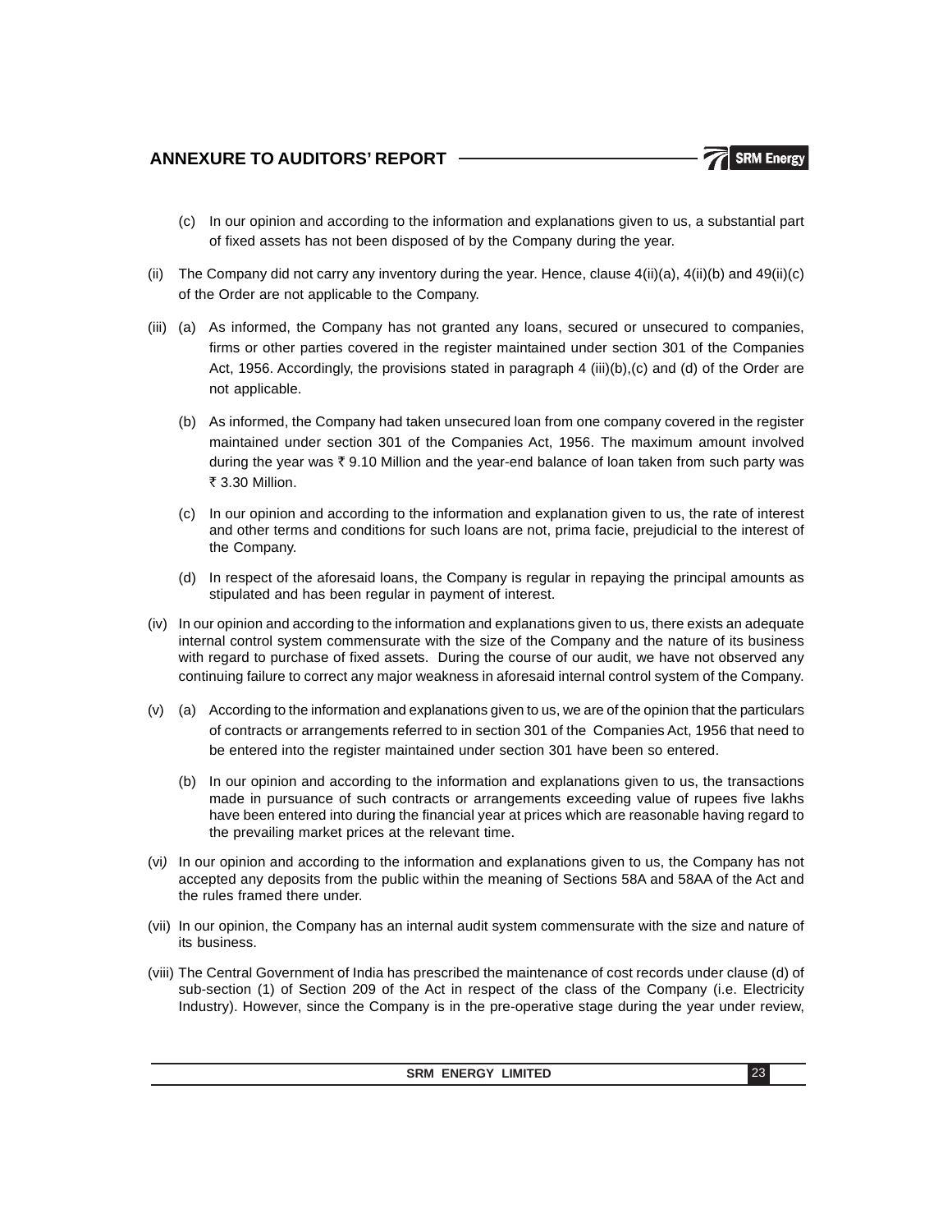(c) In our opinion and according to the information and explanations given to us, a substantial part of fixed assets has not been disposed of by the Company during the year.

(ii) The Company did not carry any inventory during the year. Hence, clause 4(ii)(a), 4(ii)(b) and 49(ii)(c) of the Order are not applicable to the Company.

(iii) (a) As informed, the Company has not granted any loans, secured or unsecured to companies, firms or other parties covered in the register maintained under section 301 of the Companies Act, 1956. Accordingly, the provisions stated in paragraph 4 (iii)(b),(c) and (d) of the Order are not applicable.

(b) As informed, the Company had taken unsecured loan from one company covered in the register maintained under section 301 of the Companies Act, 1956. The maximum amount involved during the year was ₹ 9.10 Million and the year-end balance of loan taken from such party was ₹ 3.30 Million.

(c) In our opinion and according to the information and explanation given to us, the rate of interest and other terms and conditions for such loans are not, prima facie, prejudicial to the interest of the Company.

(d) In respect of the aforesaid loans, the Company is regular in repaying the principal amounts as stipulated and has been regular in payment of interest.

(iv) In our opinion and according to the information and explanations given to us, there exists an adequate internal control system commensurate with the size of the Company and the nature of its business with regard to purchase of fixed assets. During the course of our audit, we have not observed any continuing failure to correct any major weakness in aforesaid internal control system of the Company.

(v) (a) According to the information and explanations given to us, we are of the opinion that the particulars of contracts or arrangements referred to in section 301 of the Companies Act, 1956 that need to be entered into the register maintained under section 301 have been so entered.

(b) In our opinion and according to the information and explanations given to us, the transactions made in pursuance of such contracts or arrangements exceeding value of rupees five lakhs have been entered into during the financial year at prices which are reasonable having regard to the prevailing market prices at the relevant time.

(vi) In our opinion and according to the information and explanations given to us, the Company has not accepted any deposits from the public within the meaning of Sections 58A and 58AA of the Act and the rules framed there under.

(vii) In our opinion, the Company has an internal audit system commensurate with the size and nature of its business.

(viii) The Central Government of India has prescribed the maintenance of cost records under clause (d) of sub-section (1) of Section 209 of the Act in respect of the class of the Company (i.e. Electricity Industry). However, since the Company is in the pre-operative stage during the year under review,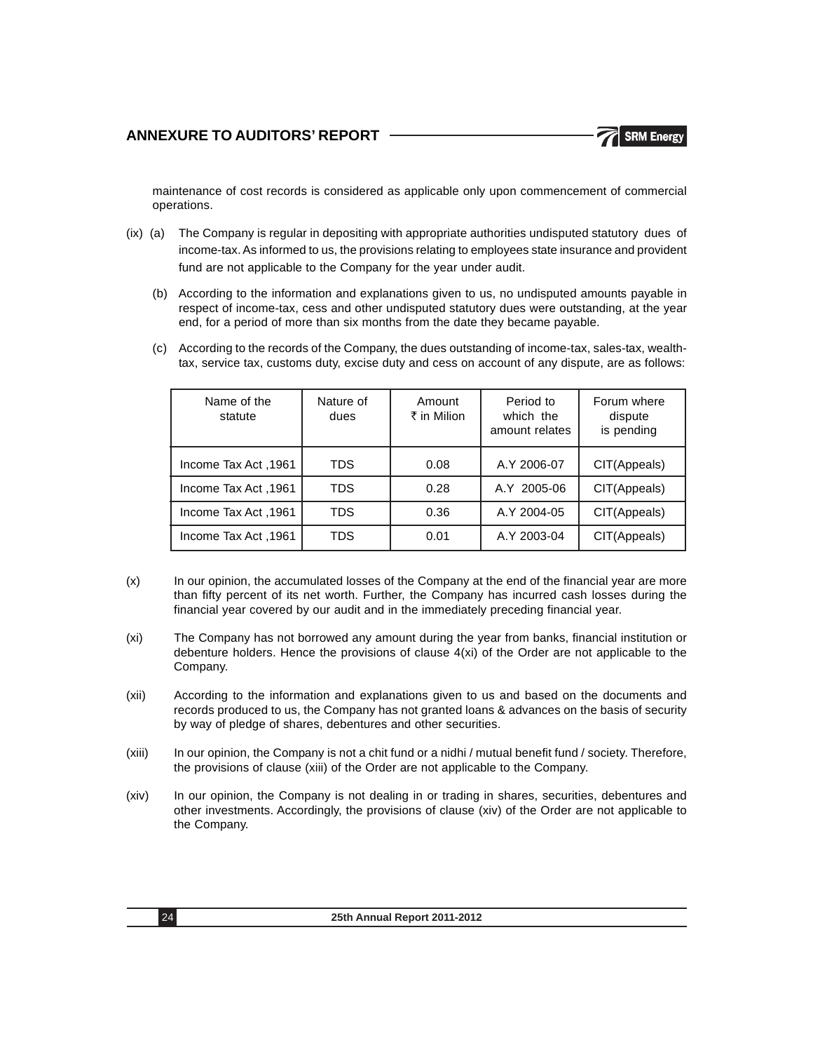maintenance of cost records is considered as applicable only upon commencement of commercial operations.

(ix) (a) The Company is regular in depositing with appropriate authorities undisputed statutory dues of income-tax. As informed to us, the provisions relating to employees state insurance and provident fund are not applicable to the Company for the year under audit.

(b) According to the information and explanations given to us, no undisputed amounts payable in respect of income-tax, cess and other undisputed statutory dues were outstanding, at the year end, for a period of more than six months from the date they became payable.

(c) According to the records of the Company, the dues outstanding of income-tax, sales-tax, wealth-tax, service tax, customs duty, excise duty and cess on account of any dispute, are as follows:

| Name of the statute | Nature of dues | Amount ₹ in Milion | Period to which the amount relates | Forum where dispute is pending |
|---|---|---|---|---|
| Income Tax Act ,1961 | TDS | 0.08 | A.Y 2006-07 | CIT(Appeals) |
| Income Tax Act ,1961 | TDS | 0.28 | A.Y 2005-06 | CIT(Appeals) |
| Income Tax Act ,1961 | TDS | 0.36 | A.Y 2004-05 | CIT(Appeals) |
| Income Tax Act ,1961 | TDS | 0.01 | A.Y 2003-04 | CIT(Appeals) |

(x) In our opinion, the accumulated losses of the Company at the end of the financial year are more than fifty percent of its net worth. Further, the Company has incurred cash losses during the financial year covered by our audit and in the immediately preceding financial year.

(xi) The Company has not borrowed any amount during the year from banks, financial institution or debenture holders. Hence the provisions of clause 4(xi) of the Order are not applicable to the Company.

(xii) According to the information and explanations given to us and based on the documents and records produced to us, the Company has not granted loans & advances on the basis of security by way of pledge of shares, debentures and other securities.

(xiii) In our opinion, the Company is not a chit fund or a nidhi / mutual benefit fund / society. Therefore, the provisions of clause (xiii) of the Order are not applicable to the Company.

(xiv) In our opinion, the Company is not dealing in or trading in shares, securities, debentures and other investments. Accordingly, the provisions of clause (xiv) of the Order are not applicable to the Company.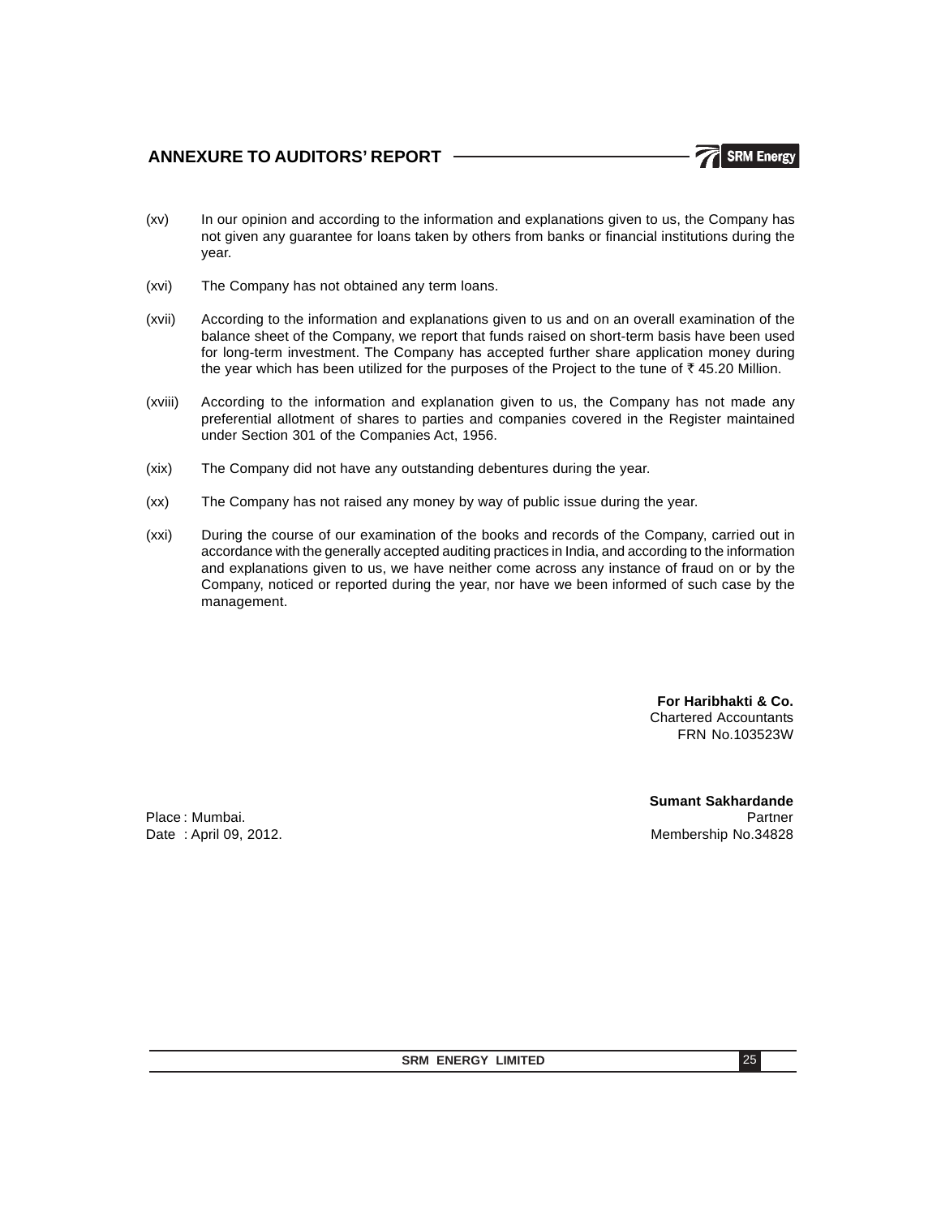## ANNEXURE TO AUDITORS' REPORT

(xv) In our opinion and according to the information and explanations given to us, the Company has not given any guarantee for loans taken by others from banks or financial institutions during the year.

(xvi) The Company has not obtained any term loans.

(xvii) According to the information and explanations given to us and on an overall examination of the balance sheet of the Company, we report that funds raised on short-term basis have been used for long-term investment. The Company has accepted further share application money during the year which has been utilized for the purposes of the Project to the tune of ₹ 45.20 Million.

(xviii) According to the information and explanation given to us, the Company has not made any preferential allotment of shares to parties and companies covered in the Register maintained under Section 301 of the Companies Act, 1956.

(xix) The Company did not have any outstanding debentures during the year.

(xx) The Company has not raised any money by way of public issue during the year.

(xxi) During the course of our examination of the books and records of the Company, carried out in accordance with the generally accepted auditing practices in India, and according to the information and explanations given to us, we have neither come across any instance of fraud on or by the Company, noticed or reported during the year, nor have we been informed of such case by the management.

**For Haribhakti & Co.**
Chartered Accountants
FRN No.103523W

**Sumant Sakhardande**
Partner
Membership No.34828

Place : Mumbai.
Date : April 09, 2012.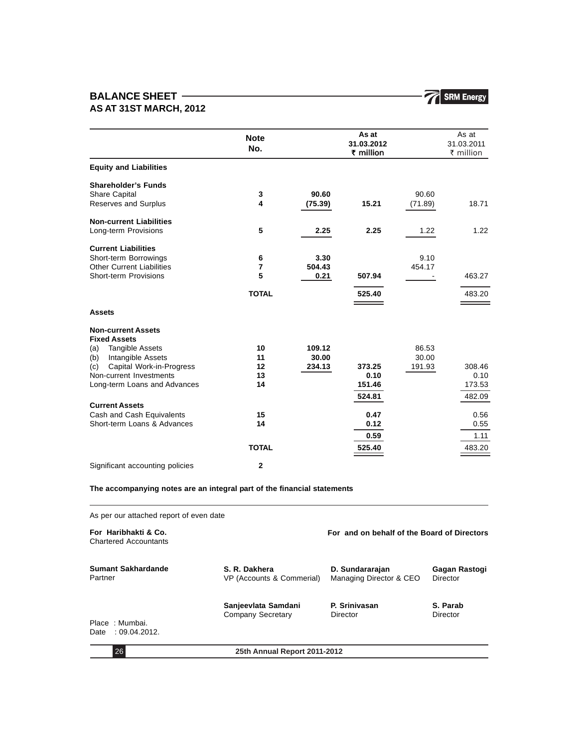# BALANCE SHEET
## AS AT 31ST MARCH, 2012

| | Note No. | | As at 31.03.2012 ₹ million | | As at 31.03.2011 ₹ million |
|---|---|---|---|---|---|
| **Equity and Liabilities** | | | | | |
| **Shareholder's Funds** | | | | | |
| Share Capital | 3 | 90.60 | | 90.60 | |
| Reserves and Surplus | 4 | (75.39) | 15.21 | (71.89) | 18.71 |
| **Non-current Liabilities** | | | | | |
| Long-term Provisions | 5 | 2.25 | 2.25 | 1.22 | 1.22 |
| **Current Liabilities** | | | | | |
| Short-term Borrowings | 6 | 3.30 | | 9.10 | |
| Other Current Liabilities | 7 | 504.43 | | 454.17 | |
| Short-term Provisions | 5 | 0.21 | 507.94 | - | 463.27 |
| | **TOTAL** | | 525.40 | | 483.20 |
| **Assets** | | | | | |
| **Non-current Assets** | | | | | |
| **Fixed Assets** | | | | | |
| (a) Tangible Assets | 10 | 109.12 | | 86.53 | |
| (b) Intangible Assets | 11 | 30.00 | | 30.00 | |
| (c) Capital Work-in-Progress | 12 | 234.13 | 373.25 | 191.93 | 308.46 |
| Non-current Investments | 13 | | 0.10 | | 0.10 |
| Long-term Loans and Advances | 14 | | 151.46 | | 173.53 |
| | | | 524.81 | | 482.09 |
| **Current Assets** | | | | | |
| Cash and Cash Equivalents | 15 | | 0.47 | | 0.56 |
| Short-term Loans & Advances | 14 | | 0.12 | | 0.55 |
| | | | 0.59 | | 1.11 |
| | **TOTAL** | | 525.40 | | 483.20 |
| Significant accounting policies | 2 | | | | |

**The accompanying notes are an integral part of the financial statements**

As per our attached report of even date

**For Haribhakti & Co.**
Chartered Accountants

**For and on behalf of the Board of Directors**

**Sumant Sakhardande**
Partner

**S. R. Dakhera**
VP (Accounts & Commerial)

**D. Sundararajan**
Managing Director & CEO

**Gagan Rastogi**
Director

**Sanjeevlata Samdani**
Company Secretary

**P. Srinivasan**
Director

**S. Parab**
Director

Place : Mumbai.
Date : 09.04.2012.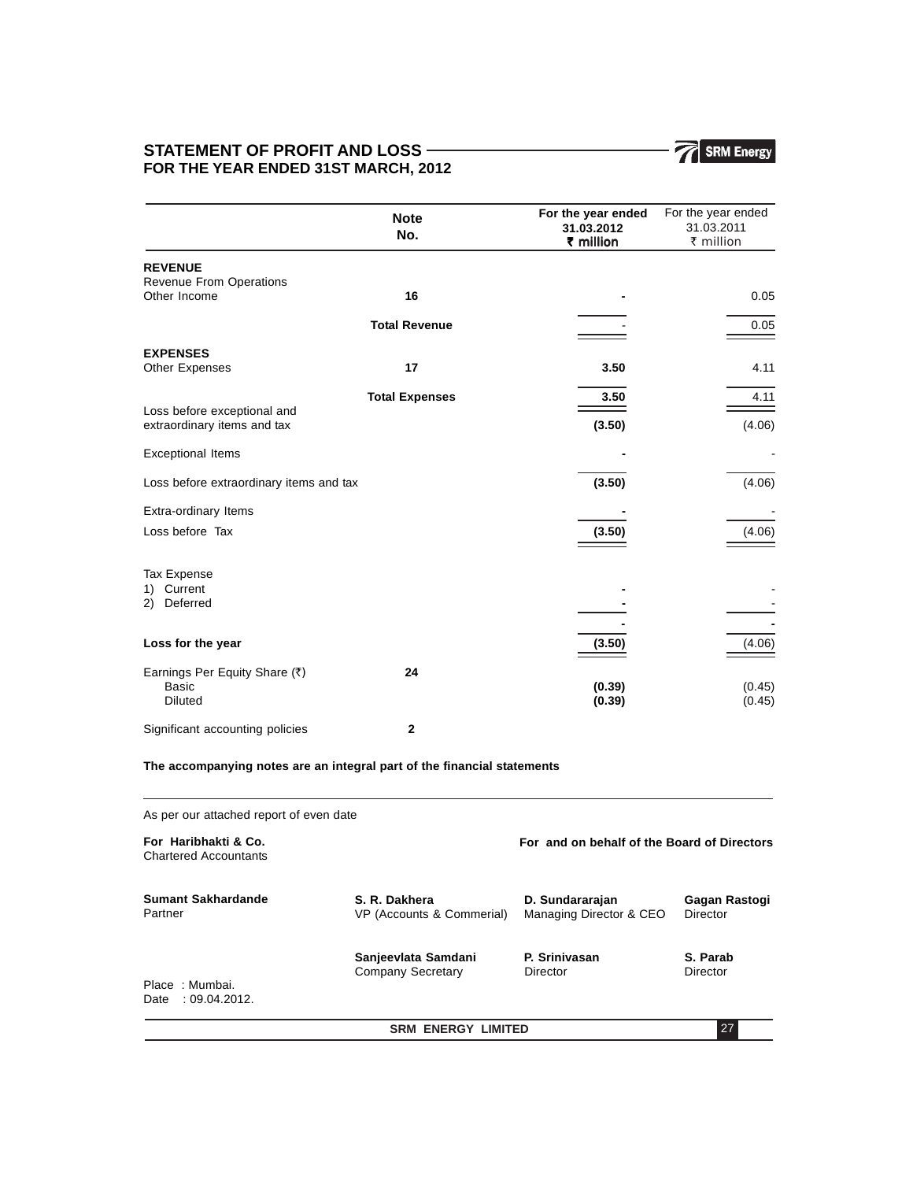# STATEMENT OF PROFIT AND LOSS
## FOR THE YEAR ENDED 31ST MARCH, 2012

| | Note No. | For the year ended 31.03.2012 ₹ million | For the year ended 31.03.2011 ₹ million |
|---|---|---|---|
| **REVENUE** | | | |
| Revenue From Operations | | | |
| Other Income | 16 | - | 0.05 |
| | **Total Revenue** | - | 0.05 |
| **EXPENSES** | | | |
| Other Expenses | 17 | 3.50 | 4.11 |
| | **Total Expenses** | 3.50 | 4.11 |
| Loss before exceptional and extraordinary items and tax | | (3.50) | (4.06) |
| Exceptional Items | | - | - |
| Loss before extraordinary items and tax | | (3.50) | (4.06) |
| Extra-ordinary Items | | - | - |
| Loss before Tax | | (3.50) | (4.06) |
| Tax Expense | | | |
| 1) Current | | - | - |
| 2) Deferred | | - | - |
| | | - | - |
| **Loss for the year** | | (3.50) | (4.06) |
| Earnings Per Equity Share (₹) | 24 | | |
| Basic | | (0.39) | (0.45) |
| Diluted | | (0.39) | (0.45) |
| Significant accounting policies | 2 | | |

**The accompanying notes are an integral part of the financial statements**

As per our attached report of even date

**For Haribhakti & Co.**
Chartered Accountants

**For and on behalf of the Board of Directors**

**Sumant Sakhardande**
Partner

**S. R. Dakhera**
VP (Accounts & Commerial)

**D. Sundararajan**
Managing Director & CEO

**Gagan Rastogi**
Director

**Sanjeevlata Samdani**
Company Secretary

**P. Srinivasan**
Director

**S. Parab**
Director

Place : Mumbai.
Date : 09.04.2012.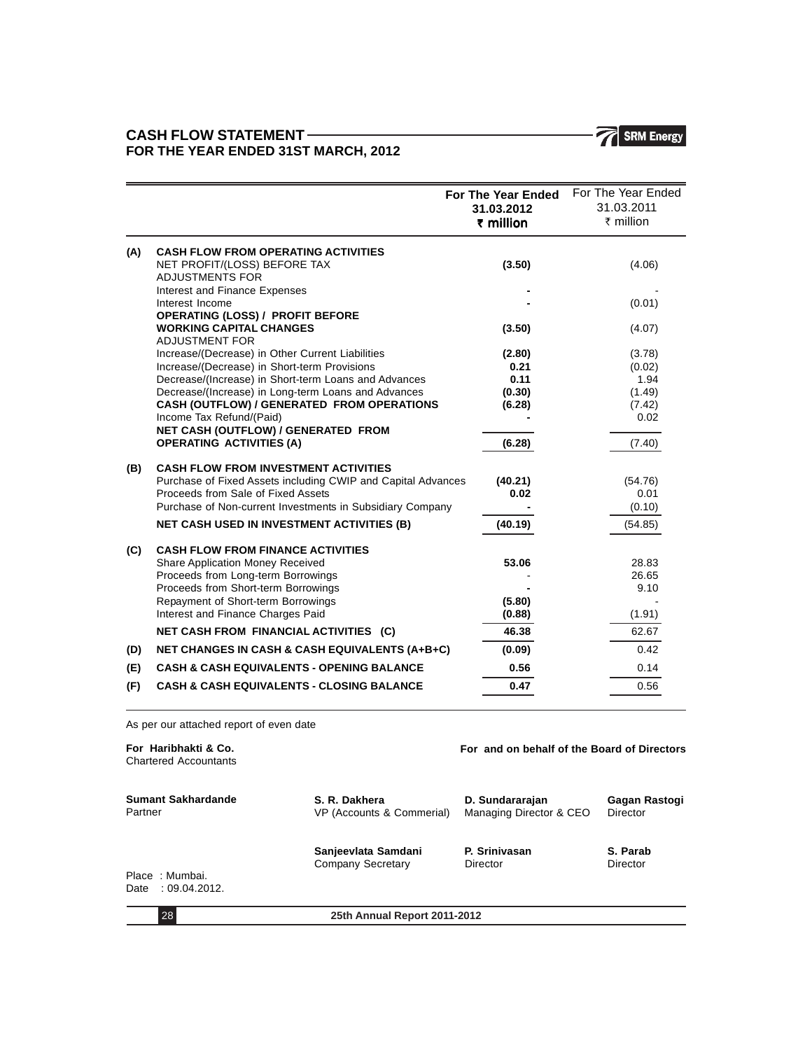# CASH FLOW STATEMENT
## FOR THE YEAR ENDED 31ST MARCH, 2012

| | | For The Year Ended 31.03.2012 ₹ million | For The Year Ended 31.03.2011 ₹ million |
|---|---|---|---|
| **(A)** | **CASH FLOW FROM OPERATING ACTIVITIES** | | |
| | NET PROFIT/(LOSS) BEFORE TAX | **(3.50)** | (4.06) |
| | ADJUSTMENTS FOR | | |
| | Interest and Finance Expenses | **-** | - |
| | Interest Income | **-** | (0.01) |
| | **OPERATING (LOSS) / PROFIT BEFORE WORKING CAPITAL CHANGES** | **(3.50)** | (4.07) |
| | ADJUSTMENT FOR | | |
| | Increase/(Decrease) in Other Current Liabilities | **(2.80)** | (3.78) |
| | Increase/(Decrease) in Short-term Provisions | **0.21** | (0.02) |
| | Decrease/(Increase) in Short-term Loans and Advances | **0.11** | 1.94 |
| | Decrease/(Increase) in Long-term Loans and Advances | **(0.30)** | (1.49) |
| | **CASH (OUTFLOW) / GENERATED FROM OPERATIONS** | **(6.28)** | (7.42) |
| | Income Tax Refund/(Paid) | **-** | 0.02 |
| | **NET CASH (OUTFLOW) / GENERATED FROM OPERATING ACTIVITIES (A)** | **(6.28)** | (7.40) |
| **(B)** | **CASH FLOW FROM INVESTMENT ACTIVITIES** | | |
| | Purchase of Fixed Assets including CWIP and Capital Advances | **(40.21)** | (54.76) |
| | Proceeds from Sale of Fixed Assets | **0.02** | 0.01 |
| | Purchase of Non-current Investments in Subsidiary Company | **-** | (0.10) |
| | **NET CASH USED IN INVESTMENT ACTIVITIES (B)** | **(40.19)** | (54.85) |
| **(C)** | **CASH FLOW FROM FINANCE ACTIVITIES** | | |
| | Share Application Money Received | **53.06** | 28.83 |
| | Proceeds from Long-term Borrowings | - | 26.65 |
| | Proceeds from Short-term Borrowings | **-** | 9.10 |
| | Repayment of Short-term Borrowings | **(5.80)** | - |
| | Interest and Finance Charges Paid | **(0.88)** | (1.91) |
| | **NET CASH FROM FINANCIAL ACTIVITIES (C)** | **46.38** | 62.67 |
| **(D)** | **NET CHANGES IN CASH & CASH EQUIVALENTS (A+B+C)** | **(0.09)** | 0.42 |
| **(E)** | **CASH & CASH EQUIVALENTS - OPENING BALANCE** | **0.56** | 0.14 |
| **(F)** | **CASH & CASH EQUIVALENTS - CLOSING BALANCE** | **0.47** | 0.56 |

As per our attached report of even date

**For Haribhakti & Co.**
Chartered Accountants

**For and on behalf of the Board of Directors**

**Sumant Sakhardande**
Partner

**S. R. Dakhera**
VP (Accounts & Commerial)

**D. Sundararajan**
Managing Director & CEO

**Gagan Rastogi**
Director

**Sanjeevlata Samdani**
Company Secretary

**P. Srinivasan**
Director

**S. Parab**
Director

Place : Mumbai.
Date : 09.04.2012.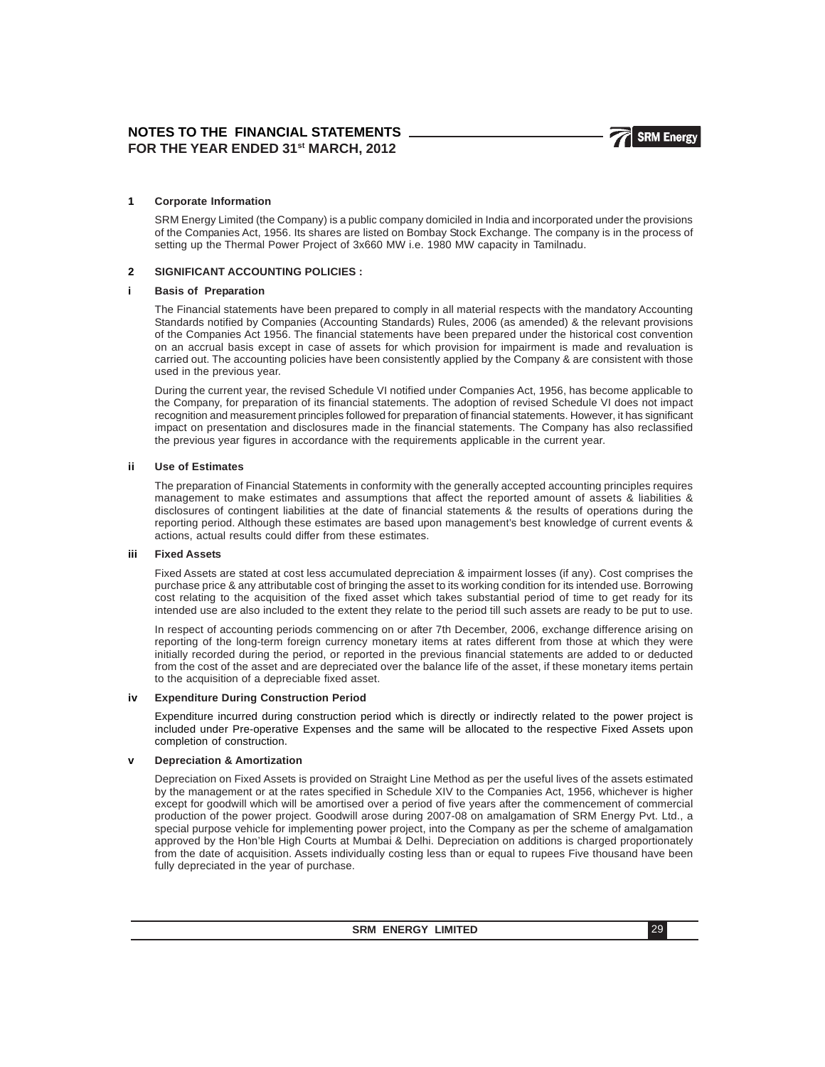# NOTES TO THE FINANCIAL STATEMENTS FOR THE YEAR ENDED 31st MARCH, 2012

## 1 Corporate Information

SRM Energy Limited (the Company) is a public company domiciled in India and incorporated under the provisions of the Companies Act, 1956. Its shares are listed on Bombay Stock Exchange. The company is in the process of setting up the Thermal Power Project of 3x660 MW i.e. 1980 MW capacity in Tamilnadu.

## 2 SIGNIFICANT ACCOUNTING POLICIES :

### i Basis of Preparation

The Financial statements have been prepared to comply in all material respects with the mandatory Accounting Standards notified by Companies (Accounting Standards) Rules, 2006 (as amended) & the relevant provisions of the Companies Act 1956. The financial statements have been prepared under the historical cost convention on an accrual basis except in case of assets for which provision for impairment is made and revaluation is carried out. The accounting policies have been consistently applied by the Company & are consistent with those used in the previous year.

During the current year, the revised Schedule VI notified under Companies Act, 1956, has become applicable to the Company, for preparation of its financial statements. The adoption of revised Schedule VI does not impact recognition and measurement principles followed for preparation of financial statements. However, it has significant impact on presentation and disclosures made in the financial statements. The Company has also reclassified the previous year figures in accordance with the requirements applicable in the current year.

### ii Use of Estimates

The preparation of Financial Statements in conformity with the generally accepted accounting principles requires management to make estimates and assumptions that affect the reported amount of assets & liabilities & disclosures of contingent liabilities at the date of financial statements & the results of operations during the reporting period. Although these estimates are based upon management's best knowledge of current events & actions, actual results could differ from these estimates.

### iii Fixed Assets

Fixed Assets are stated at cost less accumulated depreciation & impairment losses (if any). Cost comprises the purchase price & any attributable cost of bringing the asset to its working condition for its intended use. Borrowing cost relating to the acquisition of the fixed asset which takes substantial period of time to get ready for its intended use are also included to the extent they relate to the period till such assets are ready to be put to use.

In respect of accounting periods commencing on or after 7th December, 2006, exchange difference arising on reporting of the long-term foreign currency monetary items at rates different from those at which they were initially recorded during the period, or reported in the previous financial statements are added to or deducted from the cost of the asset and are depreciated over the balance life of the asset, if these monetary items pertain to the acquisition of a depreciable fixed asset.

### iv Expenditure During Construction Period

Expenditure incurred during construction period which is directly or indirectly related to the power project is included under Pre-operative Expenses and the same will be allocated to the respective Fixed Assets upon completion of construction.

### v Depreciation & Amortization

Depreciation on Fixed Assets is provided on Straight Line Method as per the useful lives of the assets estimated by the management or at the rates specified in Schedule XIV to the Companies Act, 1956, whichever is higher except for goodwill which will be amortised over a period of five years after the commencement of commercial production of the power project. Goodwill arose during 2007-08 on amalgamation of SRM Energy Pvt. Ltd., a special purpose vehicle for implementing power project, into the Company as per the scheme of amalgamation approved by the Hon'ble High Courts at Mumbai & Delhi. Depreciation on additions is charged proportionately from the date of acquisition. Assets individually costing less than or equal to rupees Five thousand have been fully depreciated in the year of purchase.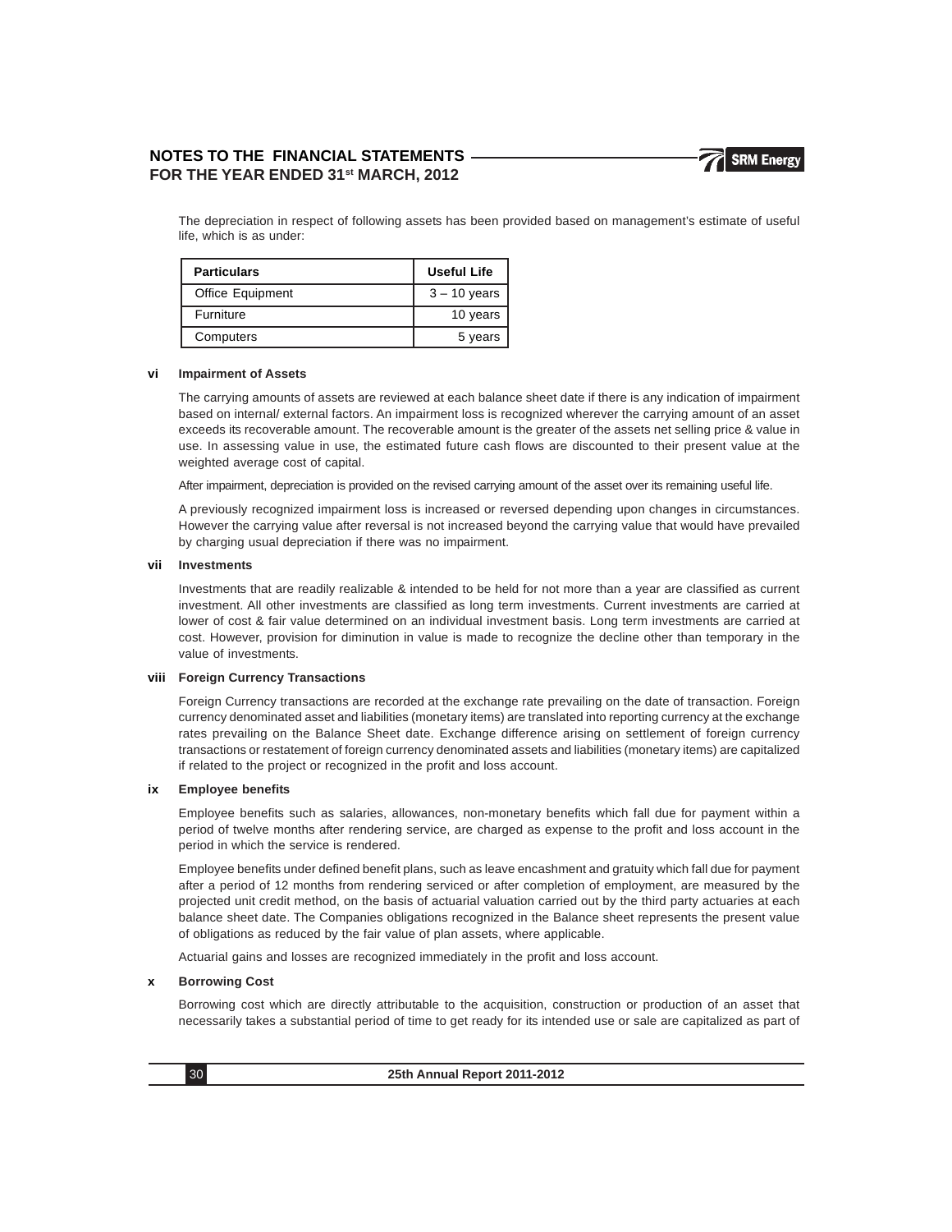The depreciation in respect of following assets has been provided based on management's estimate of useful life, which is as under:

| Particulars | Useful Life |
|---|---|
| Office Equipment | 3 – 10 years |
| Furniture | 10 years |
| Computers | 5 years |

**vi Impairment of Assets**

The carrying amounts of assets are reviewed at each balance sheet date if there is any indication of impairment based on internal/ external factors. An impairment loss is recognized wherever the carrying amount of an asset exceeds its recoverable amount. The recoverable amount is the greater of the assets net selling price & value in use. In assessing value in use, the estimated future cash flows are discounted to their present value at the weighted average cost of capital.

After impairment, depreciation is provided on the revised carrying amount of the asset over its remaining useful life.

A previously recognized impairment loss is increased or reversed depending upon changes in circumstances. However the carrying value after reversal is not increased beyond the carrying value that would have prevailed by charging usual depreciation if there was no impairment.

**vii Investments**

Investments that are readily realizable & intended to be held for not more than a year are classified as current investment. All other investments are classified as long term investments. Current investments are carried at lower of cost & fair value determined on an individual investment basis. Long term investments are carried at cost. However, provision for diminution in value is made to recognize the decline other than temporary in the value of investments.

**viii Foreign Currency Transactions**

Foreign Currency transactions are recorded at the exchange rate prevailing on the date of transaction. Foreign currency denominated asset and liabilities (monetary items) are translated into reporting currency at the exchange rates prevailing on the Balance Sheet date. Exchange difference arising on settlement of foreign currency transactions or restatement of foreign currency denominated assets and liabilities (monetary items) are capitalized if related to the project or recognized in the profit and loss account.

**ix Employee benefits**

Employee benefits such as salaries, allowances, non-monetary benefits which fall due for payment within a period of twelve months after rendering service, are charged as expense to the profit and loss account in the period in which the service is rendered.

Employee benefits under defined benefit plans, such as leave encashment and gratuity which fall due for payment after a period of 12 months from rendering serviced or after completion of employment, are measured by the projected unit credit method, on the basis of actuarial valuation carried out by the third party actuaries at each balance sheet date. The Companies obligations recognized in the Balance sheet represents the present value of obligations as reduced by the fair value of plan assets, where applicable.

Actuarial gains and losses are recognized immediately in the profit and loss account.

**x Borrowing Cost**

Borrowing cost which are directly attributable to the acquisition, construction or production of an asset that necessarily takes a substantial period of time to get ready for its intended use or sale are capitalized as part of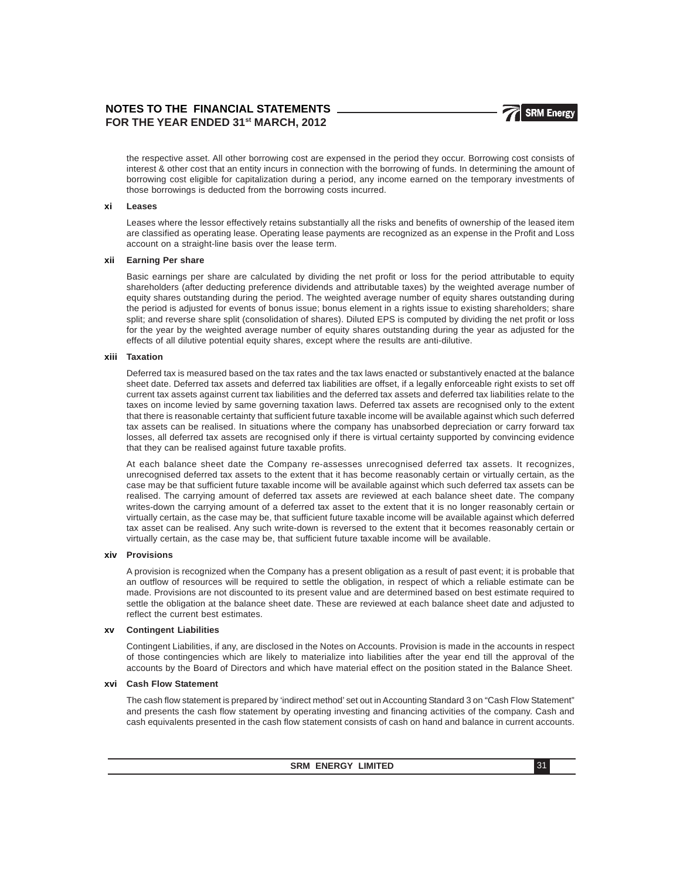the respective asset. All other borrowing cost are expensed in the period they occur. Borrowing cost consists of interest & other cost that an entity incurs in connection with the borrowing of funds. In determining the amount of borrowing cost eligible for capitalization during a period, any income earned on the temporary investments of those borrowings is deducted from the borrowing costs incurred.

**xi Leases**

Leases where the lessor effectively retains substantially all the risks and benefits of ownership of the leased item are classified as operating lease. Operating lease payments are recognized as an expense in the Profit and Loss account on a straight-line basis over the lease term.

**xii Earning Per share**

Basic earnings per share are calculated by dividing the net profit or loss for the period attributable to equity shareholders (after deducting preference dividends and attributable taxes) by the weighted average number of equity shares outstanding during the period. The weighted average number of equity shares outstanding during the period is adjusted for events of bonus issue; bonus element in a rights issue to existing shareholders; share split; and reverse share split (consolidation of shares). Diluted EPS is computed by dividing the net profit or loss for the year by the weighted average number of equity shares outstanding during the year as adjusted for the effects of all dilutive potential equity shares, except where the results are anti-dilutive.

**xiii Taxation**

Deferred tax is measured based on the tax rates and the tax laws enacted or substantively enacted at the balance sheet date. Deferred tax assets and deferred tax liabilities are offset, if a legally enforceable right exists to set off current tax assets against current tax liabilities and the deferred tax assets and deferred tax liabilities relate to the taxes on income levied by same governing taxation laws. Deferred tax assets are recognised only to the extent that there is reasonable certainty that sufficient future taxable income will be available against which such deferred tax assets can be realised. In situations where the company has unabsorbed depreciation or carry forward tax losses, all deferred tax assets are recognised only if there is virtual certainty supported by convincing evidence that they can be realised against future taxable profits.

At each balance sheet date the Company re-assesses unrecognised deferred tax assets. It recognizes, unrecognised deferred tax assets to the extent that it has become reasonably certain or virtually certain, as the case may be that sufficient future taxable income will be available against which such deferred tax assets can be realised. The carrying amount of deferred tax assets are reviewed at each balance sheet date. The company writes-down the carrying amount of a deferred tax asset to the extent that it is no longer reasonably certain or virtually certain, as the case may be, that sufficient future taxable income will be available against which deferred tax asset can be realised. Any such write-down is reversed to the extent that it becomes reasonably certain or virtually certain, as the case may be, that sufficient future taxable income will be available.

**xiv Provisions**

A provision is recognized when the Company has a present obligation as a result of past event; it is probable that an outflow of resources will be required to settle the obligation, in respect of which a reliable estimate can be made. Provisions are not discounted to its present value and are determined based on best estimate required to settle the obligation at the balance sheet date. These are reviewed at each balance sheet date and adjusted to reflect the current best estimates.

**xv Contingent Liabilities**

Contingent Liabilities, if any, are disclosed in the Notes on Accounts. Provision is made in the accounts in respect of those contingencies which are likely to materialize into liabilities after the year end till the approval of the accounts by the Board of Directors and which have material effect on the position stated in the Balance Sheet.

**xvi Cash Flow Statement**

The cash flow statement is prepared by 'indirect method' set out in Accounting Standard 3 on "Cash Flow Statement" and presents the cash flow statement by operating investing and financing activities of the company. Cash and cash equivalents presented in the cash flow statement consists of cash on hand and balance in current accounts.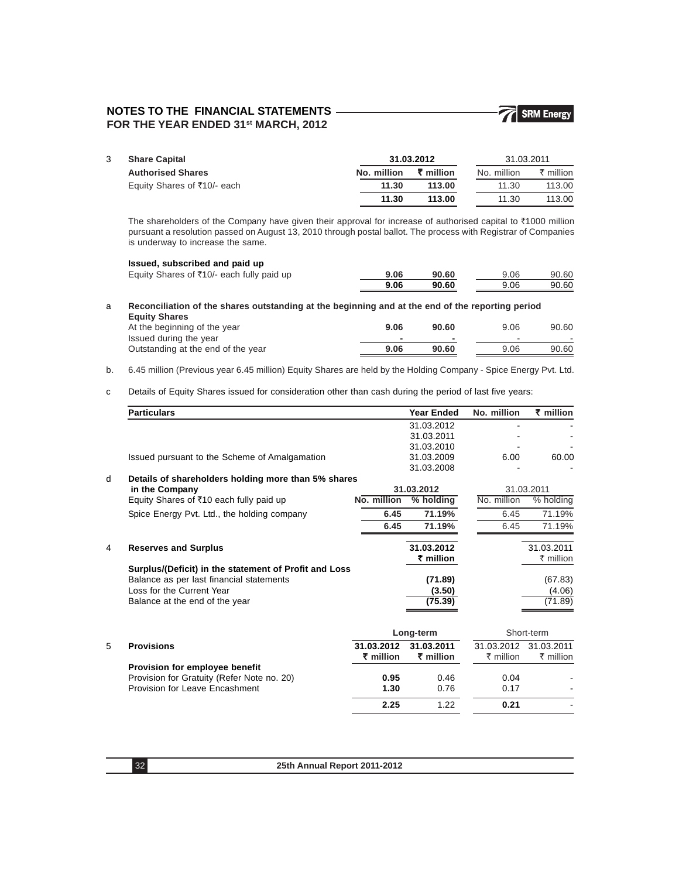# NOTES TO THE FINANCIAL STATEMENTS FOR THE YEAR ENDED 31st MARCH, 2012

## 3 Share Capital

| | 31.03.2012 | | 31.03.2011 | |
|---|---|---|---|---|
| **Authorised Shares** | **No. million** | **₹ million** | No. million | ₹ million |
| Equity Shares of ₹10/- each | **11.30** | **113.00** | 11.30 | 113.00 |
| | **11.30** | **113.00** | 11.30 | 113.00 |

The shareholders of the Company have given their approval for increase of authorised capital to ₹1000 million pursuant a resolution passed on August 13, 2010 through postal ballot. The process with Registrar of Companies is underway to increase the same.

| | 31.03.2012 | | 31.03.2011 | |
|---|---|---|---|---|
| **Issued, subscribed and paid up** | | | | |
| Equity Shares of ₹10/- each fully paid up | **9.06** | **90.60** | 9.06 | 90.60 |
| | **9.06** | **90.60** | 9.06 | 90.60 |

a **Reconciliation of the shares outstanding at the beginning and at the end of the reporting period**

| **Equity Shares** | 31.03.2012 No. million | 31.03.2012 ₹ million | 31.03.2011 No. million | 31.03.2011 ₹ million |
|---|---|---|---|---|
| At the beginning of the year | **9.06** | **90.60** | 9.06 | 90.60 |
| Issued during the year | **-** | **-** | - | - |
| Outstanding at the end of the year | **9.06** | **90.60** | 9.06 | 90.60 |

b. 6.45 million (Previous year 6.45 million) Equity Shares are held by the Holding Company - Spice Energy Pvt. Ltd.

c Details of Equity Shares issued for consideration other than cash during the period of last five years:

| **Particulars** | **Year Ended** | **No. million** | **₹ million** |
|---|---|---|---|
| | 31.03.2012 | - | - |
| | 31.03.2011 | - | - |
| | 31.03.2010 | - | - |
| Issued pursuant to the Scheme of Amalgamation | 31.03.2009 | 6.00 | 60.00 |
| | 31.03.2008 | - | - |

d **Details of shareholders holding more than 5% shares in the Company**

| | 31.03.2012 | | 31.03.2011 | |
|---|---|---|---|---|
| Equity Shares of ₹10 each fully paid up | **No. million** | **% holding** | No. million | % holding |
| Spice Energy Pvt. Ltd., the holding company | **6.45** | **71.19%** | 6.45 | 71.19% |
| | **6.45** | **71.19%** | 6.45 | 71.19% |

## 4 Reserves and Surplus

| | **31.03.2012 ₹ million** | 31.03.2011 ₹ million |
|---|---|---|
| **Surplus/(Deficit) in the statement of Profit and Loss** | | |
| Balance as per last financial statements | **(71.89)** | (67.83) |
| Loss for the Current Year | **(3.50)** | (4.06) |
| Balance at the end of the year | **(75.39)** | (71.89) |

## 5 Provisions

| | Long-term | | Short-term | |
|---|---|---|---|---|
| | **31.03.2012 ₹ million** | **31.03.2011 ₹ million** | 31.03.2012 ₹ million | 31.03.2011 ₹ million |
| **Provision for employee benefit** | | | | |
| Provision for Gratuity (Refer Note no. 20) | **0.95** | 0.46 | 0.04 | - |
| Provision for Leave Encashment | **1.30** | 0.76 | 0.17 | - |
| | **2.25** | 1.22 | **0.21** | - |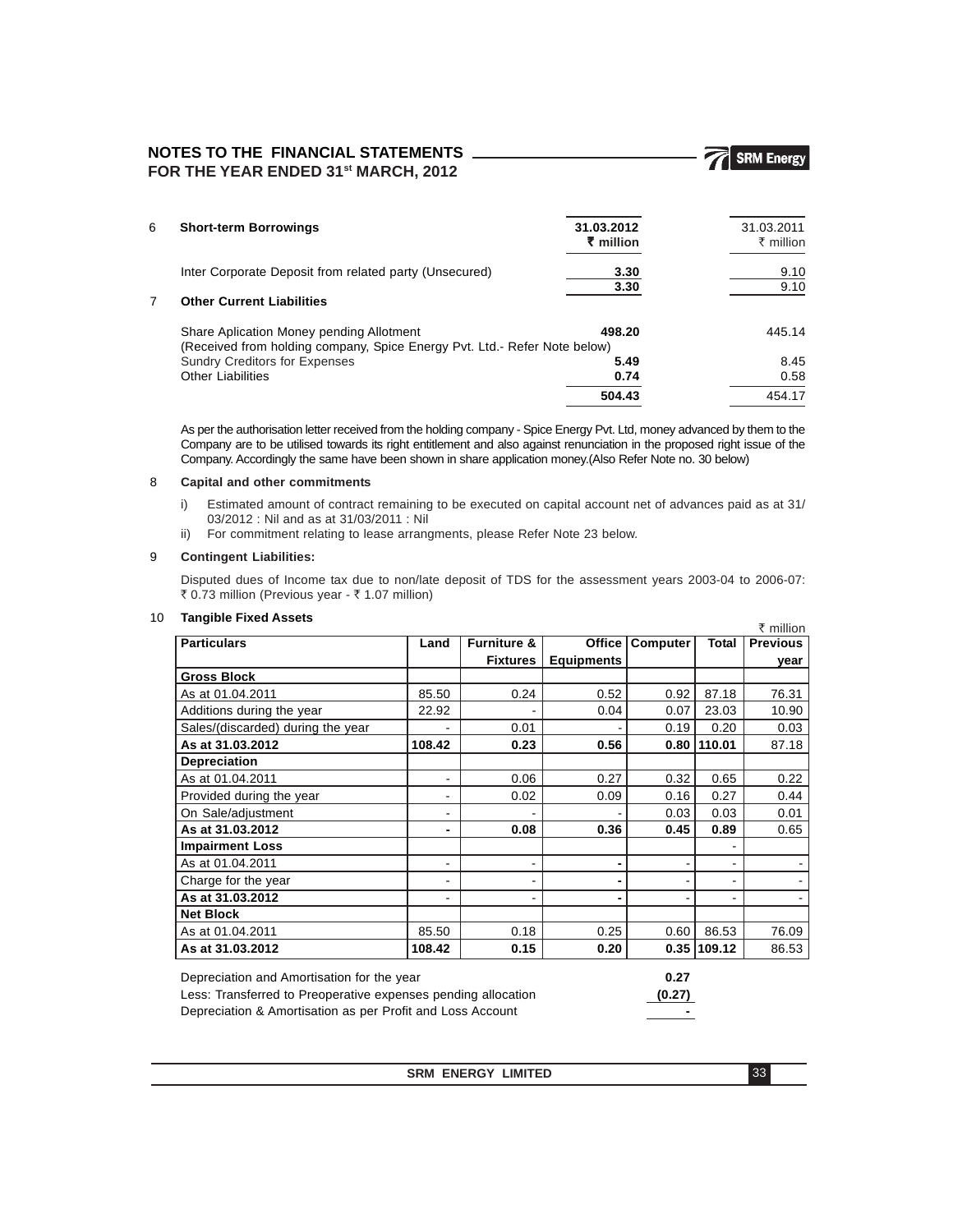| 6 | Short-term Borrowings | 31.03.2012 ₹ million | 31.03.2011 ₹ million |
|---|---|---|---|
| | Inter Corporate Deposit from related party (Unsecured) | 3.30 | 9.10 |
| | | 3.30 | 9.10 |
| 7 | **Other Current Liabilities** | | |
| | Share Aplication Money pending Allotment (Received from holding company, Spice Energy Pvt. Ltd.- Refer Note below) | 498.20 | 445.14 |
| | Sundry Creditors for Expenses | 5.49 | 8.45 |
| | Other Liabilities | 0.74 | 0.58 |
| | | 504.43 | 454.17 |

As per the authorisation letter received from the holding company - Spice Energy Pvt. Ltd, money advanced by them to the Company are to be utilised towards its right entitlement and also against renunciation in the proposed right issue of the Company. Accordingly the same have been shown in share application money.(Also Refer Note no. 30 below)

8 **Capital and other commitments**

i) Estimated amount of contract remaining to be executed on capital account net of advances paid as at 31/03/2012 : Nil and as at 31/03/2011 : Nil

ii) For commitment relating to lease arrangments, please Refer Note 23 below.

9 **Contingent Liabilities:**

Disputed dues of Income tax due to non/late deposit of TDS for the assessment years 2003-04 to 2006-07: ₹ 0.73 million (Previous year - ₹ 1.07 million)

10 **Tangible Fixed Assets**

₹ million

| Particulars | Land | Furniture & Fixtures | Office Equipments | Computer | Total | Previous year |
|---|---|---|---|---|---|---|
| **Gross Block** | | | | | | |
| As at 01.04.2011 | 85.50 | 0.24 | 0.52 | 0.92 | 87.18 | 76.31 |
| Additions during the year | 22.92 | - | 0.04 | 0.07 | 23.03 | 10.90 |
| Sales/(discarded) during the year | - | 0.01 | - | 0.19 | 0.20 | 0.03 |
| **As at 31.03.2012** | **108.42** | **0.23** | **0.56** | **0.80** | **110.01** | 87.18 |
| **Depreciation** | | | | | | |
| As at 01.04.2011 | - | 0.06 | 0.27 | 0.32 | 0.65 | 0.22 |
| Provided during the year | - | 0.02 | 0.09 | 0.16 | 0.27 | 0.44 |
| On Sale/adjustment | - | - | - | 0.03 | 0.03 | 0.01 |
| **As at 31.03.2012** | **-** | **0.08** | **0.36** | **0.45** | **0.89** | 0.65 |
| **Impairment Loss** | | | | | - | |
| As at 01.04.2011 | - | - | - | - | - | - |
| Charge for the year | - | - | - | - | - | - |
| **As at 31.03.2012** | - | - | - | - | - | - |
| **Net Block** | | | | | | |
| As at 01.04.2011 | 85.50 | 0.18 | 0.25 | 0.60 | 86.53 | 76.09 |
| **As at 31.03.2012** | **108.42** | **0.15** | **0.20** | **0.35** | **109.12** | 86.53 |

| | |
|---|---|
| Depreciation and Amortisation for the year | **0.27** |
| Less: Transferred to Preoperative expenses pending allocation | **(0.27)** |
| Depreciation & Amortisation as per Profit and Loss Account | **-** |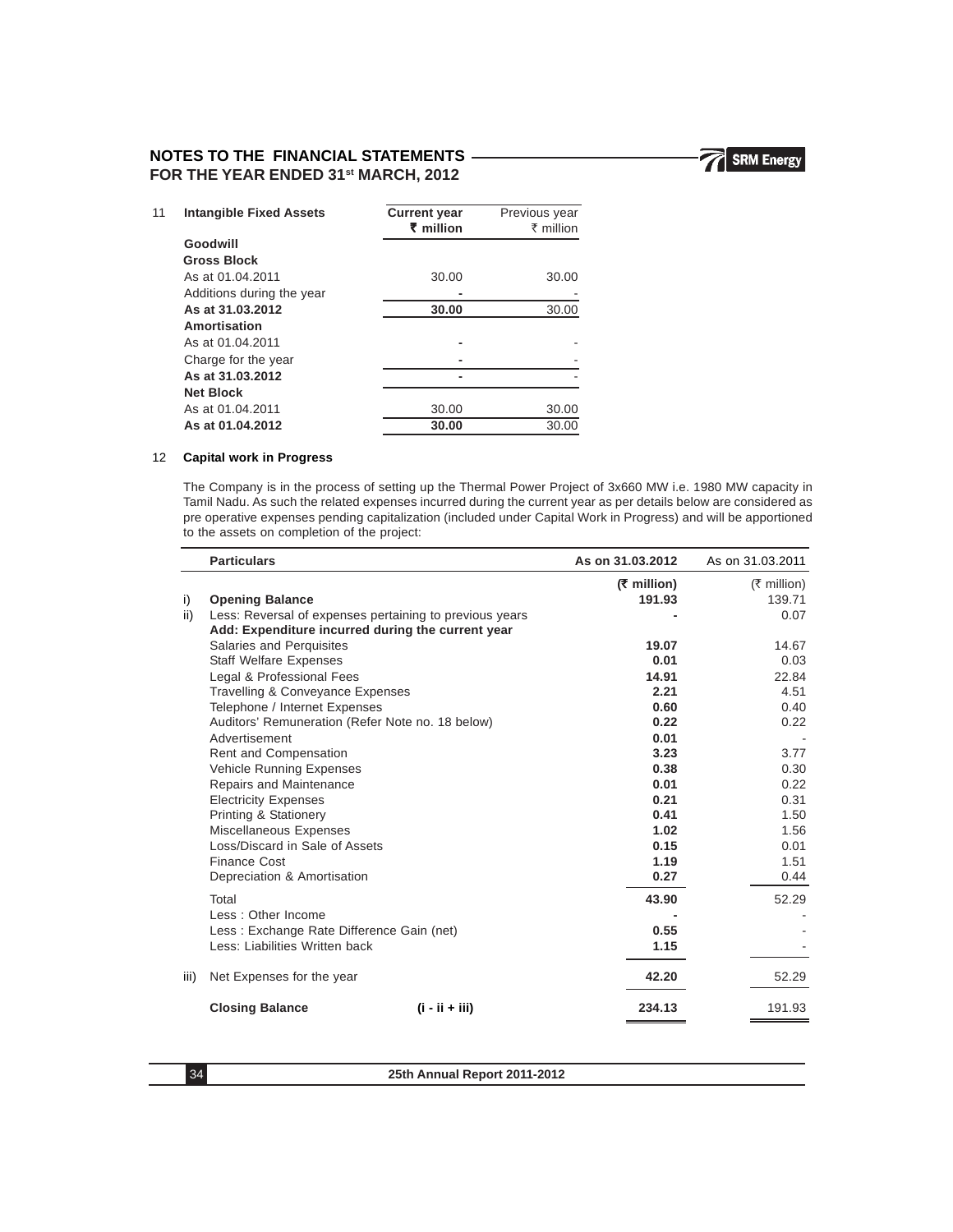## NOTES TO THE FINANCIAL STATEMENTS FOR THE YEAR ENDED 31st MARCH, 2012

### 11 Intangible Fixed Assets

| Intangible Fixed Assets | Current year ₹ million | Previous year ₹ million |
|---|---|---|
| **Goodwill** | | |
| **Gross Block** | | |
| As at 01.04.2011 | 30.00 | 30.00 |
| Additions during the year | - | - |
| **As at 31.03.2012** | **30.00** | 30.00 |
| **Amortisation** | | |
| As at 01.04.2011 | - | - |
| Charge for the year | - | - |
| **As at 31.03.2012** | - | - |
| **Net Block** | | |
| As at 01.04.2011 | 30.00 | 30.00 |
| **As at 01.04.2012** | **30.00** | 30.00 |

### 12 Capital work in Progress

The Company is in the process of setting up the Thermal Power Project of 3x660 MW i.e. 1980 MW capacity in Tamil Nadu. As such the related expenses incurred during the current year as per details below are considered as pre operative expenses pending capitalization (included under Capital Work in Progress) and will be apportioned to the assets on completion of the project:

| | Particulars | As on 31.03.2012 | As on 31.03.2011 |
|---|---|---|---|
| | | **(₹ million)** | (₹ million) |
| i) | **Opening Balance** | **191.93** | 139.71 |
| ii) | Less: Reversal of expenses pertaining to previous years | - | 0.07 |
| | **Add: Expenditure incurred during the current year** | | |
| | Salaries and Perquisites | **19.07** | 14.67 |
| | Staff Welfare Expenses | **0.01** | 0.03 |
| | Legal & Professional Fees | **14.91** | 22.84 |
| | Travelling & Conveyance Expenses | **2.21** | 4.51 |
| | Telephone / Internet Expenses | **0.60** | 0.40 |
| | Auditors' Remuneration (Refer Note no. 18 below) | **0.22** | 0.22 |
| | Advertisement | **0.01** | - |
| | Rent and Compensation | **3.23** | 3.77 |
| | Vehicle Running Expenses | **0.38** | 0.30 |
| | Repairs and Maintenance | **0.01** | 0.22 |
| | Electricity Expenses | **0.21** | 0.31 |
| | Printing & Stationery | **0.41** | 1.50 |
| | Miscellaneous Expenses | **1.02** | 1.56 |
| | Loss/Discard in Sale of Assets | **0.15** | 0.01 |
| | Finance Cost | **1.19** | 1.51 |
| | Depreciation & Amortisation | **0.27** | 0.44 |
| | Total | **43.90** | 52.29 |
| | Less : Other Income | - | - |
| | Less : Exchange Rate Difference Gain (net) | **0.55** | - |
| | Less: Liabilities Written back | **1.15** | - |
| iii) | Net Expenses for the year | **42.20** | 52.29 |
| | **Closing Balance (i - ii + iii)** | **234.13** | 191.93 |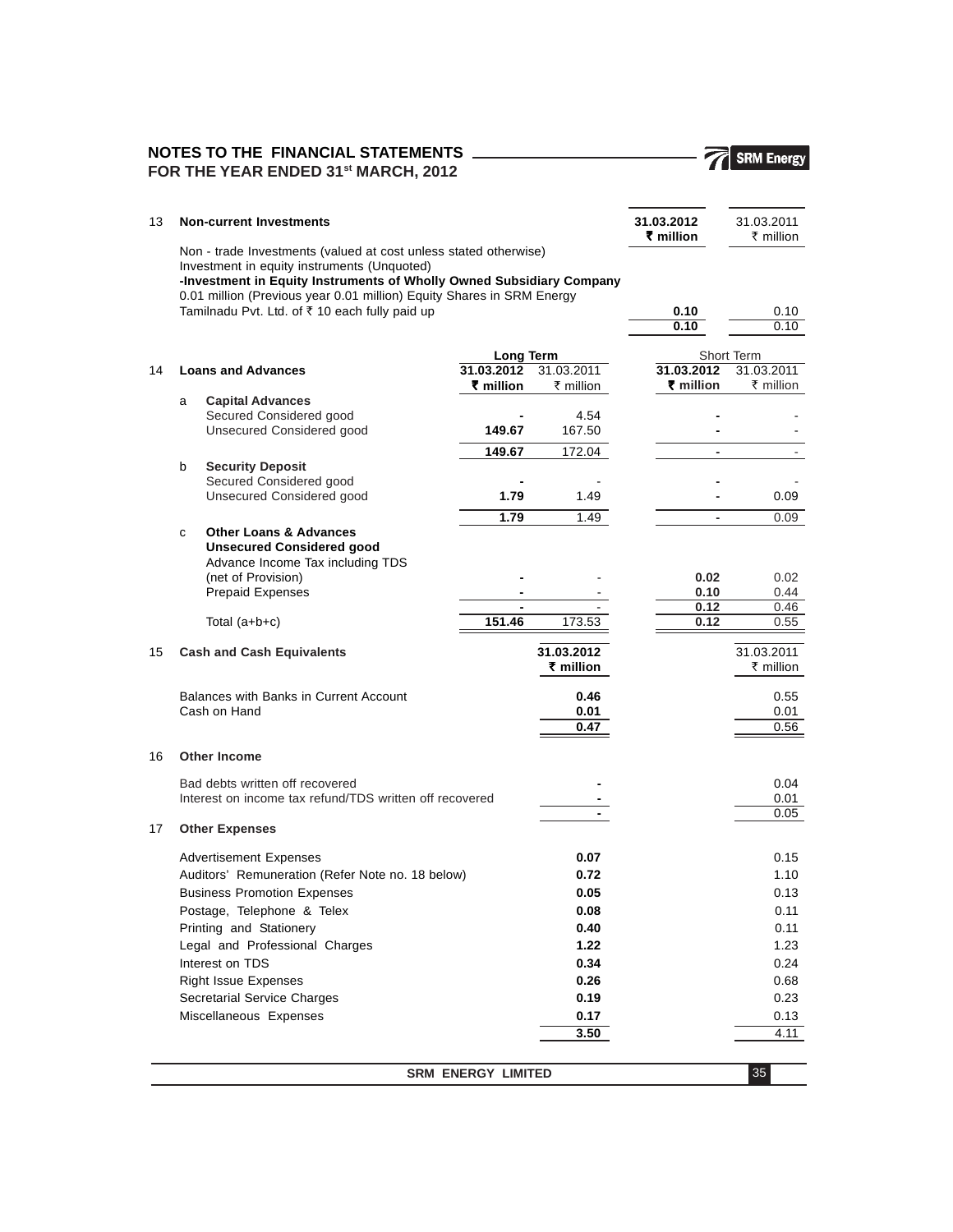# NOTES TO THE FINANCIAL STATEMENTS FOR THE YEAR ENDED 31st MARCH, 2012

| 13 | **Non-current Investments** | **31.03.2012 ₹ million** | 31.03.2011 ₹ million |
|---|---|---|---|
| | Non - trade Investments (valued at cost unless stated otherwise) | | |
| | Investment in equity instruments (Unquoted) | | |
| | **-Investment in Equity Instruments of Wholly Owned Subsidiary Company** | | |
| | 0.01 million (Previous year 0.01 million) Equity Shares in SRM Energy Tamilnadu Pvt. Ltd. of ₹ 10 each fully paid up | **0.10** | 0.10 |
| | | **0.10** | 0.10 |

| 14 | | **Loans and Advances** | Long Term | | Short Term | |
|---|---|---|---|---|---|---|
| | | | **31.03.2012 ₹ million** | 31.03.2011 ₹ million | **31.03.2012 ₹ million** | 31.03.2011 ₹ million |
| | a | **Capital Advances** | | | | |
| | | Secured Considered good | **-** | 4.54 | **-** | - |
| | | Unsecured Considered good | **149.67** | 167.50 | **-** | - |
| | | | **149.67** | 172.04 | **-** | - |
| | b | **Security Deposit** | | | | |
| | | Secured Considered good | **-** | - | **-** | - |
| | | Unsecured Considered good | **1.79** | 1.49 | **-** | 0.09 |
| | | | **1.79** | 1.49 | **-** | 0.09 |
| | c | **Other Loans & Advances** | | | | |
| | | **Unsecured Considered good** | | | | |
| | | Advance Income Tax including TDS (net of Provision) | **-** | - | **0.02** | 0.02 |
| | | Prepaid Expenses | **-** | - | **0.10** | 0.44 |
| | | | **-** | - | **0.12** | 0.46 |
| | | Total (a+b+c) | **151.46** | 173.53 | **0.12** | 0.55 |

| 15 | **Cash and Cash Equivalents** | **31.03.2012 ₹ million** | 31.03.2011 ₹ million |
|---|---|---|---|
| | Balances with Banks in Current Account | **0.46** | 0.55 |
| | Cash on Hand | **0.01** | 0.01 |
| | | **0.47** | 0.56 |

| 16 | **Other Income** | | |
|---|---|---|---|
| | Bad debts written off recovered | **-** | 0.04 |
| | Interest on income tax refund/TDS written off recovered | **-** | 0.01 |
| | | **-** | 0.05 |

| 17 | **Other Expenses** | | |
|---|---|---|---|
| | Advertisement Expenses | **0.07** | 0.15 |
| | Auditors' Remuneration (Refer Note no. 18 below) | **0.72** | 1.10 |
| | Business Promotion Expenses | **0.05** | 0.13 |
| | Postage, Telephone & Telex | **0.08** | 0.11 |
| | Printing and Stationery | **0.40** | 0.11 |
| | Legal and Professional Charges | **1.22** | 1.23 |
| | Interest on TDS | **0.34** | 0.24 |
| | Right Issue Expenses | **0.26** | 0.68 |
| | Secretarial Service Charges | **0.19** | 0.23 |
| | Miscellaneous Expenses | **0.17** | 0.13 |
| | | **3.50** | 4.11 |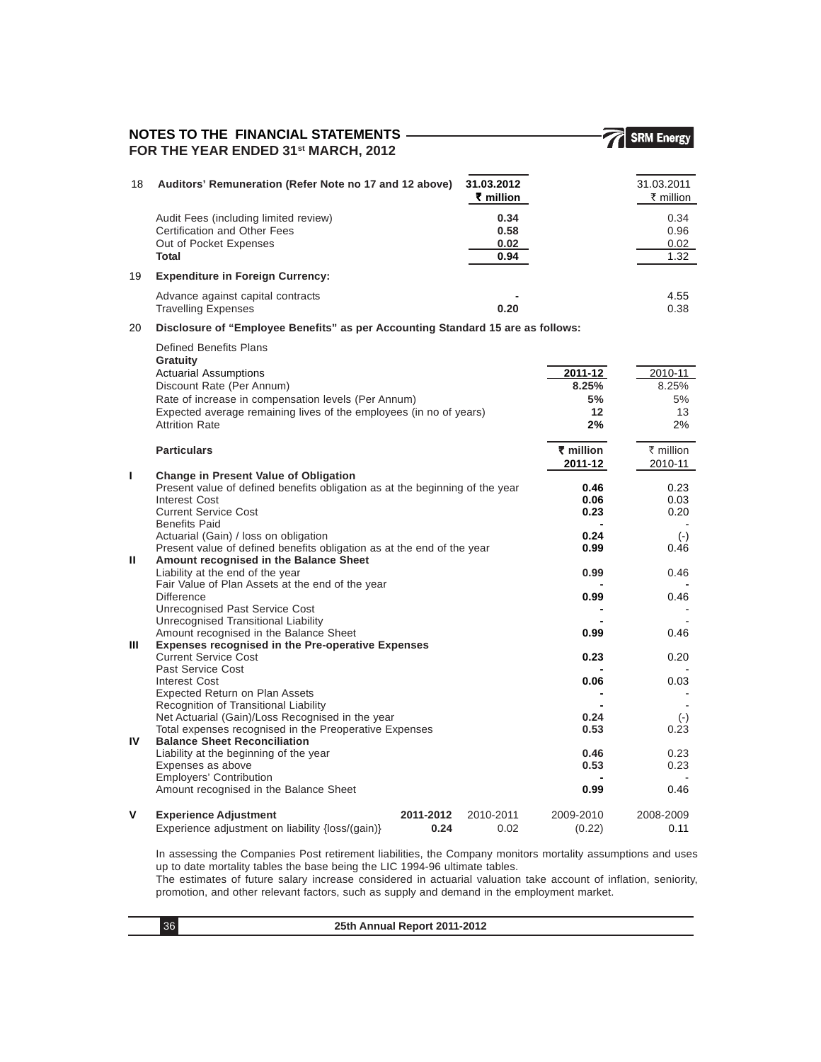# NOTES TO THE FINANCIAL STATEMENTS FOR THE YEAR ENDED 31st MARCH, 2012

| 18 | Auditors' Remuneration (Refer Note no 17 and 12 above) | 31.03.2012 ₹ million | 31.03.2011 ₹ million |
|---|---|---|---|
| | Audit Fees (including limited review) | **0.34** | 0.34 |
| | Certification and Other Fees | **0.58** | 0.96 |
| | Out of Pocket Expenses | **0.02** | 0.02 |
| | **Total** | **0.94** | 1.32 |
| 19 | **Expenditure in Foreign Currency:** | | |
| | Advance against capital contracts | **-** | 4.55 |
| | Travelling Expenses | **0.20** | 0.38 |

20 **Disclosure of "Employee Benefits" as per Accounting Standard 15 are as follows:**

Defined Benefits Plans

**Gratuity**

| Actuarial Assumptions | 2011-12 | 2010-11 |
|---|---|---|
| Discount Rate (Per Annum) | **8.25%** | 8.25% |
| Rate of increase in compensation levels (Per Annum) | **5%** | 5% |
| Expected average remaining lives of the employees (in no of years) | **12** | 13 |
| Attrition Rate | **2%** | 2% |

| | Particulars | ₹ million 2011-12 | ₹ million 2010-11 |
|---|---|---|---|
| **I** | **Change in Present Value of Obligation** | | |
| | Present value of defined benefits obligation as at the beginning of the year | **0.46** | 0.23 |
| | Interest Cost | **0.06** | 0.03 |
| | Current Service Cost | **0.23** | 0.20 |
| | Benefits Paid | **-** | - |
| | Actuarial (Gain) / loss on obligation | **0.24** | (-) |
| | Present value of defined benefits obligation as at the end of the year | **0.99** | 0.46 |
| **II** | **Amount recognised in the Balance Sheet** | | |
| | Liability at the end of the year | **0.99** | 0.46 |
| | Fair Value of Plan Assets at the end of the year | **-** | **-** |
| | Difference | **0.99** | 0.46 |
| | Unrecognised Past Service Cost | **-** | - |
| | Unrecognised Transitional Liability | **-** | - |
| | Amount recognised in the Balance Sheet | **0.99** | 0.46 |
| **III** | **Expenses recognised in the Pre-operative Expenses** | | |
| | Current Service Cost | **0.23** | 0.20 |
| | Past Service Cost | **-** | - |
| | Interest Cost | **0.06** | 0.03 |
| | Expected Return on Plan Assets | **-** | - |
| | Recognition of Transitional Liability | **-** | - |
| | Net Actuarial (Gain)/Loss Recognised in the year | **0.24** | (-) |
| | Total expenses recognised in the Preoperative Expenses | **0.53** | 0.23 |
| **IV** | **Balance Sheet Reconciliation** | | |
| | Liability at the beginning of the year | **0.46** | 0.23 |
| | Expenses as above | **0.53** | 0.23 |
| | Employers' Contribution | **-** | - |
| | Amount recognised in the Balance Sheet | **0.99** | 0.46 |

| V | Experience Adjustment | 2011-2012 | 2010-2011 | 2009-2010 | 2008-2009 |
|---|---|---|---|---|---|
| | Experience adjustment on liability {loss/(gain)} | **0.24** | 0.02 | (0.22) | 0.11 |

In assessing the Companies Post retirement liabilities, the Company monitors mortality assumptions and uses up to date mortality tables the base being the LIC 1994-96 ultimate tables.

The estimates of future salary increase considered in actuarial valuation take account of inflation, seniority, promotion, and other relevant factors, such as supply and demand in the employment market.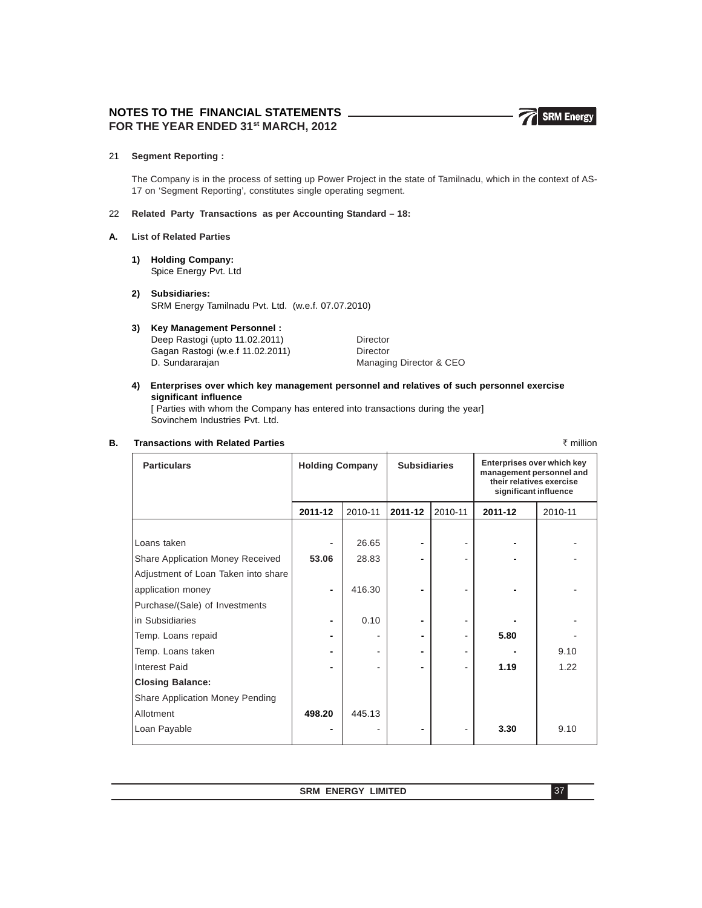#### 21 Segment Reporting :

The Company is in the process of setting up Power Project in the state of Tamilnadu, which in the context of AS-17 on 'Segment Reporting', constitutes single operating segment.

#### 22 Related Party Transactions as per Accounting Standard – 18:

**A. List of Related Parties**

**1) Holding Company:**
Spice Energy Pvt. Ltd

**2) Subsidiaries:**
SRM Energy Tamilnadu Pvt. Ltd. (w.e.f. 07.07.2010)

**3) Key Management Personnel :**

| | |
|---|---|
| Deep Rastogi (upto 11.02.2011) | Director |
| Gagan Rastogi (w.e.f 11.02.2011) | Director |
| D. Sundararajan | Managing Director & CEO |

**4) Enterprises over which key management personnel and relatives of such personnel exercise significant influence**
[ Parties with whom the Company has entered into transactions during the year]
Sovinchem Industries Pvt. Ltd.

**B. Transactions with Related Parties** ₹ million

| Particulars | Holding Company | | Subsidiaries | | Enterprises over which key management personnel and their relatives exercise significant influence | |
|---|---|---|---|---|---|---|
| | **2011-12** | 2010-11 | **2011-12** | 2010-11 | **2011-12** | 2010-11 |
| Loans taken | - | 26.65 | - | - | - | - |
| Share Application Money Received | **53.06** | 28.83 | - | - | - | - |
| Adjustment of Loan Taken into share application money | - | 416.30 | - | - | - | - |
| Purchase/(Sale) of Investments in Subsidiaries | - | 0.10 | - | - | - | - |
| Temp. Loans repaid | - | - | - | - | **5.80** | - |
| Temp. Loans taken | - | - | - | - | - | 9.10 |
| Interest Paid | - | - | - | - | **1.19** | 1.22 |
| **Closing Balance:** | | | | | | |
| Share Application Money Pending Allotment | **498.20** | 445.13 | | | | |
| Loan Payable | - | - | - | - | **3.30** | 9.10 |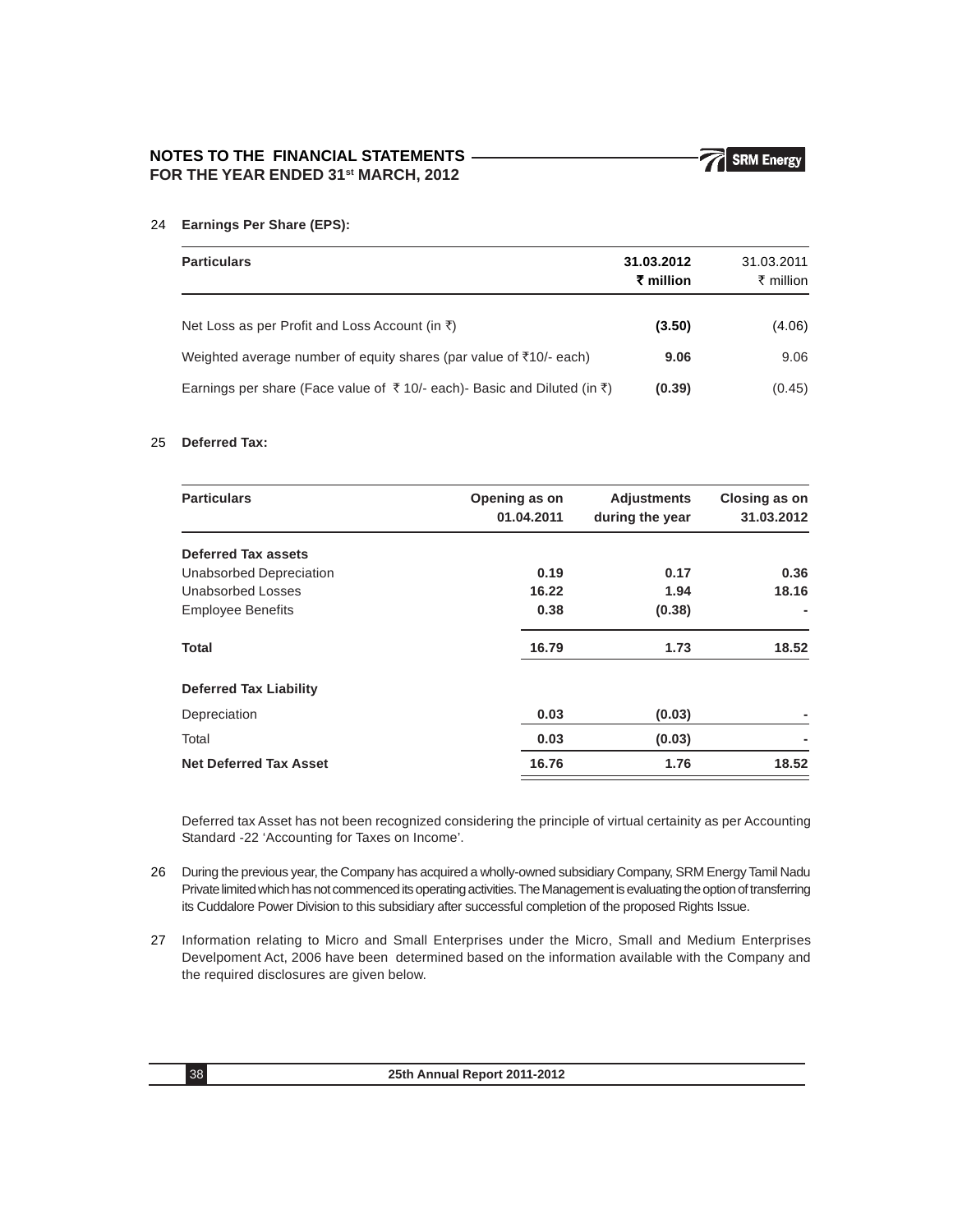**NOTES TO THE FINANCIAL STATEMENTS FOR THE YEAR ENDED 31st MARCH, 2012**

24 **Earnings Per Share (EPS):**

| **Particulars** | **31.03.2012 ₹ million** | 31.03.2011 ₹ million |
|---|---|---|
| Net Loss as per Profit and Loss Account (in ₹) | **(3.50)** | (4.06) |
| Weighted average number of equity shares (par value of ₹10/- each) | **9.06** | 9.06 |
| Earnings per share (Face value of ₹ 10/- each)- Basic and Diluted (in ₹) | **(0.39)** | (0.45) |

25 **Deferred Tax:**

| **Particulars** | **Opening as on 01.04.2011** | **Adjustments during the year** | **Closing as on 31.03.2012** |
|---|---|---|---|
| **Deferred Tax assets** | | | |
| Unabsorbed Depreciation | **0.19** | **0.17** | **0.36** |
| Unabsorbed Losses | **16.22** | **1.94** | **18.16** |
| Employee Benefits | **0.38** | **(0.38)** | **-** |
| **Total** | **16.79** | **1.73** | **18.52** |
| **Deferred Tax Liability** | | | |
| Depreciation | **0.03** | **(0.03)** | **-** |
| Total | **0.03** | **(0.03)** | **-** |
| **Net Deferred Tax Asset** | **16.76** | **1.76** | **18.52** |

Deferred tax Asset has not been recognized considering the principle of virtual certainity as per Accounting Standard -22 'Accounting for Taxes on Income'.

26 During the previous year, the Company has acquired a wholly-owned subsidiary Company, SRM Energy Tamil Nadu Private limited which has not commenced its operating activities. The Management is evaluating the option of transferring its Cuddalore Power Division to this subsidiary after successful completion of the proposed Rights Issue.

27 Information relating to Micro and Small Enterprises under the Micro, Small and Medium Enterprises Develpoment Act, 2006 have been determined based on the information available with the Company and the required disclosures are given below.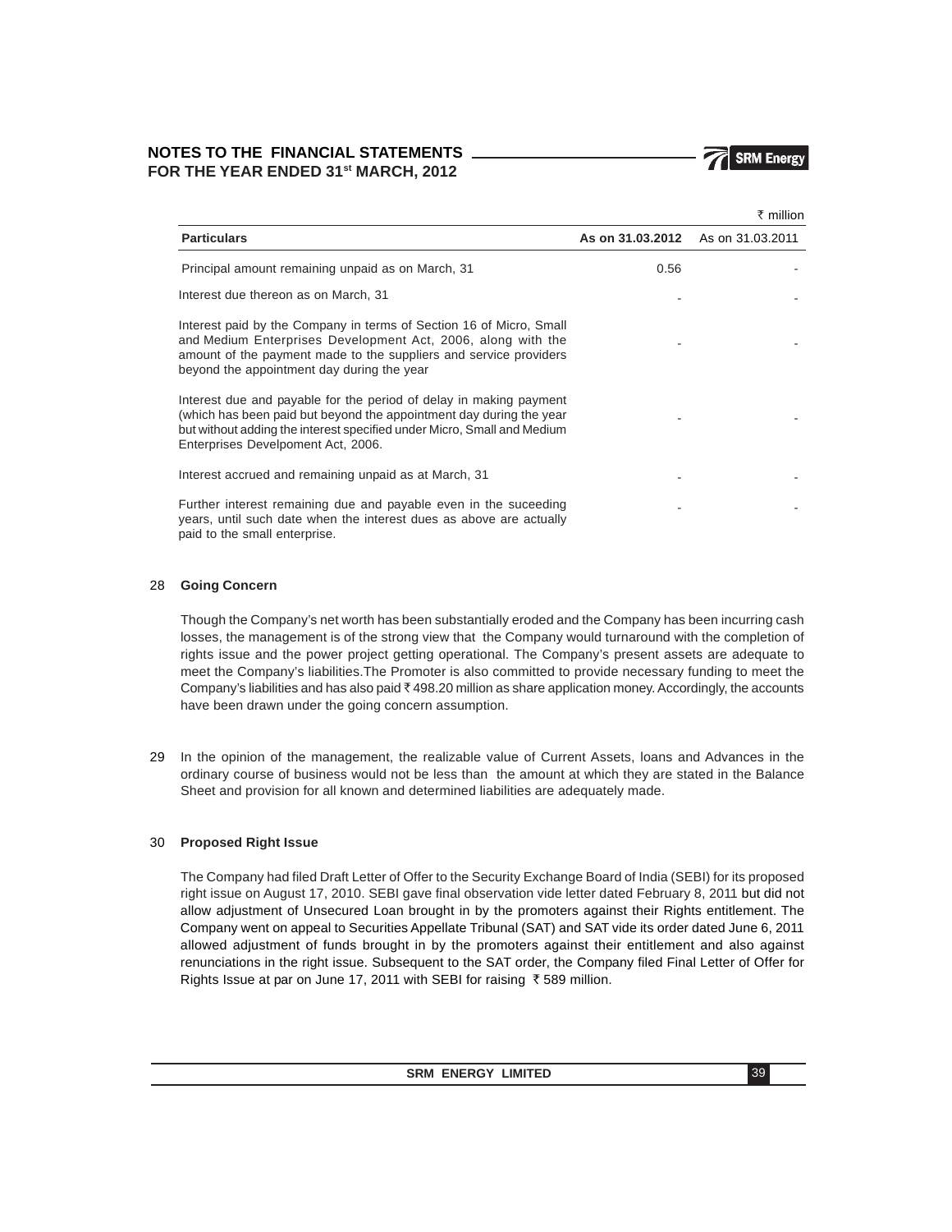₹ million

| Particulars | As on 31.03.2012 | As on 31.03.2011 |
|---|---|---|
| Principal amount remaining unpaid as on March, 31 | 0.56 | - |
| Interest due thereon as on March, 31 | - | - |
| Interest paid by the Company in terms of Section 16 of Micro, Small and Medium Enterprises Development Act, 2006, along with the amount of the payment made to the suppliers and service providers beyond the appointment day during the year | - | - |
| Interest due and payable for the period of delay in making payment (which has been paid but beyond the appointment day during the year but without adding the interest specified under Micro, Small and Medium Enterprises Develpoment Act, 2006. | - | - |
| Interest accrued and remaining unpaid as at March, 31 | - | - |
| Further interest remaining due and payable even in the suceeding years, until such date when the interest dues as above are actually paid to the small enterprise. | - | - |

28 **Going Concern**

Though the Company's net worth has been substantially eroded and the Company has been incurring cash losses, the management is of the strong view that the Company would turnaround with the completion of rights issue and the power project getting operational. The Company's present assets are adequate to meet the Company's liabilities.The Promoter is also committed to provide necessary funding to meet the Company's liabilities and has also paid ₹ 498.20 million as share application money. Accordingly, the accounts have been drawn under the going concern assumption.

29 In the opinion of the management, the realizable value of Current Assets, loans and Advances in the ordinary course of business would not be less than the amount at which they are stated in the Balance Sheet and provision for all known and determined liabilities are adequately made.

30 **Proposed Right Issue**

The Company had filed Draft Letter of Offer to the Security Exchange Board of India (SEBI) for its proposed right issue on August 17, 2010. SEBI gave final observation vide letter dated February 8, 2011 but did not allow adjustment of Unsecured Loan brought in by the promoters against their Rights entitlement. The Company went on appeal to Securities Appellate Tribunal (SAT) and SAT vide its order dated June 6, 2011 allowed adjustment of funds brought in by the promoters against their entitlement and also against renunciations in the right issue. Subsequent to the SAT order, the Company filed Final Letter of Offer for Rights Issue at par on June 17, 2011 with SEBI for raising ₹ 589 million.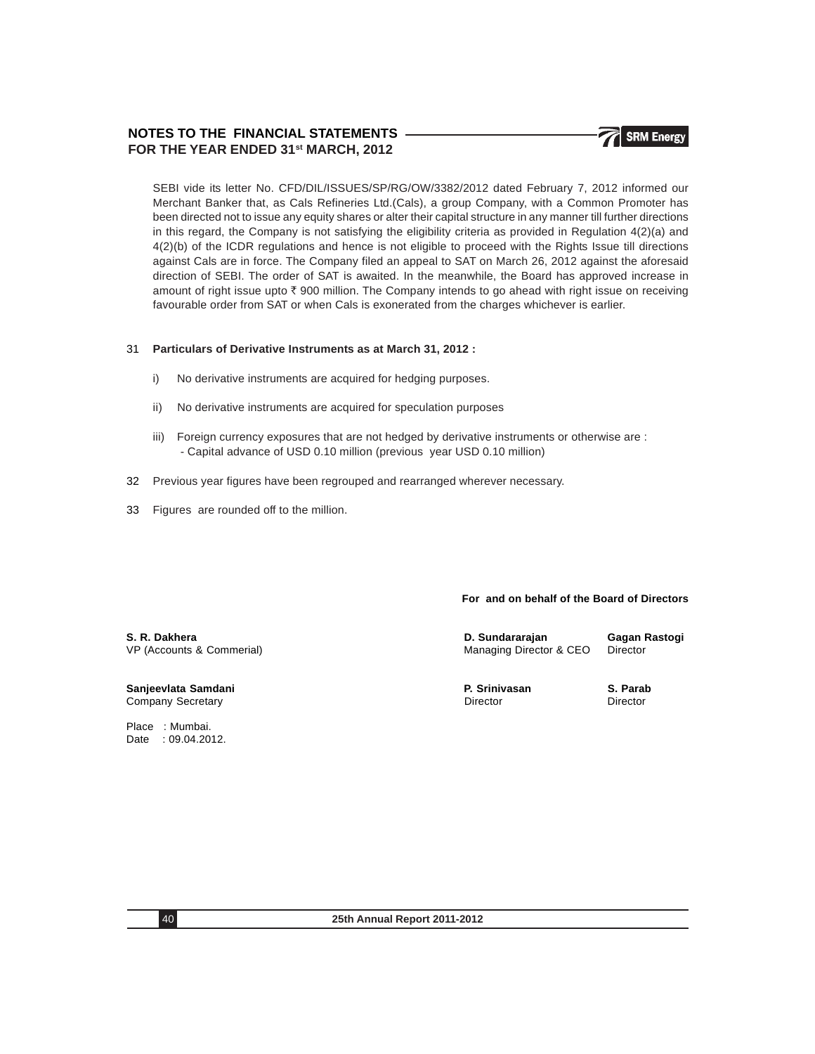SEBI vide its letter No. CFD/DIL/ISSUES/SP/RG/OW/3382/2012 dated February 7, 2012 informed our Merchant Banker that, as Cals Refineries Ltd.(Cals), a group Company, with a Common Promoter has been directed not to issue any equity shares or alter their capital structure in any manner till further directions in this regard, the Company is not satisfying the eligibility criteria as provided in Regulation 4(2)(a) and 4(2)(b) of the ICDR regulations and hence is not eligible to proceed with the Rights Issue till directions against Cals are in force. The Company filed an appeal to SAT on March 26, 2012 against the aforesaid direction of SEBI. The order of SAT is awaited. In the meanwhile, the Board has approved increase in amount of right issue upto ₹ 900 million. The Company intends to go ahead with right issue on receiving favourable order from SAT or when Cals is exonerated from the charges whichever is earlier.

31 **Particulars of Derivative Instruments as at March 31, 2012 :**

i) No derivative instruments are acquired for hedging purposes.

ii) No derivative instruments are acquired for speculation purposes

iii) Foreign currency exposures that are not hedged by derivative instruments or otherwise are :
- Capital advance of USD 0.10 million (previous year USD 0.10 million)

32 Previous year figures have been regrouped and rearranged wherever necessary.

33 Figures are rounded off to the million.

**For and on behalf of the Board of Directors**

**S. R. Dakhera**
VP (Accounts & Commerial)

**D. Sundararajan**
Managing Director & CEO

**Gagan Rastogi**
Director

**Sanjeevlata Samdani**
Company Secretary

**P. Srinivasan**
Director

**S. Parab**
Director

Place : Mumbai.
Date : 09.04.2012.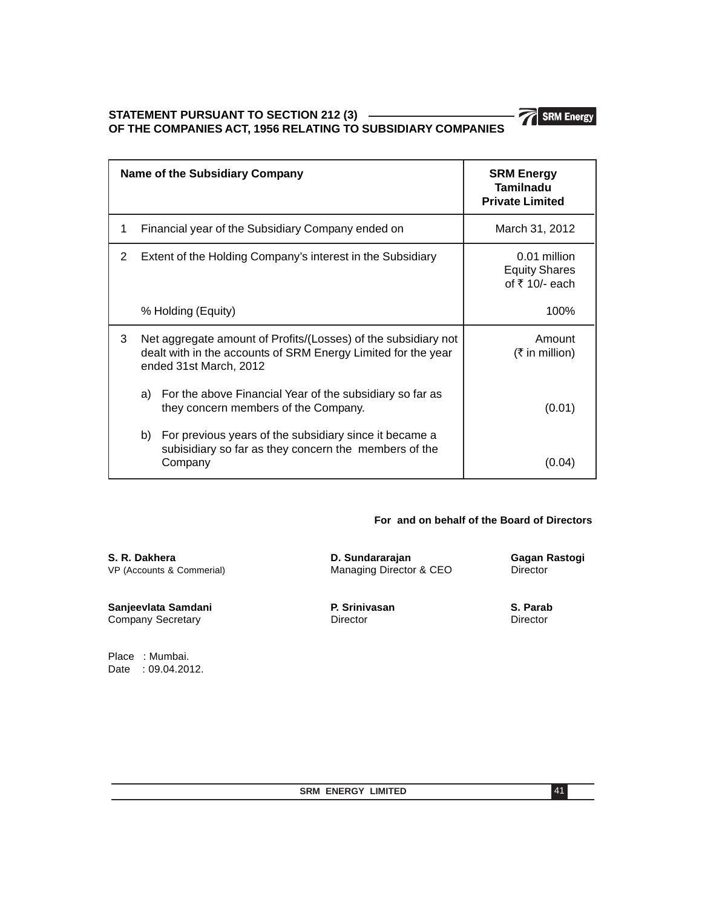## STATEMENT PURSUANT TO SECTION 212 (3) OF THE COMPANIES ACT, 1956 RELATING TO SUBSIDIARY COMPANIES

| | Name of the Subsidiary Company | SRM Energy Tamilnadu Private Limited |
|---|---|---|
| 1 | Financial year of the Subsidiary Company ended on | March 31, 2012 |
| 2 | Extent of the Holding Company's interest in the Subsidiary | 0.01 million Equity Shares of ₹ 10/- each |
| | % Holding (Equity) | 100% |
| 3 | Net aggregate amount of Profits/(Losses) of the subsidiary not dealt with in the accounts of SRM Energy Limited for the year ended 31st March, 2012 | Amount (₹ in million) |
| | a) For the above Financial Year of the subsidiary so far as they concern members of the Company. | (0.01) |
| | b) For previous years of the subsidiary since it became a subisidiary so far as they concern the members of the Company | (0.04) |

**For and on behalf of the Board of Directors**

**S. R. Dakhera**
VP (Accounts & Commerial)

**D. Sundararajan**
Managing Director & CEO

**Gagan Rastogi**
Director

**Sanjeevlata Samdani**
Company Secretary

**P. Srinivasan**
Director

**S. Parab**
Director

Place : Mumbai.
Date : 09.04.2012.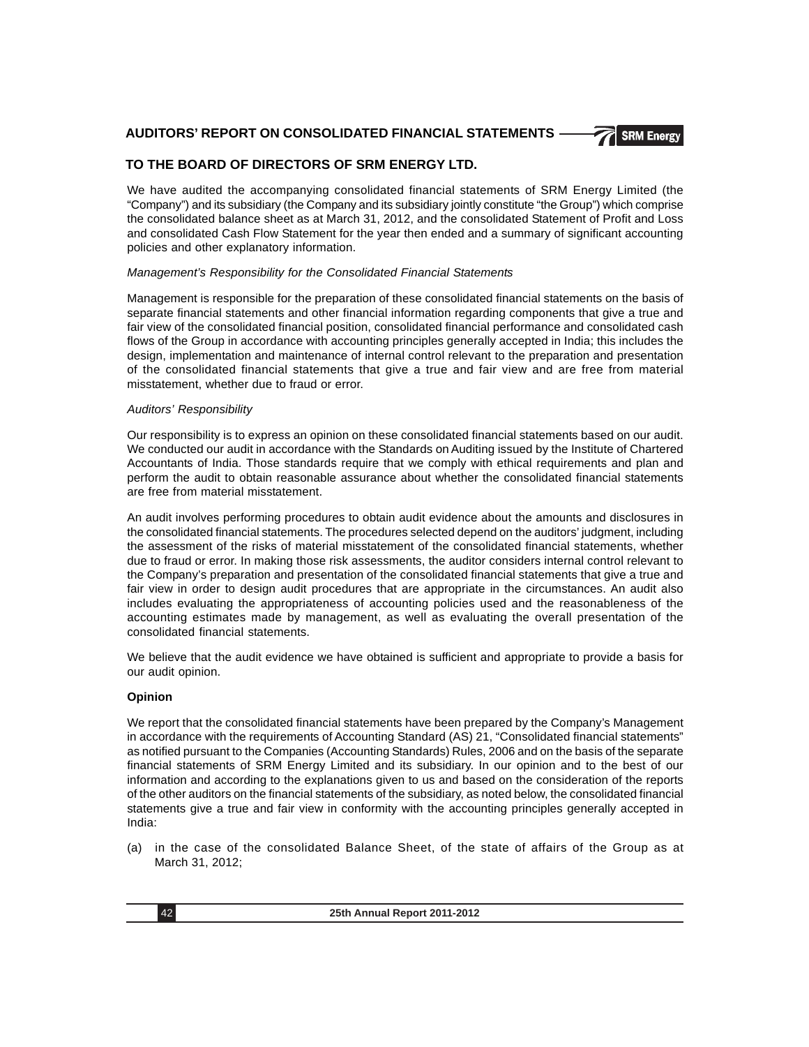## AUDITORS' REPORT ON CONSOLIDATED FINANCIAL STATEMENTS

## TO THE BOARD OF DIRECTORS OF SRM ENERGY LTD.

We have audited the accompanying consolidated financial statements of SRM Energy Limited (the "Company") and its subsidiary (the Company and its subsidiary jointly constitute "the Group") which comprise the consolidated balance sheet as at March 31, 2012, and the consolidated Statement of Profit and Loss and consolidated Cash Flow Statement for the year then ended and a summary of significant accounting policies and other explanatory information.

*Management's Responsibility for the Consolidated Financial Statements*

Management is responsible for the preparation of these consolidated financial statements on the basis of separate financial statements and other financial information regarding components that give a true and fair view of the consolidated financial position, consolidated financial performance and consolidated cash flows of the Group in accordance with accounting principles generally accepted in India; this includes the design, implementation and maintenance of internal control relevant to the preparation and presentation of the consolidated financial statements that give a true and fair view and are free from material misstatement, whether due to fraud or error.

*Auditors' Responsibility*

Our responsibility is to express an opinion on these consolidated financial statements based on our audit. We conducted our audit in accordance with the Standards on Auditing issued by the Institute of Chartered Accountants of India. Those standards require that we comply with ethical requirements and plan and perform the audit to obtain reasonable assurance about whether the consolidated financial statements are free from material misstatement.

An audit involves performing procedures to obtain audit evidence about the amounts and disclosures in the consolidated financial statements. The procedures selected depend on the auditors' judgment, including the assessment of the risks of material misstatement of the consolidated financial statements, whether due to fraud or error. In making those risk assessments, the auditor considers internal control relevant to the Company's preparation and presentation of the consolidated financial statements that give a true and fair view in order to design audit procedures that are appropriate in the circumstances. An audit also includes evaluating the appropriateness of accounting policies used and the reasonableness of the accounting estimates made by management, as well as evaluating the overall presentation of the consolidated financial statements.

We believe that the audit evidence we have obtained is sufficient and appropriate to provide a basis for our audit opinion.

**Opinion**

We report that the consolidated financial statements have been prepared by the Company's Management in accordance with the requirements of Accounting Standard (AS) 21, "Consolidated financial statements" as notified pursuant to the Companies (Accounting Standards) Rules, 2006 and on the basis of the separate financial statements of SRM Energy Limited and its subsidiary. In our opinion and to the best of our information and according to the explanations given to us and based on the consideration of the reports of the other auditors on the financial statements of the subsidiary, as noted below, the consolidated financial statements give a true and fair view in conformity with the accounting principles generally accepted in India:

(a) in the case of the consolidated Balance Sheet, of the state of affairs of the Group as at March 31, 2012;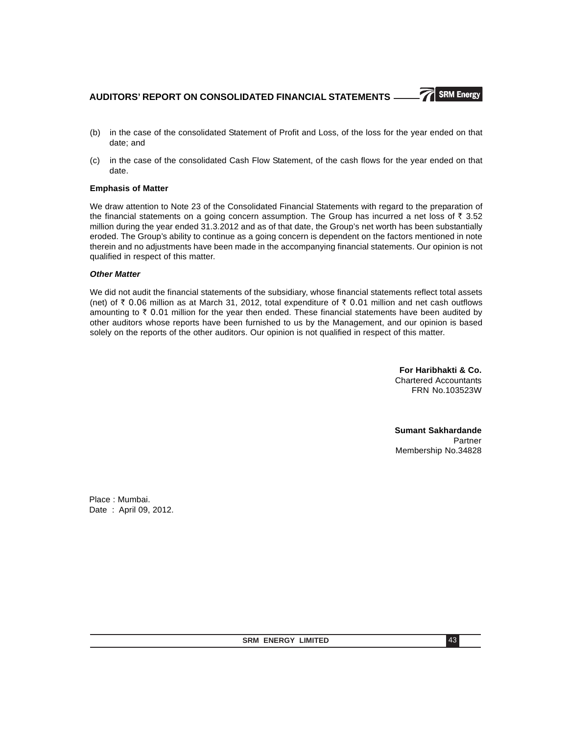(b) in the case of the consolidated Statement of Profit and Loss, of the loss for the year ended on that date; and

(c) in the case of the consolidated Cash Flow Statement, of the cash flows for the year ended on that date.

**Emphasis of Matter**

We draw attention to Note 23 of the Consolidated Financial Statements with regard to the preparation of the financial statements on a going concern assumption. The Group has incurred a net loss of ₹ 3.52 million during the year ended 31.3.2012 and as of that date, the Group's net worth has been substantially eroded. The Group's ability to continue as a going concern is dependent on the factors mentioned in note therein and no adjustments have been made in the accompanying financial statements. Our opinion is not qualified in respect of this matter.

***Other Matter***

We did not audit the financial statements of the subsidiary, whose financial statements reflect total assets (net) of ₹ 0.06 million as at March 31, 2012, total expenditure of ₹ 0.01 million and net cash outflows amounting to ₹ 0.01 million for the year then ended. These financial statements have been audited by other auditors whose reports have been furnished to us by the Management, and our opinion is based solely on the reports of the other auditors. Our opinion is not qualified in respect of this matter.

**For Haribhakti & Co.**
Chartered Accountants
FRN No.103523W

**Sumant Sakhardande**
Partner
Membership No.34828

Place : Mumbai.
Date : April 09, 2012.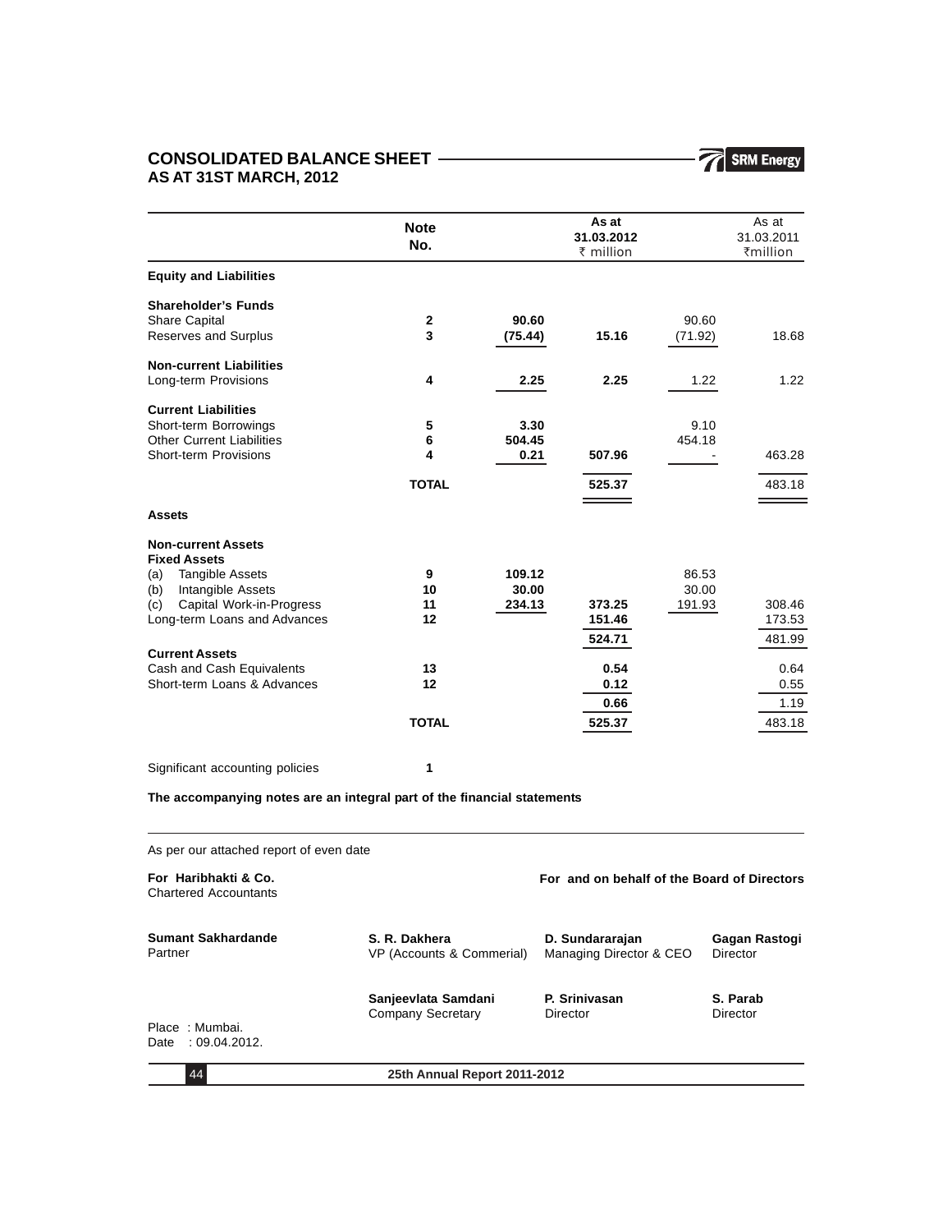# CONSOLIDATED BALANCE SHEET AS AT 31ST MARCH, 2012

| | Note No. | As at 31.03.2012 ₹ million | | As at 31.03.2011 ₹million | |
|---|---|---|---|---|---|
| **Equity and Liabilities** | | | | | |
| **Shareholder's Funds** | | | | | |
| Share Capital | 2 | 90.60 | | 90.60 | |
| Reserves and Surplus | 3 | (75.44) | 15.16 | (71.92) | 18.68 |
| **Non-current Liabilities** | | | | | |
| Long-term Provisions | 4 | 2.25 | 2.25 | 1.22 | 1.22 |
| **Current Liabilities** | | | | | |
| Short-term Borrowings | 5 | 3.30 | | 9.10 | |
| Other Current Liabilities | 6 | 504.45 | | 454.18 | |
| Short-term Provisions | 4 | 0.21 | 507.96 | - | 463.28 |
| | **TOTAL** | | 525.37 | | 483.18 |
| **Assets** | | | | | |
| **Non-current Assets** | | | | | |
| **Fixed Assets** | | | | | |
| (a) Tangible Assets | 9 | 109.12 | | 86.53 | |
| (b) Intangible Assets | 10 | 30.00 | | 30.00 | |
| (c) Capital Work-in-Progress | 11 | 234.13 | 373.25 | 191.93 | 308.46 |
| Long-term Loans and Advances | 12 | | 151.46 | | 173.53 |
| | | | 524.71 | | 481.99 |
| **Current Assets** | | | | | |
| Cash and Cash Equivalents | 13 | | 0.54 | | 0.64 |
| Short-term Loans & Advances | 12 | | 0.12 | | 0.55 |
| | | | 0.66 | | 1.19 |
| | **TOTAL** | | 525.37 | | 483.18 |

Significant accounting policies 1

**The accompanying notes are an integral part of the financial statements**

As per our attached report of even date

**For Haribhakti & Co.**
Chartered Accountants

**For and on behalf of the Board of Directors**

**Sumant Sakhardande**
Partner

**S. R. Dakhera**
VP (Accounts & Commerial)

**D. Sundararajan**
Managing Director & CEO

**Gagan Rastogi**
Director

**Sanjeevlata Samdani**
Company Secretary

**P. Srinivasan**
Director

**S. Parab**
Director

Place : Mumbai.
Date : 09.04.2012.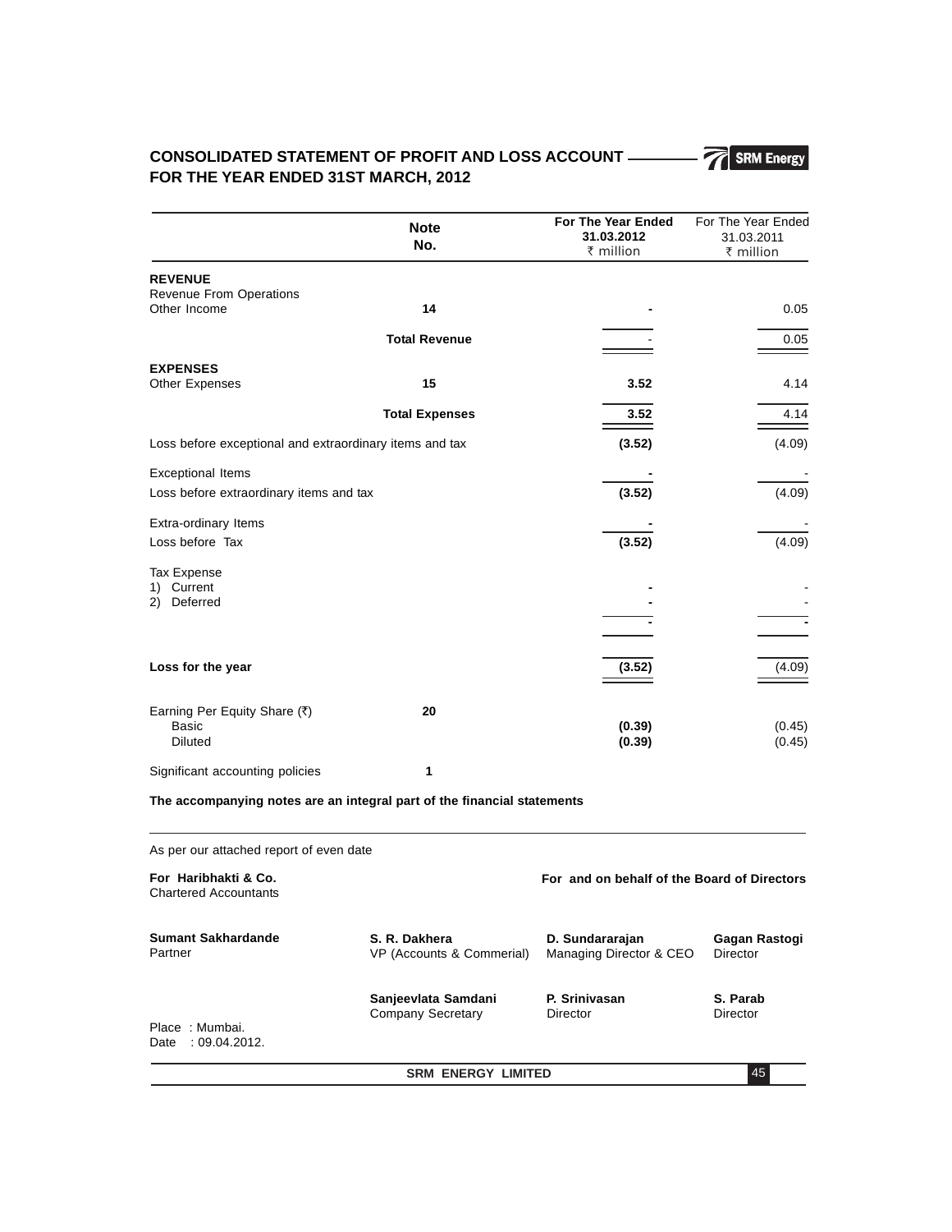## CONSOLIDATED STATEMENT OF PROFIT AND LOSS ACCOUNT FOR THE YEAR ENDED 31ST MARCH, 2012

SRM Energy

| | Note No. | For The Year Ended 31.03.2012 ₹ million | For The Year Ended 31.03.2011 ₹ million |
|---|---|---|---|
| **REVENUE** | | | |
| Revenue From Operations | | | |
| Other Income | **14** | **-** | 0.05 |
| | **Total Revenue** | - | 0.05 |
| **EXPENSES** | | | |
| Other Expenses | **15** | **3.52** | 4.14 |
| | **Total Expenses** | **3.52** | 4.14 |
| Loss before exceptional and extraordinary items and tax | | **(3.52)** | (4.09) |
| Exceptional Items | | **-** | - |
| Loss before extraordinary items and tax | | **(3.52)** | (4.09) |
| Extra-ordinary Items | | **-** | - |
| Loss before Tax | | **(3.52)** | (4.09) |
| Tax Expense | | | |
| 1) Current | | **-** | - |
| 2) Deferred | | **-** | - |
| | | **-** | **-** |
| **Loss for the year** | | **(3.52)** | (4.09) |
| Earning Per Equity Share (₹) | **20** | | |
| Basic | | **(0.39)** | (0.45) |
| Diluted | | **(0.39)** | (0.45) |
| Significant accounting policies | **1** | | |

**The accompanying notes are an integral part of the financial statements**

As per our attached report of even date

**For Haribhakti & Co.**
Chartered Accountants

**For and on behalf of the Board of Directors**

**Sumant Sakhardande**
Partner

**S. R. Dakhera**
VP (Accounts & Commerial)

**D. Sundararajan**
Managing Director & CEO

**Gagan Rastogi**
Director

**Sanjeevlata Samdani**
Company Secretary

**P. Srinivasan**
Director

**S. Parab**
Director

Place : Mumbai.
Date : 09.04.2012.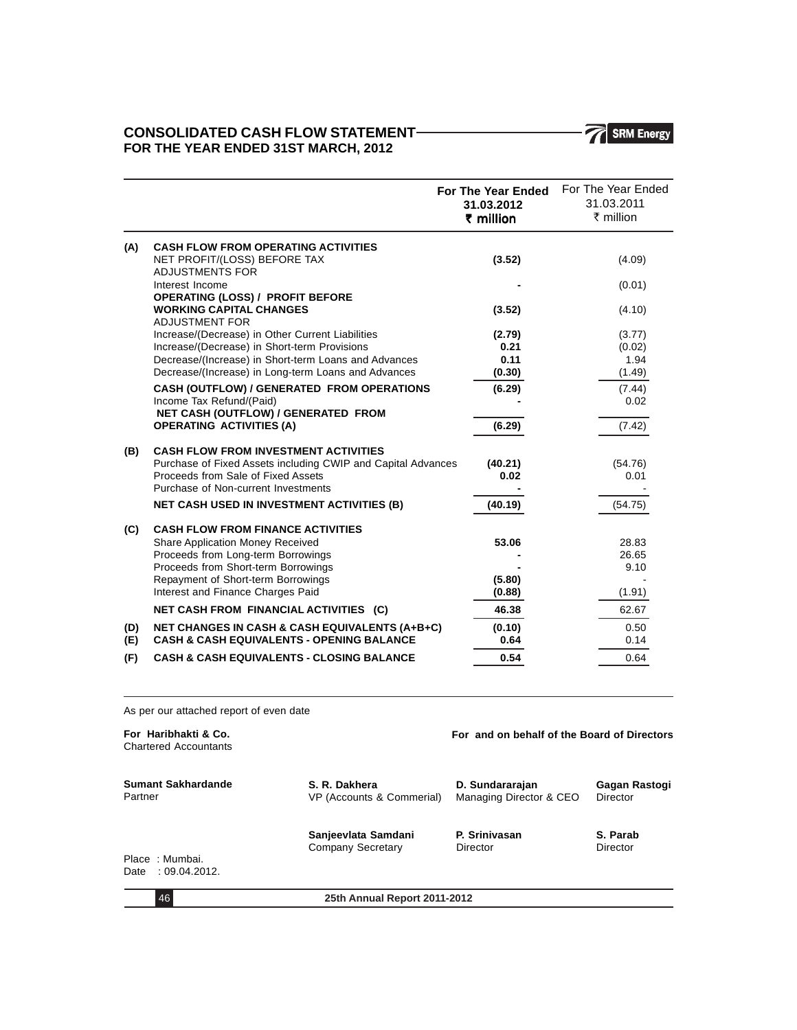# CONSOLIDATED CASH FLOW STATEMENT
## FOR THE YEAR ENDED 31ST MARCH, 2012

| | | **For The Year Ended 31.03.2012 ₹ million** | For The Year Ended 31.03.2011 ₹ million |
|---|---|---|---|
| **(A)** | **CASH FLOW FROM OPERATING ACTIVITIES** | | |
| | NET PROFIT/(LOSS) BEFORE TAX | **(3.52)** | (4.09) |
| | ADJUSTMENTS FOR | | |
| | Interest Income | **-** | (0.01) |
| | **OPERATING (LOSS) / PROFIT BEFORE WORKING CAPITAL CHANGES** | **(3.52)** | (4.10) |
| | ADJUSTMENT FOR | | |
| | Increase/(Decrease) in Other Current Liabilities | **(2.79)** | (3.77) |
| | Increase/(Decrease) in Short-term Provisions | **0.21** | (0.02) |
| | Decrease/(Increase) in Short-term Loans and Advances | **0.11** | 1.94 |
| | Decrease/(Increase) in Long-term Loans and Advances | **(0.30)** | (1.49) |
| | **CASH (OUTFLOW) / GENERATED FROM OPERATIONS** | **(6.29)** | (7.44) |
| | Income Tax Refund/(Paid) | **-** | 0.02 |
| | **NET CASH (OUTFLOW) / GENERATED FROM OPERATING ACTIVITIES (A)** | **(6.29)** | (7.42) |
| **(B)** | **CASH FLOW FROM INVESTMENT ACTIVITIES** | | |
| | Purchase of Fixed Assets including CWIP and Capital Advances | **(40.21)** | (54.76) |
| | Proceeds from Sale of Fixed Assets | **0.02** | 0.01 |
| | Purchase of Non-current Investments | **-** | - |
| | **NET CASH USED IN INVESTMENT ACTIVITIES (B)** | **(40.19)** | (54.75) |
| **(C)** | **CASH FLOW FROM FINANCE ACTIVITIES** | | |
| | Share Application Money Received | **53.06** | 28.83 |
| | Proceeds from Long-term Borrowings | **-** | 26.65 |
| | Proceeds from Short-term Borrowings | **-** | 9.10 |
| | Repayment of Short-term Borrowings | **(5.80)** | - |
| | Interest and Finance Charges Paid | **(0.88)** | (1.91) |
| | **NET CASH FROM FINANCIAL ACTIVITIES (C)** | **46.38** | 62.67 |
| **(D)** | **NET CHANGES IN CASH & CASH EQUIVALENTS (A+B+C)** | **(0.10)** | 0.50 |
| **(E)** | **CASH & CASH EQUIVALENTS - OPENING BALANCE** | **0.64** | 0.14 |
| **(F)** | **CASH & CASH EQUIVALENTS - CLOSING BALANCE** | **0.54** | 0.64 |

As per our attached report of even date

**For Haribhakti & Co.**
Chartered Accountants

**For and on behalf of the Board of Directors**

**Sumant Sakhardande**
Partner

**S. R. Dakhera**
VP (Accounts & Commerial)

**D. Sundararajan**
Managing Director & CEO

**Gagan Rastogi**
Director

**Sanjeevlata Samdani**
Company Secretary

**P. Srinivasan**
Director

**S. Parab**
Director

Place : Mumbai.
Date : 09.04.2012.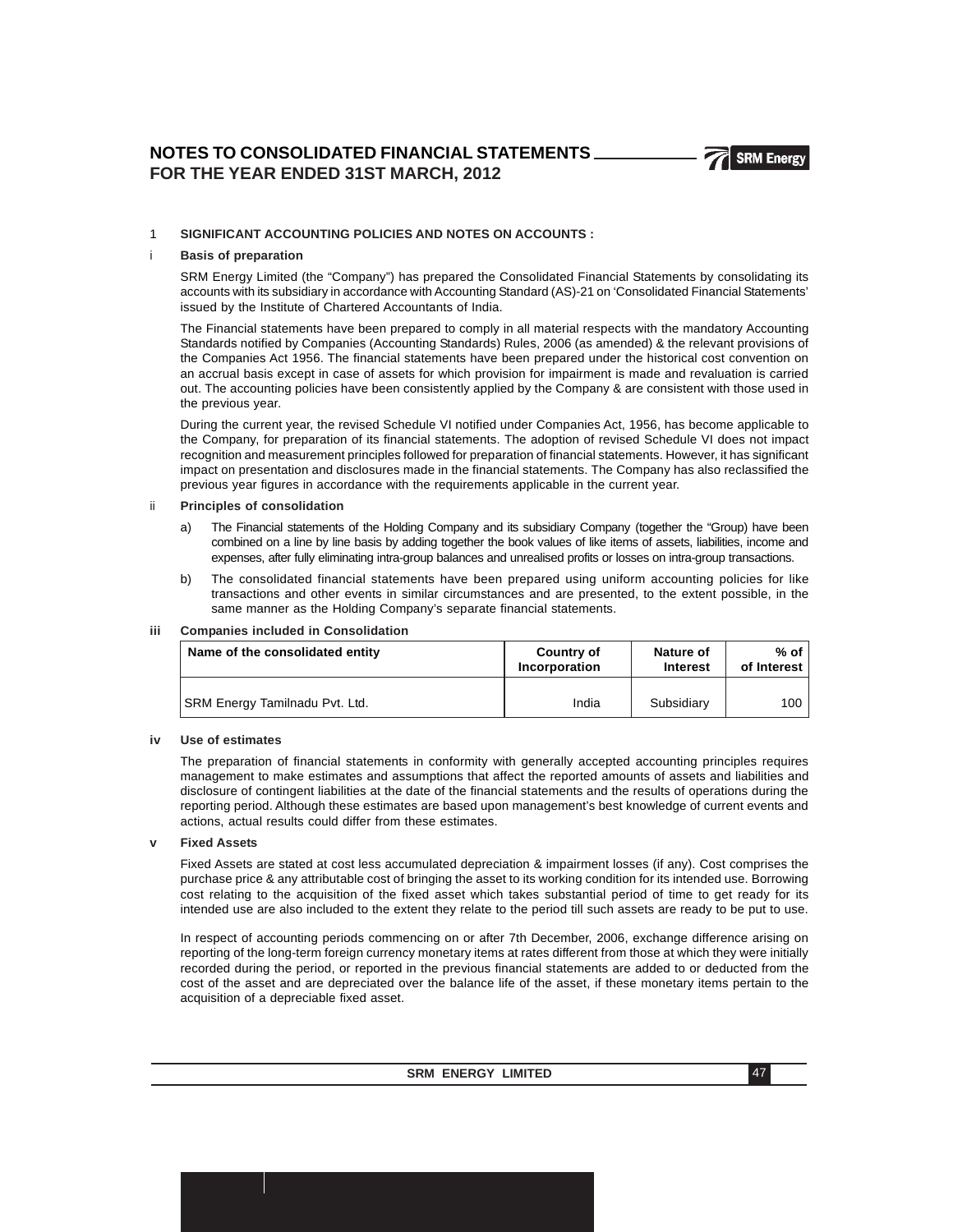# NOTES TO CONSOLIDATED FINANCIAL STATEMENTS
# FOR THE YEAR ENDED 31ST MARCH, 2012

1 **SIGNIFICANT ACCOUNTING POLICIES AND NOTES ON ACCOUNTS :**

i **Basis of preparation**

SRM Energy Limited (the "Company") has prepared the Consolidated Financial Statements by consolidating its accounts with its subsidiary in accordance with Accounting Standard (AS)-21 on 'Consolidated Financial Statements' issued by the Institute of Chartered Accountants of India.

The Financial statements have been prepared to comply in all material respects with the mandatory Accounting Standards notified by Companies (Accounting Standards) Rules, 2006 (as amended) & the relevant provisions of the Companies Act 1956. The financial statements have been prepared under the historical cost convention on an accrual basis except in case of assets for which provision for impairment is made and revaluation is carried out. The accounting policies have been consistently applied by the Company & are consistent with those used in the previous year.

During the current year, the revised Schedule VI notified under Companies Act, 1956, has become applicable to the Company, for preparation of its financial statements. The adoption of revised Schedule VI does not impact recognition and measurement principles followed for preparation of financial statements. However, it has significant impact on presentation and disclosures made in the financial statements. The Company has also reclassified the previous year figures in accordance with the requirements applicable in the current year.

ii **Principles of consolidation**

a) The Financial statements of the Holding Company and its subsidiary Company (together the "Group) have been combined on a line by line basis by adding together the book values of like items of assets, liabilities, income and expenses, after fully eliminating intra-group balances and unrealised profits or losses on intra-group transactions.

b) The consolidated financial statements have been prepared using uniform accounting policies for like transactions and other events in similar circumstances and are presented, to the extent possible, in the same manner as the Holding Company's separate financial statements.

iii **Companies included in Consolidation**

| Name of the consolidated entity | Country of Incorporation | Nature of Interest | % of of Interest |
|---|---|---|---|
| SRM Energy Tamilnadu Pvt. Ltd. | India | Subsidiary | 100 |

iv **Use of estimates**

The preparation of financial statements in conformity with generally accepted accounting principles requires management to make estimates and assumptions that affect the reported amounts of assets and liabilities and disclosure of contingent liabilities at the date of the financial statements and the results of operations during the reporting period. Although these estimates are based upon management's best knowledge of current events and actions, actual results could differ from these estimates.

v **Fixed Assets**

Fixed Assets are stated at cost less accumulated depreciation & impairment losses (if any). Cost comprises the purchase price & any attributable cost of bringing the asset to its working condition for its intended use. Borrowing cost relating to the acquisition of the fixed asset which takes substantial period of time to get ready for its intended use are also included to the extent they relate to the period till such assets are ready to be put to use.

In respect of accounting periods commencing on or after 7th December, 2006, exchange difference arising on reporting of the long-term foreign currency monetary items at rates different from those at which they were initially recorded during the period, or reported in the previous financial statements are added to or deducted from the cost of the asset and are depreciated over the balance life of the asset, if these monetary items pertain to the acquisition of a depreciable fixed asset.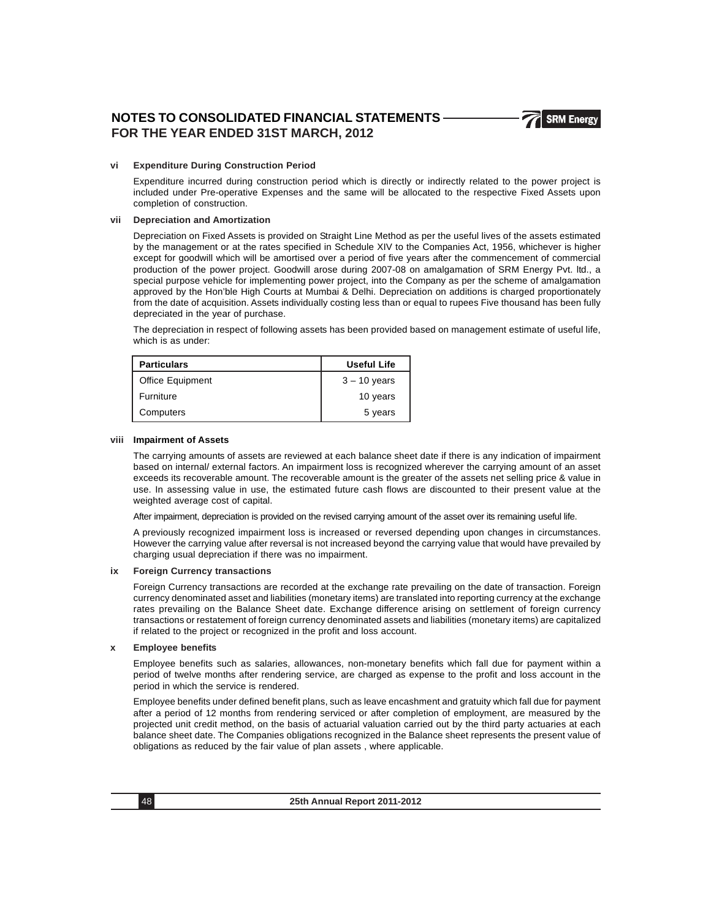# NOTES TO CONSOLIDATED FINANCIAL STATEMENTS FOR THE YEAR ENDED 31ST MARCH, 2012

**vi Expenditure During Construction Period**

Expenditure incurred during construction period which is directly or indirectly related to the power project is included under Pre-operative Expenses and the same will be allocated to the respective Fixed Assets upon completion of construction.

**vii Depreciation and Amortization**

Depreciation on Fixed Assets is provided on Straight Line Method as per the useful lives of the assets estimated by the management or at the rates specified in Schedule XIV to the Companies Act, 1956, whichever is higher except for goodwill which will be amortised over a period of five years after the commencement of commercial production of the power project. Goodwill arose during 2007-08 on amalgamation of SRM Energy Pvt. ltd., a special purpose vehicle for implementing power project, into the Company as per the scheme of amalgamation approved by the Hon'ble High Courts at Mumbai & Delhi. Depreciation on additions is charged proportionately from the date of acquisition. Assets individually costing less than or equal to rupees Five thousand has been fully depreciated in the year of purchase.

The depreciation in respect of following assets has been provided based on management estimate of useful life, which is as under:

| Particulars | Useful Life |
|---|---|
| Office Equipment | 3 – 10 years |
| Furniture | 10 years |
| Computers | 5 years |

**viii Impairment of Assets**

The carrying amounts of assets are reviewed at each balance sheet date if there is any indication of impairment based on internal/ external factors. An impairment loss is recognized wherever the carrying amount of an asset exceeds its recoverable amount. The recoverable amount is the greater of the assets net selling price & value in use. In assessing value in use, the estimated future cash flows are discounted to their present value at the weighted average cost of capital.

After impairment, depreciation is provided on the revised carrying amount of the asset over its remaining useful life.

A previously recognized impairment loss is increased or reversed depending upon changes in circumstances. However the carrying value after reversal is not increased beyond the carrying value that would have prevailed by charging usual depreciation if there was no impairment.

**ix Foreign Currency transactions**

Foreign Currency transactions are recorded at the exchange rate prevailing on the date of transaction. Foreign currency denominated asset and liabilities (monetary items) are translated into reporting currency at the exchange rates prevailing on the Balance Sheet date. Exchange difference arising on settlement of foreign currency transactions or restatement of foreign currency denominated assets and liabilities (monetary items) are capitalized if related to the project or recognized in the profit and loss account.

**x Employee benefits**

Employee benefits such as salaries, allowances, non-monetary benefits which fall due for payment within a period of twelve months after rendering service, are charged as expense to the profit and loss account in the period in which the service is rendered.

Employee benefits under defined benefit plans, such as leave encashment and gratuity which fall due for payment after a period of 12 months from rendering serviced or after completion of employment, are measured by the projected unit credit method, on the basis of actuarial valuation carried out by the third party actuaries at each balance sheet date. The Companies obligations recognized in the Balance sheet represents the present value of obligations as reduced by the fair value of plan assets , where applicable.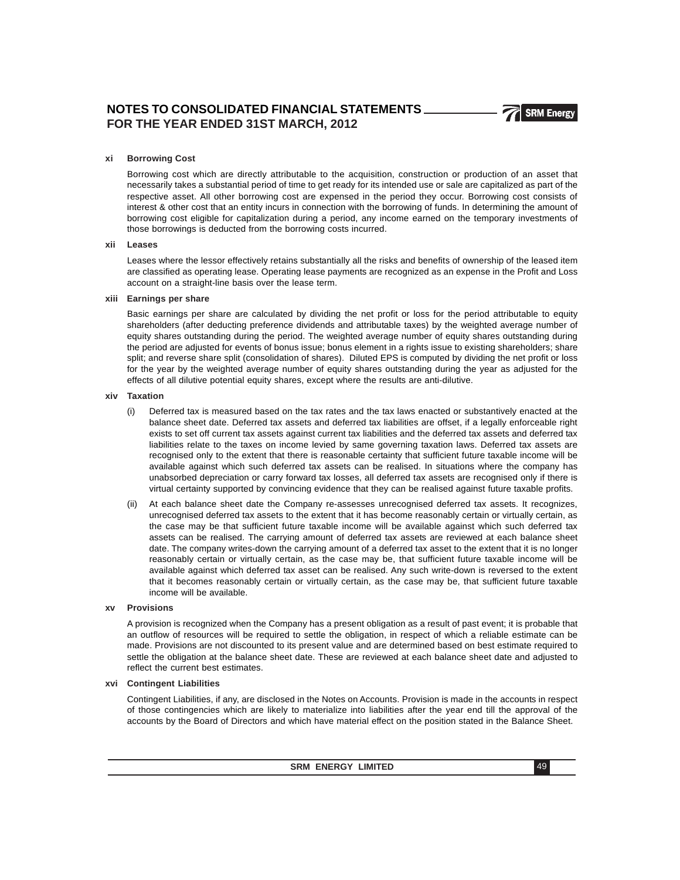## xi Borrowing Cost

Borrowing cost which are directly attributable to the acquisition, construction or production of an asset that necessarily takes a substantial period of time to get ready for its intended use or sale are capitalized as part of the respective asset. All other borrowing cost are expensed in the period they occur. Borrowing cost consists of interest & other cost that an entity incurs in connection with the borrowing of funds. In determining the amount of borrowing cost eligible for capitalization during a period, any income earned on the temporary investments of those borrowings is deducted from the borrowing costs incurred.

## xii Leases

Leases where the lessor effectively retains substantially all the risks and benefits of ownership of the leased item are classified as operating lease. Operating lease payments are recognized as an expense in the Profit and Loss account on a straight-line basis over the lease term.

## xiii Earnings per share

Basic earnings per share are calculated by dividing the net profit or loss for the period attributable to equity shareholders (after deducting preference dividends and attributable taxes) by the weighted average number of equity shares outstanding during the period. The weighted average number of equity shares outstanding during the period are adjusted for events of bonus issue; bonus element in a rights issue to existing shareholders; share split; and reverse share split (consolidation of shares). Diluted EPS is computed by dividing the net profit or loss for the year by the weighted average number of equity shares outstanding during the year as adjusted for the effects of all dilutive potential equity shares, except where the results are anti-dilutive.

## xiv Taxation

(i) Deferred tax is measured based on the tax rates and the tax laws enacted or substantively enacted at the balance sheet date. Deferred tax assets and deferred tax liabilities are offset, if a legally enforceable right exists to set off current tax assets against current tax liabilities and the deferred tax assets and deferred tax liabilities relate to the taxes on income levied by same governing taxation laws. Deferred tax assets are recognised only to the extent that there is reasonable certainty that sufficient future taxable income will be available against which such deferred tax assets can be realised. In situations where the company has unabsorbed depreciation or carry forward tax losses, all deferred tax assets are recognised only if there is virtual certainty supported by convincing evidence that they can be realised against future taxable profits.

(ii) At each balance sheet date the Company re-assesses unrecognised deferred tax assets. It recognizes, unrecognised deferred tax assets to the extent that it has become reasonably certain or virtually certain, as the case may be that sufficient future taxable income will be available against which such deferred tax assets can be realised. The carrying amount of deferred tax assets are reviewed at each balance sheet date. The company writes-down the carrying amount of a deferred tax asset to the extent that it is no longer reasonably certain or virtually certain, as the case may be, that sufficient future taxable income will be available against which deferred tax asset can be realised. Any such write-down is reversed to the extent that it becomes reasonably certain or virtually certain, as the case may be, that sufficient future taxable income will be available.

## xv Provisions

A provision is recognized when the Company has a present obligation as a result of past event; it is probable that an outflow of resources will be required to settle the obligation, in respect of which a reliable estimate can be made. Provisions are not discounted to its present value and are determined based on best estimate required to settle the obligation at the balance sheet date. These are reviewed at each balance sheet date and adjusted to reflect the current best estimates.

## xvi Contingent Liabilities

Contingent Liabilities, if any, are disclosed in the Notes on Accounts. Provision is made in the accounts in respect of those contingencies which are likely to materialize into liabilities after the year end till the approval of the accounts by the Board of Directors and which have material effect on the position stated in the Balance Sheet.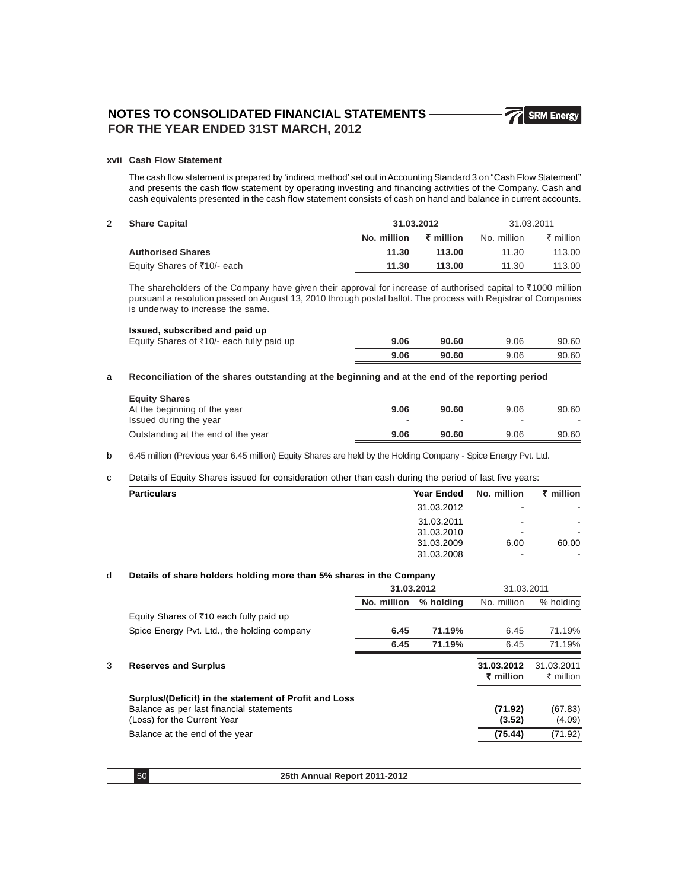# NOTES TO CONSOLIDATED FINANCIAL STATEMENTS FOR THE YEAR ENDED 31ST MARCH, 2012

**xvii Cash Flow Statement**

The cash flow statement is prepared by 'indirect method' set out in Accounting Standard 3 on "Cash Flow Statement" and presents the cash flow statement by operating investing and financing activities of the Company. Cash and cash equivalents presented in the cash flow statement consists of cash on hand and balance in current accounts.

**2 Share Capital**

| | 31.03.2012 | | 31.03.2011 | |
|---|---|---|---|---|
| | **No. million** | **₹ million** | No. million | ₹ million |
| **Authorised Shares** | | | | |
| Equity Shares of ₹10/- each | **11.30** | **113.00** | 11.30 | 113.00 |

The shareholders of the Company have given their approval for increase of authorised capital to ₹1000 million pursuant a resolution passed on August 13, 2010 through postal ballot. The process with Registrar of Companies is underway to increase the same.

| | 31.03.2012 | | 31.03.2011 | |
|---|---|---|---|---|
| | No. million | ₹ million | No. million | ₹ million |
| **Issued, subscribed and paid up** | | | | |
| Equity Shares of ₹10/- each fully paid up | **9.06** | **90.60** | 9.06 | 90.60 |
| | **9.06** | **90.60** | 9.06 | 90.60 |

a **Reconciliation of the shares outstanding at the beginning and at the end of the reporting period**

| | 31.03.2012 | | 31.03.2011 | |
|---|---|---|---|---|
| | No. million | ₹ million | No. million | ₹ million |
| **Equity Shares** | | | | |
| At the beginning of the year | **9.06** | **90.60** | 9.06 | 90.60 |
| Issued during the year | **-** | **-** | - | - |
| Outstanding at the end of the year | **9.06** | **90.60** | 9.06 | 90.60 |

b 6.45 million (Previous year 6.45 million) Equity Shares are held by the Holding Company - Spice Energy Pvt. Ltd.

c Details of Equity Shares issued for consideration other than cash during the period of last five years:

| **Particulars** | **Year Ended** | **No. million** | **₹ million** |
|---|---|---|---|
| | 31.03.2012 | - | - |
| | 31.03.2011 | - | - |
| | 31.03.2010 | - | - |
| | 31.03.2009 | 6.00 | 60.00 |
| | 31.03.2008 | - | - |

d **Details of share holders holding more than 5% shares in the Company**

| | 31.03.2012 | | 31.03.2011 | |
|---|---|---|---|---|
| | **No. million** | **% holding** | No. million | % holding |
| Equity Shares of ₹10 each fully paid up | | | | |
| Spice Energy Pvt. Ltd., the holding company | **6.45** | **71.19%** | 6.45 | 71.19% |
| | **6.45** | **71.19%** | 6.45 | 71.19% |

**3 Reserves and Surplus**

| | **31.03.2012 ₹ million** | 31.03.2011 ₹ million |
|---|---|---|
| **Surplus/(Deficit) in the statement of Profit and Loss** | | |
| Balance as per last financial statements | **(71.92)** | (67.83) |
| (Loss) for the Current Year | **(3.52)** | (4.09) |
| Balance at the end of the year | **(75.44)** | (71.92) |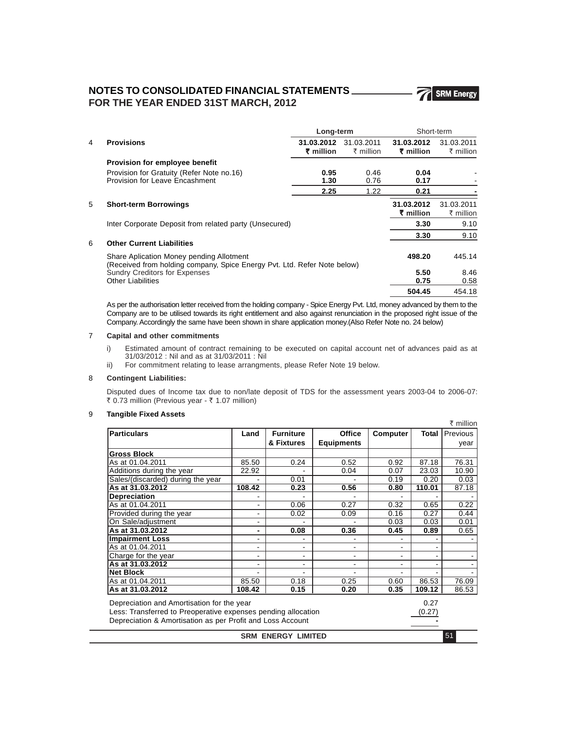# NOTES TO CONSOLIDATED FINANCIAL STATEMENTS FOR THE YEAR ENDED 31ST MARCH, 2012

| | | Long-term | | Short-term | |
|---|---|---|---|---|---|
| **4** | **Provisions** | **31.03.2012 ₹ million** | 31.03.2011 ₹ million | **31.03.2012 ₹ million** | 31.03.2011 ₹ million |
| | **Provision for employee benefit** | | | | |
| | Provision for Gratuity (Refer Note no.16) | **0.95** | 0.46 | **0.04** | - |
| | Provision for Leave Encashment | **1.30** | 0.76 | **0.17** | - |
| | | **2.25** | 1.22 | **0.21** | **-** |

| | | 31.03.2012 ₹ million | 31.03.2011 ₹ million |
|---|---|---|---|
| **5** | **Short-term Borrowings** | | |
| | Inter Corporate Deposit from related party (Unsecured) | **3.30** | 9.10 |
| | | **3.30** | 9.10 |
| **6** | **Other Current Liabilities** | | |
| | Share Aplication Money pending Allotment (Received from holding company, Spice Energy Pvt. Ltd. Refer Note below) | **498.20** | 445.14 |
| | Sundry Creditors for Expenses | **5.50** | 8.46 |
| | Other Liabilities | **0.75** | 0.58 |
| | | **504.45** | 454.18 |

As per the authorisation letter received from the holding company - Spice Energy Pvt. Ltd, money advanced by them to the Company are to be utilised towards its right entitlement and also against renunciation in the proposed right issue of the Company. Accordingly the same have been shown in share application money.(Also Refer Note no. 24 below)

**7 Capital and other commitments**

i) Estimated amount of contract remaining to be executed on capital account net of advances paid as at 31/03/2012 : Nil and as at 31/03/2011 : Nil

ii) For commitment relating to lease arrangments, please Refer Note 19 below.

**8 Contingent Liabilities:**

Disputed dues of Income tax due to non/late deposit of TDS for the assessment years 2003-04 to 2006-07: ₹ 0.73 million (Previous year - ₹ 1.07 million)

**9 Tangible Fixed Assets**

₹ million

| Particulars | Land | Furniture & Fixtures | Office Equipments | Computer | Total | Previous year |
|---|---|---|---|---|---|---|
| **Gross Block** | | | | | | |
| As at 01.04.2011 | 85.50 | 0.24 | 0.52 | 0.92 | 87.18 | 76.31 |
| Additions during the year | 22.92 | - | 0.04 | 0.07 | 23.03 | 10.90 |
| Sales/(discarded) during the year | - | 0.01 | - | 0.19 | 0.20 | 0.03 |
| **As at 31.03.2012** | **108.42** | **0.23** | **0.56** | **0.80** | **110.01** | 87.18 |
| **Depreciation** | - | - | - | - | - | - |
| As at 01.04.2011 | - | 0.06 | 0.27 | 0.32 | 0.65 | 0.22 |
| Provided during the year | - | 0.02 | 0.09 | 0.16 | 0.27 | 0.44 |
| On Sale/adjustment | - | - | - | 0.03 | 0.03 | 0.01 |
| **As at 31.03.2012** | **-** | **0.08** | **0.36** | **0.45** | **0.89** | 0.65 |
| **Impairment Loss** | - | - | - | - | - | - |
| As at 01.04.2011 | - | - | - | - | - | |
| Charge for the year | - | - | - | - | - | - |
| **As at 31.03.2012** | - | - | - | - | - | - |
| **Net Block** | - | - | - | - | - | - |
| As at 01.04.2011 | 85.50 | 0.18 | 0.25 | 0.60 | 86.53 | 76.09 |
| **As at 31.03.2012** | **108.42** | **0.15** | **0.20** | **0.35** | **109.12** | 86.53 |

| | |
|---|---|
| Depreciation and Amortisation for the year | 0.27 |
| Less: Transferred to Preoperative expenses pending allocation | (0.27) |
| Depreciation & Amortisation as per Profit and Loss Account | - |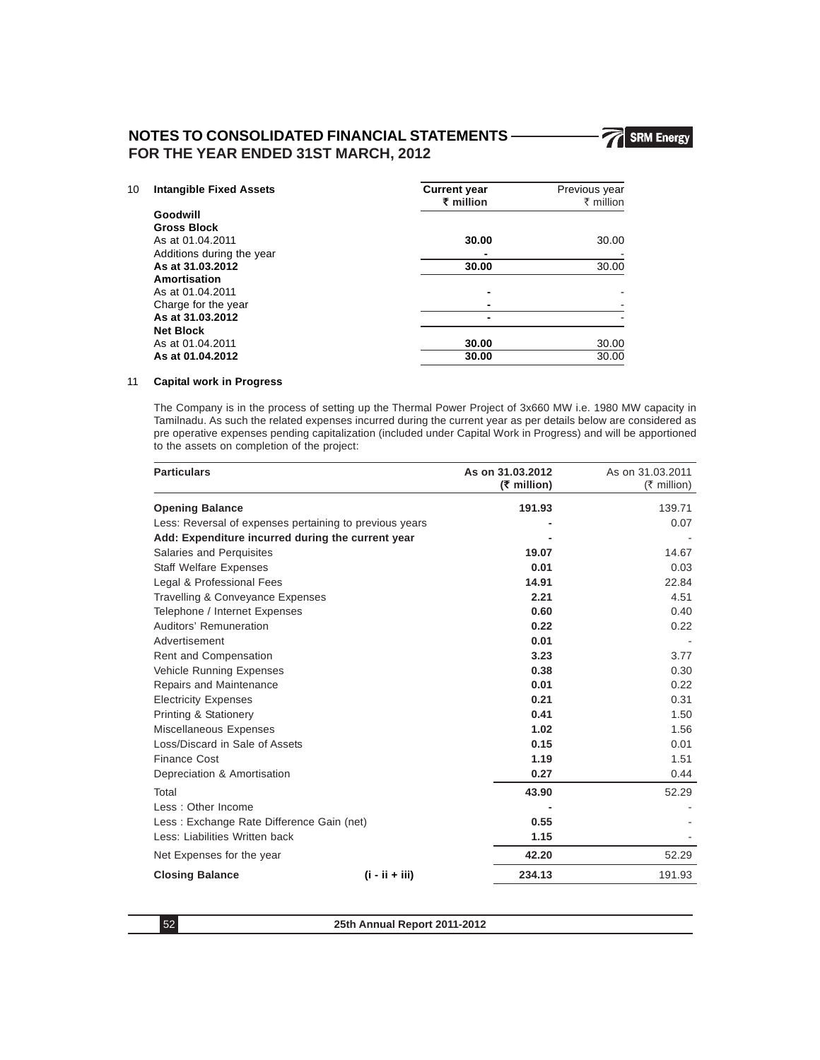# NOTES TO CONSOLIDATED FINANCIAL STATEMENTS FOR THE YEAR ENDED 31ST MARCH, 2012

### 10 Intangible Fixed Assets

| Intangible Fixed Assets | Current year ₹ million | Previous year ₹ million |
|---|---|---|
| **Goodwill** | | |
| **Gross Block** | | |
| As at 01.04.2011 | **30.00** | 30.00 |
| Additions during the year | **-** | - |
| **As at 31.03.2012** | **30.00** | 30.00 |
| **Amortisation** | | |
| As at 01.04.2011 | **-** | - |
| Charge for the year | **-** | - |
| **As at 31.03.2012** | **-** | - |
| **Net Block** | | |
| As at 01.04.2011 | **30.00** | 30.00 |
| **As at 01.04.2012** | **30.00** | 30.00 |

### 11 Capital work in Progress

The Company is in the process of setting up the Thermal Power Project of 3x660 MW i.e. 1980 MW capacity in Tamilnadu. As such the related expenses incurred during the current year as per details below are considered as pre operative expenses pending capitalization (included under Capital Work in Progress) and will be apportioned to the assets on completion of the project:

| Particulars | | As on 31.03.2012 (₹ million) | As on 31.03.2011 (₹ million) |
|---|---|---|---|
| **Opening Balance** | | **191.93** | 139.71 |
| Less: Reversal of expenses pertaining to previous years | | **-** | 0.07 |
| **Add: Expenditure incurred during the current year** | | **-** | - |
| Salaries and Perquisites | | **19.07** | 14.67 |
| Staff Welfare Expenses | | **0.01** | 0.03 |
| Legal & Professional Fees | | **14.91** | 22.84 |
| Travelling & Conveyance Expenses | | **2.21** | 4.51 |
| Telephone / Internet Expenses | | **0.60** | 0.40 |
| Auditors' Remuneration | | **0.22** | 0.22 |
| Advertisement | | **0.01** | - |
| Rent and Compensation | | **3.23** | 3.77 |
| Vehicle Running Expenses | | **0.38** | 0.30 |
| Repairs and Maintenance | | **0.01** | 0.22 |
| Electricity Expenses | | **0.21** | 0.31 |
| Printing & Stationery | | **0.41** | 1.50 |
| Miscellaneous Expenses | | **1.02** | 1.56 |
| Loss/Discard in Sale of Assets | | **0.15** | 0.01 |
| Finance Cost | | **1.19** | 1.51 |
| Depreciation & Amortisation | | **0.27** | 0.44 |
| Total | | **43.90** | 52.29 |
| Less : Other Income | | **-** | - |
| Less : Exchange Rate Difference Gain (net) | | **0.55** | - |
| Less: Liabilities Written back | | **1.15** | - |
| Net Expenses for the year | | **42.20** | 52.29 |
| **Closing Balance** | **(i - ii + iii)** | **234.13** | 191.93 |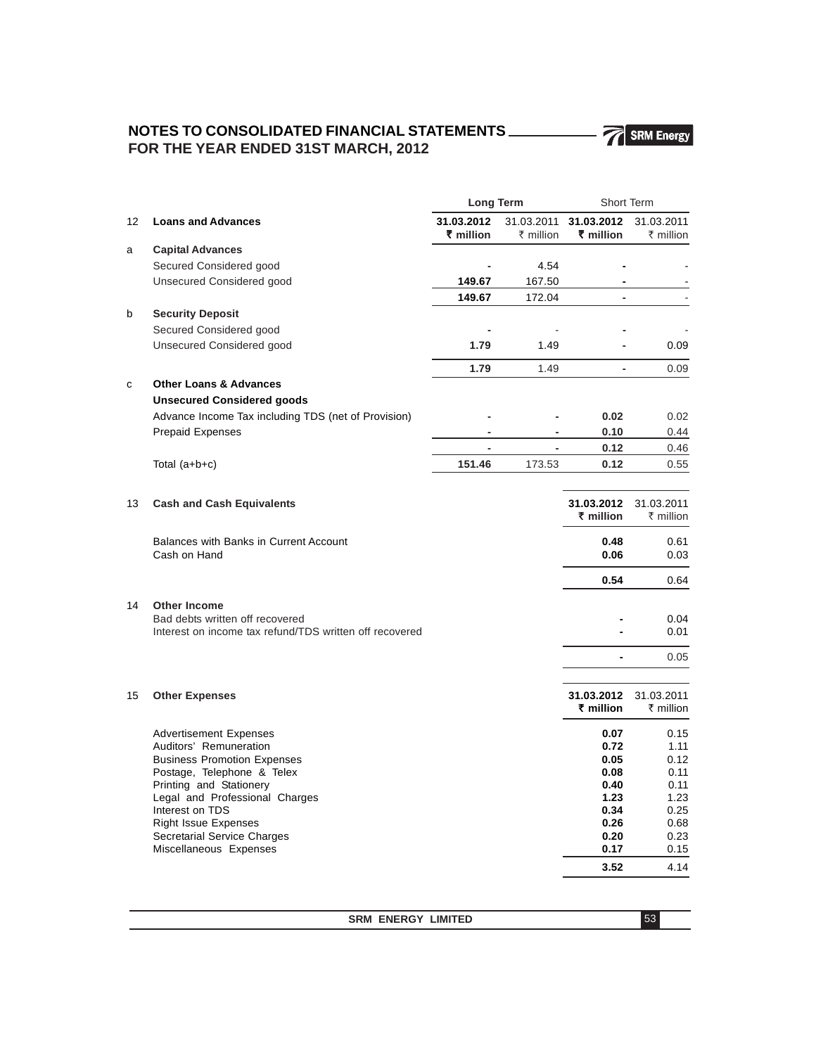## NOTES TO CONSOLIDATED FINANCIAL STATEMENTS FOR THE YEAR ENDED 31ST MARCH, 2012

| | | Long Term | | Short Term | |
|---|---|---|---|---|---|
| **12** | **Loans and Advances** | **31.03.2012 ₹ million** | 31.03.2011 ₹ million | **31.03.2012 ₹ million** | 31.03.2011 ₹ million |
| a | **Capital Advances** | | | | |
| | Secured Considered good | **-** | 4.54 | **-** | - |
| | Unsecured Considered good | **149.67** | 167.50 | **-** | - |
| | | **149.67** | 172.04 | **-** | - |
| b | **Security Deposit** | | | | |
| | Secured Considered good | **-** | - | **-** | - |
| | Unsecured Considered good | **1.79** | 1.49 | **-** | 0.09 |
| | | **1.79** | 1.49 | **-** | 0.09 |
| c | **Other Loans & Advances** | | | | |
| | **Unsecured Considered goods** | | | | |
| | Advance Income Tax including TDS (net of Provision) | **-** | - | **0.02** | 0.02 |
| | Prepaid Expenses | **-** | - | **0.10** | 0.44 |
| | | **-** | - | **0.12** | 0.46 |
| | Total (a+b+c) | **151.46** | 173.53 | **0.12** | 0.55 |

| | | 31.03.2012 ₹ million | 31.03.2011 ₹ million |
|---|---|---|---|
| **13** | **Cash and Cash Equivalents** | | |
| | Balances with Banks in Current Account | **0.48** | 0.61 |
| | Cash on Hand | **0.06** | 0.03 |
| | | **0.54** | 0.64 |
| **14** | **Other Income** | | |
| | Bad debts written off recovered | **-** | 0.04 |
| | Interest on income tax refund/TDS written off recovered | **-** | 0.01 |
| | | **-** | 0.05 |

| | | 31.03.2012 ₹ million | 31.03.2011 ₹ million |
|---|---|---|---|
| **15** | **Other Expenses** | | |
| | Advertisement Expenses | **0.07** | 0.15 |
| | Auditors' Remuneration | **0.72** | 1.11 |
| | Business Promotion Expenses | **0.05** | 0.12 |
| | Postage, Telephone & Telex | **0.08** | 0.11 |
| | Printing and Stationery | **0.40** | 0.11 |
| | Legal and Professional Charges | **1.23** | 1.23 |
| | Interest on TDS | **0.34** | 0.25 |
| | Right Issue Expenses | **0.26** | 0.68 |
| | Secretarial Service Charges | **0.20** | 0.23 |
| | Miscellaneous Expenses | **0.17** | 0.15 |
| | | **3.52** | 4.14 |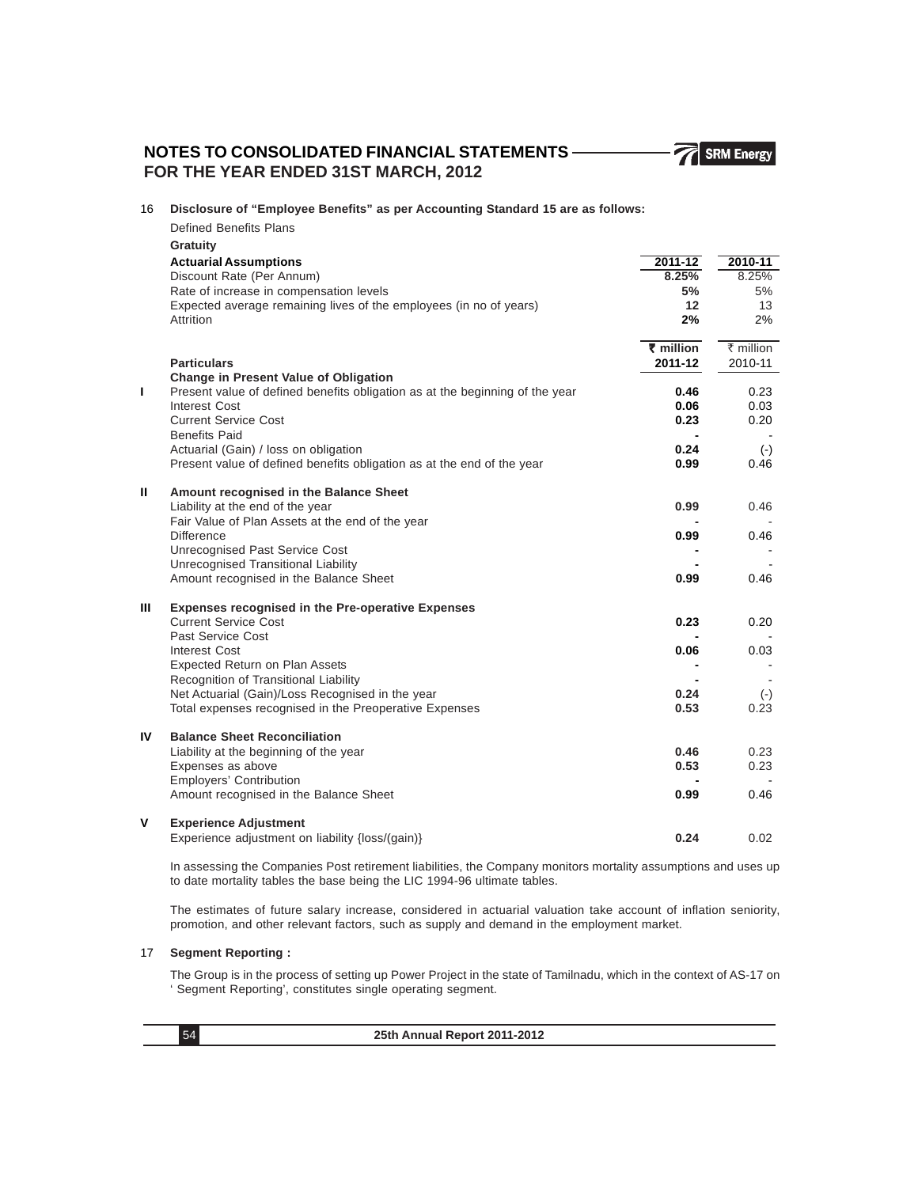# NOTES TO CONSOLIDATED FINANCIAL STATEMENTS FOR THE YEAR ENDED 31ST MARCH, 2012

16 **Disclosure of "Employee Benefits" as per Accounting Standard 15 are as follows:**

Defined Benefits Plans

**Gratuity**

| **Actuarial Assumptions** | **2011-12** | **2010-11** |
|---|---|---|
| Discount Rate (Per Annum) | **8.25%** | 8.25% |
| Rate of increase in compensation levels | **5%** | 5% |
| Expected average remaining lives of the employees (in no of years) | **12** | 13 |
| Attrition | **2%** | 2% |

| | **Particulars** | **₹ million 2011-12** | ₹ million 2010-11 |
|---|---|---|---|
| | **Change in Present Value of Obligation** | | |
| **I** | Present value of defined benefits obligation as at the beginning of the year | **0.46** | 0.23 |
| | Interest Cost | **0.06** | 0.03 |
| | Current Service Cost | **0.23** | 0.20 |
| | Benefits Paid | **-** | - |
| | Actuarial (Gain) / loss on obligation | **0.24** | (-) |
| | Present value of defined benefits obligation as at the end of the year | **0.99** | 0.46 |
| **II** | **Amount recognised in the Balance Sheet** | | |
| | Liability at the end of the year | **0.99** | 0.46 |
| | Fair Value of Plan Assets at the end of the year | **-** | - |
| | Difference | **0.99** | 0.46 |
| | Unrecognised Past Service Cost | **-** | - |
| | Unrecognised Transitional Liability | **-** | - |
| | Amount recognised in the Balance Sheet | **0.99** | 0.46 |
| **III** | **Expenses recognised in the Pre-operative Expenses** | | |
| | Current Service Cost | **0.23** | 0.20 |
| | Past Service Cost | **-** | - |
| | Interest Cost | **0.06** | 0.03 |
| | Expected Return on Plan Assets | **-** | - |
| | Recognition of Transitional Liability | **-** | - |
| | Net Actuarial (Gain)/Loss Recognised in the year | **0.24** | (-) |
| | Total expenses recognised in the Preoperative Expenses | **0.53** | 0.23 |
| **IV** | **Balance Sheet Reconciliation** | | |
| | Liability at the beginning of the year | **0.46** | 0.23 |
| | Expenses as above | **0.53** | 0.23 |
| | Employers' Contribution | **-** | - |
| | Amount recognised in the Balance Sheet | **0.99** | 0.46 |
| **V** | **Experience Adjustment** | | |
| | Experience adjustment on liability {loss/(gain)} | **0.24** | 0.02 |

In assessing the Companies Post retirement liabilities, the Company monitors mortality assumptions and uses up to date mortality tables the base being the LIC 1994-96 ultimate tables.

The estimates of future salary increase, considered in actuarial valuation take account of inflation seniority, promotion, and other relevant factors, such as supply and demand in the employment market.

17 **Segment Reporting :**

The Group is in the process of setting up Power Project in the state of Tamilnadu, which in the context of AS-17 on ' Segment Reporting', constitutes single operating segment.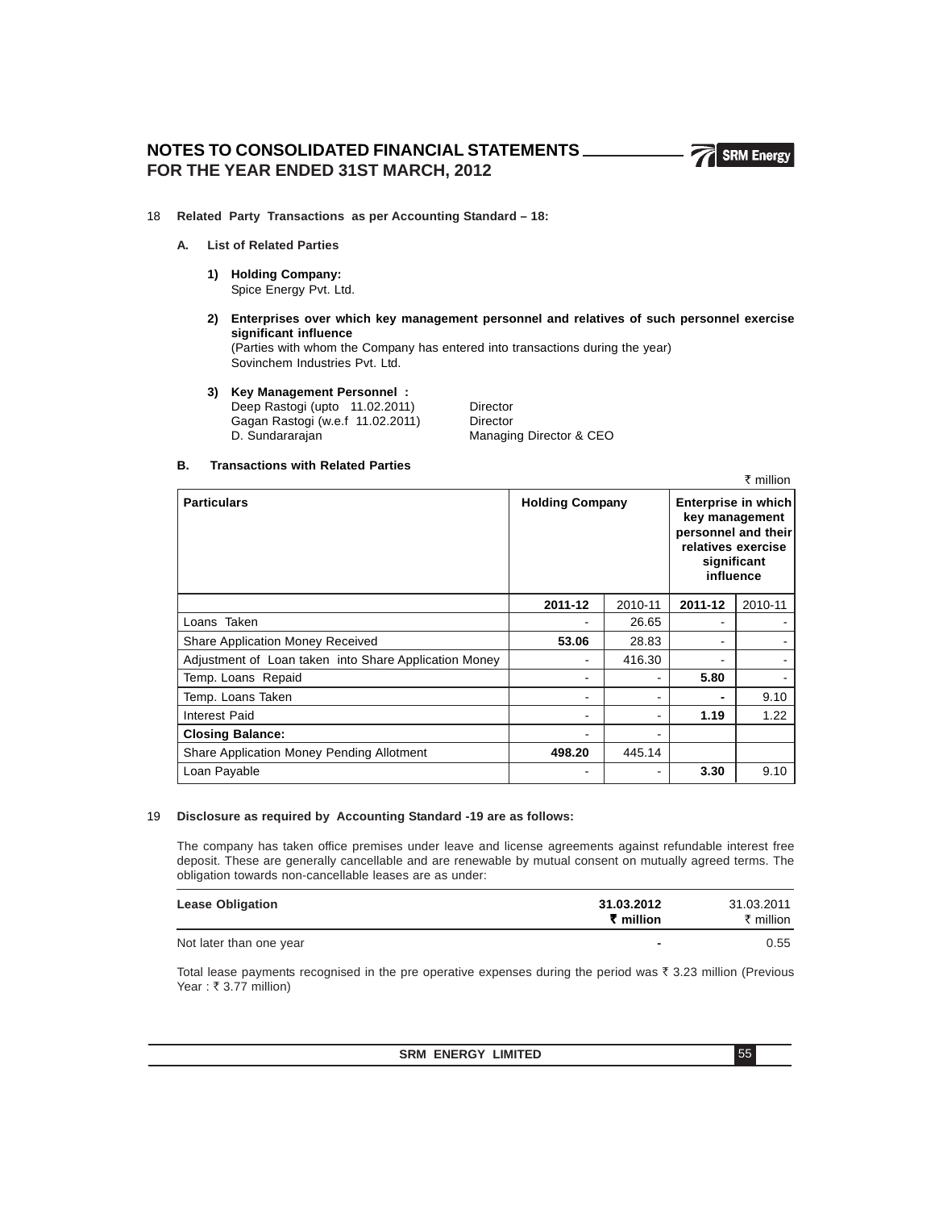# NOTES TO CONSOLIDATED FINANCIAL STATEMENTS FOR THE YEAR ENDED 31ST MARCH, 2012

18 **Related Party Transactions as per Accounting Standard – 18:**

**A. List of Related Parties**

**1) Holding Company:**
Spice Energy Pvt. Ltd.

**2) Enterprises over which key management personnel and relatives of such personnel exercise significant influence**
(Parties with whom the Company has entered into transactions during the year)
Sovinchem Industries Pvt. Ltd.

**3) Key Management Personnel :**

| | |
|---|---|
| Deep Rastogi (upto 11.02.2011) | Director |
| Gagan Rastogi (w.e.f 11.02.2011) | Director |
| D. Sundararajan | Managing Director & CEO |

**B. Transactions with Related Parties**

₹ million

| Particulars | Holding Company | | Enterprise in which key management personnel and their relatives exercise significant influence | |
|---|---|---|---|---|
| | **2011-12** | 2010-11 | **2011-12** | 2010-11 |
| Loans Taken | - | 26.65 | - | - |
| Share Application Money Received | **53.06** | 28.83 | - | - |
| Adjustment of Loan taken into Share Application Money | - | 416.30 | - | - |
| Temp. Loans Repaid | - | - | **5.80** | - |
| Temp. Loans Taken | - | - | **-** | 9.10 |
| Interest Paid | - | - | **1.19** | 1.22 |
| **Closing Balance:** | - | - | | |
| Share Application Money Pending Allotment | **498.20** | 445.14 | | |
| Loan Payable | - | - | **3.30** | 9.10 |

19 **Disclosure as required by Accounting Standard -19 are as follows:**

The company has taken office premises under leave and license agreements against refundable interest free deposit. These are generally cancellable and are renewable by mutual consent on mutually agreed terms. The obligation towards non-cancellable leases are as under:

| Lease Obligation | **31.03.2012 ₹ million** | 31.03.2011 ₹ million |
|---|---|---|
| Not later than one year | **-** | 0.55 |

Total lease payments recognised in the pre operative expenses during the period was ₹ 3.23 million (Previous Year : ₹ 3.77 million)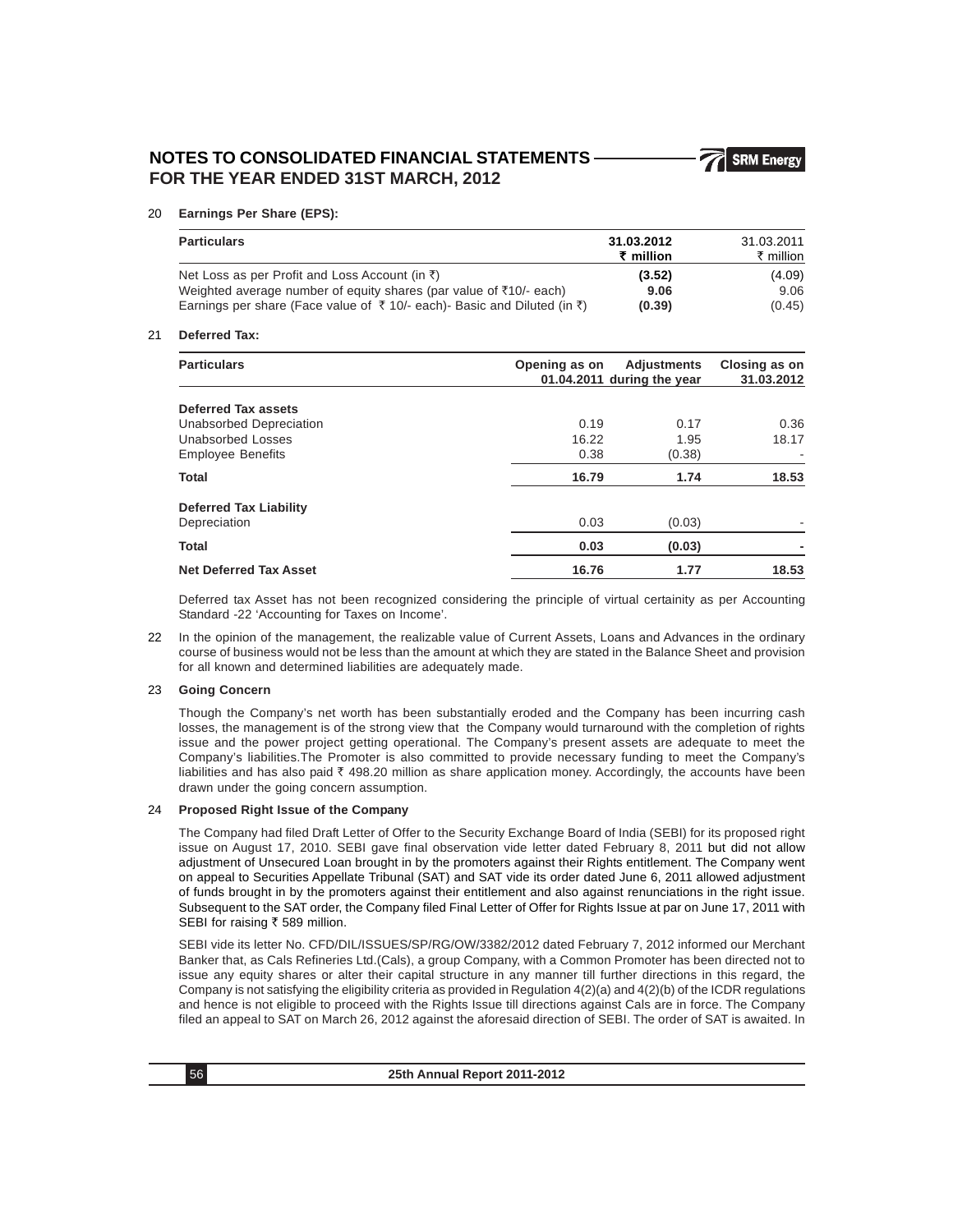# NOTES TO CONSOLIDATED FINANCIAL STATEMENTS FOR THE YEAR ENDED 31ST MARCH, 2012

20 **Earnings Per Share (EPS):**

| Particulars | 31.03.2012 ₹ million | 31.03.2011 ₹ million |
|---|---|---|
| Net Loss as per Profit and Loss Account (in ₹) | **(3.52)** | (4.09) |
| Weighted average number of equity shares (par value of ₹10/- each) | **9.06** | 9.06 |
| Earnings per share (Face value of ₹ 10/- each)- Basic and Diluted (in ₹) | **(0.39)** | (0.45) |

21 **Deferred Tax:**

| Particulars | Opening as on 01.04.2011 | Adjustments during the year | Closing as on 31.03.2012 |
|---|---|---|---|
| **Deferred Tax assets** | | | |
| Unabsorbed Depreciation | 0.19 | 0.17 | 0.36 |
| Unabsorbed Losses | 16.22 | 1.95 | 18.17 |
| Employee Benefits | 0.38 | (0.38) | - |
| **Total** | **16.79** | **1.74** | **18.53** |
| **Deferred Tax Liability** | | | |
| Depreciation | 0.03 | (0.03) | - |
| **Total** | **0.03** | **(0.03)** | **-** |
| **Net Deferred Tax Asset** | **16.76** | **1.77** | **18.53** |

Deferred tax Asset has not been recognized considering the principle of virtual certainity as per Accounting Standard -22 'Accounting for Taxes on Income'.

22 In the opinion of the management, the realizable value of Current Assets, Loans and Advances in the ordinary course of business would not be less than the amount at which they are stated in the Balance Sheet and provision for all known and determined liabilities are adequately made.

23 **Going Concern**

Though the Company's net worth has been substantially eroded and the Company has been incurring cash losses, the management is of the strong view that the Company would turnaround with the completion of rights issue and the power project getting operational. The Company's present assets are adequate to meet the Company's liabilities.The Promoter is also committed to provide necessary funding to meet the Company's liabilities and has also paid ₹ 498.20 million as share application money. Accordingly, the accounts have been drawn under the going concern assumption.

24 **Proposed Right Issue of the Company**

The Company had filed Draft Letter of Offer to the Security Exchange Board of India (SEBI) for its proposed right issue on August 17, 2010. SEBI gave final observation vide letter dated February 8, 2011 but did not allow adjustment of Unsecured Loan brought in by the promoters against their Rights entitlement. The Company went on appeal to Securities Appellate Tribunal (SAT) and SAT vide its order dated June 6, 2011 allowed adjustment of funds brought in by the promoters against their entitlement and also against renunciations in the right issue. Subsequent to the SAT order, the Company filed Final Letter of Offer for Rights Issue at par on June 17, 2011 with SEBI for raising ₹ 589 million.

SEBI vide its letter No. CFD/DIL/ISSUES/SP/RG/OW/3382/2012 dated February 7, 2012 informed our Merchant Banker that, as Cals Refineries Ltd.(Cals), a group Company, with a Common Promoter has been directed not to issue any equity shares or alter their capital structure in any manner till further directions in this regard, the Company is not satisfying the eligibility criteria as provided in Regulation 4(2)(a) and 4(2)(b) of the ICDR regulations and hence is not eligible to proceed with the Rights Issue till directions against Cals are in force. The Company filed an appeal to SAT on March 26, 2012 against the aforesaid direction of SEBI. The order of SAT is awaited. In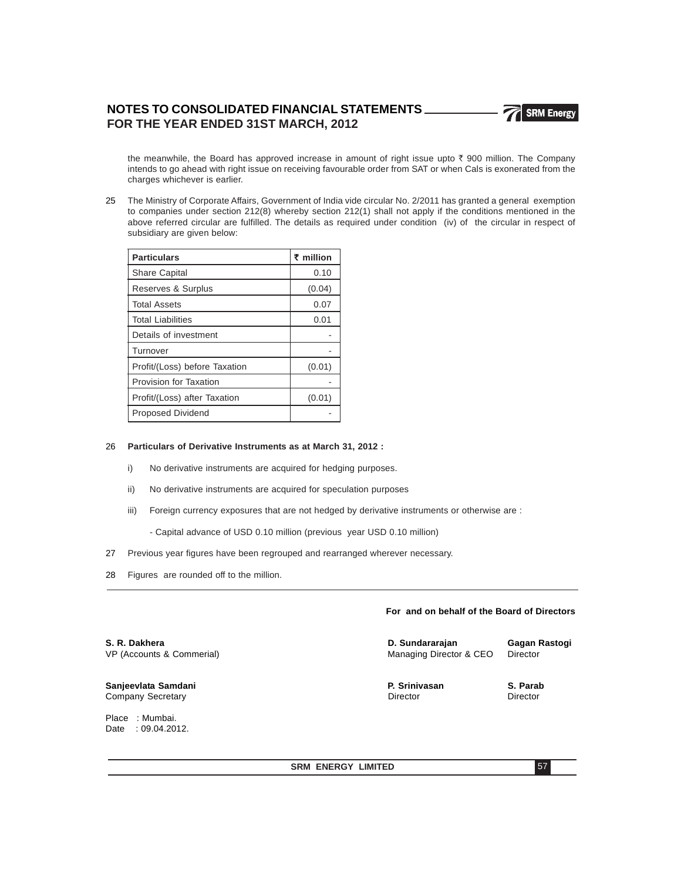the meanwhile, the Board has approved increase in amount of right issue upto ₹ 900 million. The Company intends to go ahead with right issue on receiving favourable order from SAT or when CaIs is exonerated from the charges whichever is earlier.

25 The Ministry of Corporate Affairs, Government of India vide circular No. 2/2011 has granted a general exemption to companies under section 212(8) whereby section 212(1) shall not apply if the conditions mentioned in the above referred circular are fulfilled. The details as required under condition (iv) of the circular in respect of subsidiary are given below:

| Particulars | ₹ million |
|---|---|
| Share Capital | 0.10 |
| Reserves & Surplus | (0.04) |
| Total Assets | 0.07 |
| Total Liabilities | 0.01 |
| Details of investment | - |
| Turnover | - |
| Profit/(Loss) before Taxation | (0.01) |
| Provision for Taxation | - |
| Profit/(Loss) after Taxation | (0.01) |
| Proposed Dividend | - |

26 **Particulars of Derivative Instruments as at March 31, 2012 :**

i) No derivative instruments are acquired for hedging purposes.

ii) No derivative instruments are acquired for speculation purposes

iii) Foreign currency exposures that are not hedged by derivative instruments or otherwise are :

- Capital advance of USD 0.10 million (previous year USD 0.10 million)

27 Previous year figures have been regrouped and rearranged wherever necessary.

28 Figures are rounded off to the million.

**For and on behalf of the Board of Directors**

**S. R. Dakhera**
VP (Accounts & Commerial)

**D. Sundararajan**
Managing Director & CEO

**Gagan Rastogi**
Director

**Sanjeevlata Samdani**
Company Secretary

**P. Srinivasan**
Director

**S. Parab**
Director

Place : Mumbai.
Date : 09.04.2012.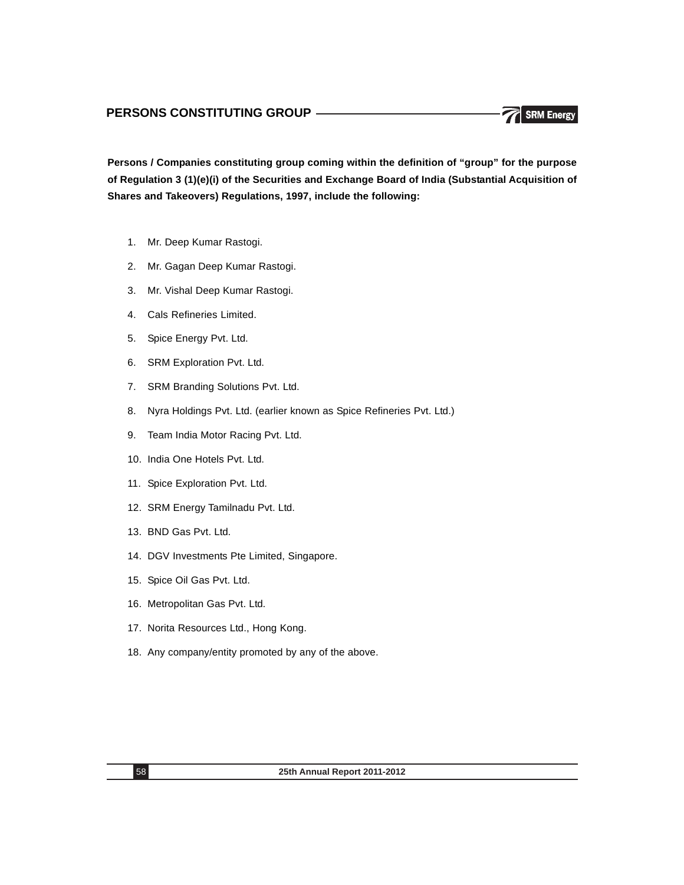## PERSONS CONSTITUTING GROUP

**Persons / Companies constituting group coming within the definition of "group" for the purpose of Regulation 3 (1)(e)(i) of the Securities and Exchange Board of India (Substantial Acquisition of Shares and Takeovers) Regulations, 1997, include the following:**

1. Mr. Deep Kumar Rastogi.
2. Mr. Gagan Deep Kumar Rastogi.
3. Mr. Vishal Deep Kumar Rastogi.
4. Cals Refineries Limited.
5. Spice Energy Pvt. Ltd.
6. SRM Exploration Pvt. Ltd.
7. SRM Branding Solutions Pvt. Ltd.
8. Nyra Holdings Pvt. Ltd. (earlier known as Spice Refineries Pvt. Ltd.)
9. Team India Motor Racing Pvt. Ltd.
10. India One Hotels Pvt. Ltd.
11. Spice Exploration Pvt. Ltd.
12. SRM Energy Tamilnadu Pvt. Ltd.
13. BND Gas Pvt. Ltd.
14. DGV Investments Pte Limited, Singapore.
15. Spice Oil Gas Pvt. Ltd.
16. Metropolitan Gas Pvt. Ltd.
17. Norita Resources Ltd., Hong Kong.
18. Any company/entity promoted by any of the above.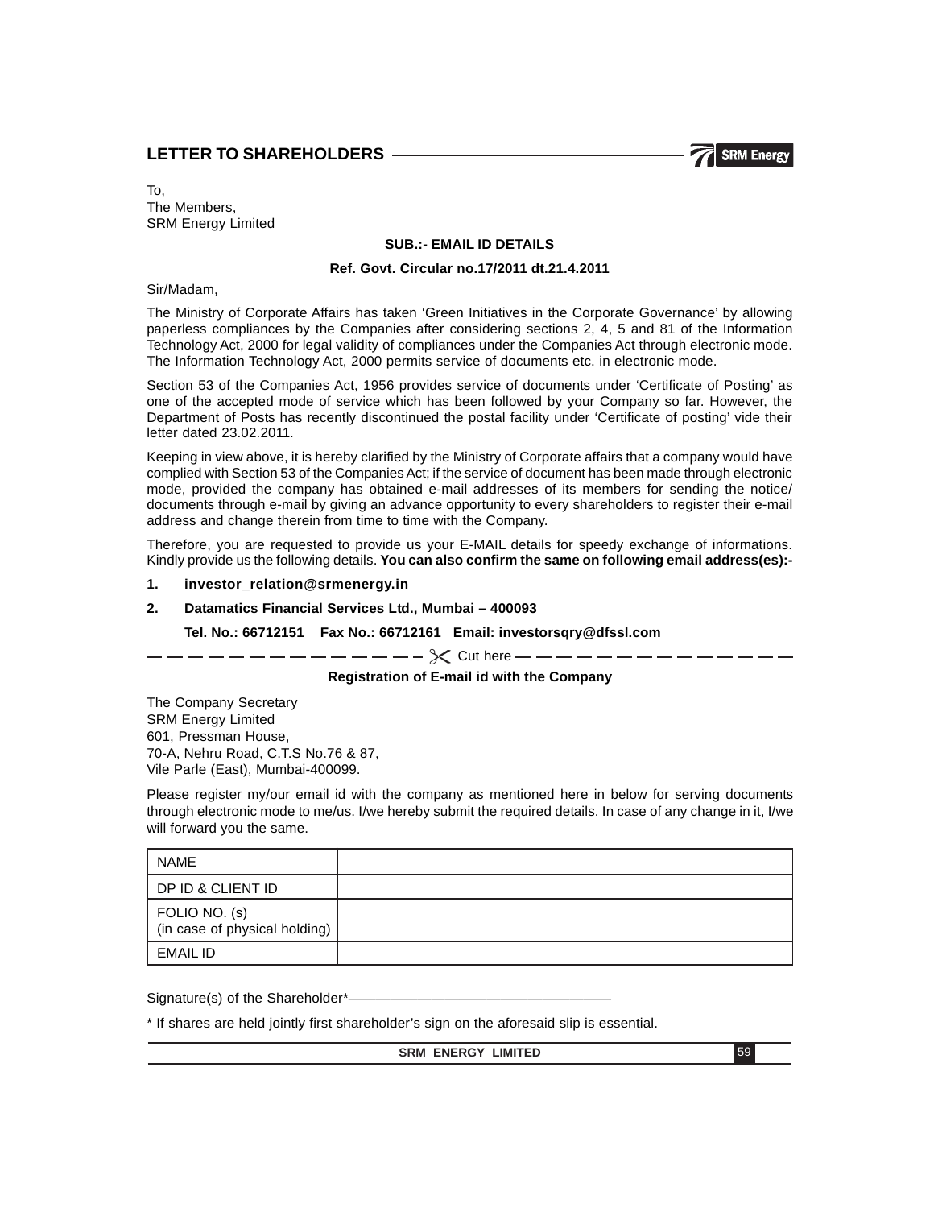# LETTER TO SHAREHOLDERS

To,
The Members,
SRM Energy Limited

**SUB.:- EMAIL ID DETAILS**

**Ref. Govt. Circular no.17/2011 dt.21.4.2011**

Sir/Madam,

The Ministry of Corporate Affairs has taken 'Green Initiatives in the Corporate Governance' by allowing paperless compliances by the Companies after considering sections 2, 4, 5 and 81 of the Information Technology Act, 2000 for legal validity of compliances under the Companies Act through electronic mode. The Information Technology Act, 2000 permits service of documents etc. in electronic mode.

Section 53 of the Companies Act, 1956 provides service of documents under 'Certificate of Posting' as one of the accepted mode of service which has been followed by your Company so far. However, the Department of Posts has recently discontinued the postal facility under 'Certificate of posting' vide their letter dated 23.02.2011.

Keeping in view above, it is hereby clarified by the Ministry of Corporate affairs that a company would have complied with Section 53 of the Companies Act; if the service of document has been made through electronic mode, provided the company has obtained e-mail addresses of its members for sending the notice/ documents through e-mail by giving an advance opportunity to every shareholders to register their e-mail address and change therein from time to time with the Company.

Therefore, you are requested to provide us your E-MAIL details for speedy exchange of informations. Kindly provide us the following details. **You can also confirm the same on following email address(es):-**

1. **investor_relation@srmenergy.in**
2. **Datamatics Financial Services Ltd., Mumbai – 400093**

   **Tel. No.: 66712151 Fax No.: 66712161 Email: investorsqry@dfssl.com**

— — — — — — — — — — — — — — ✂ Cut here — — — — — — — — — — — — — —

**Registration of E-mail id with the Company**

The Company Secretary
SRM Energy Limited
601, Pressman House,
70-A, Nehru Road, C.T.S No.76 & 87,
Vile Parle (East), Mumbai-400099.

Please register my/our email id with the company as mentioned here in below for serving documents through electronic mode to me/us. I/we hereby submit the required details. In case of any change in it, I/we will forward you the same.

| | |
|---|---|
| NAME | |
| DP ID & CLIENT ID | |
| FOLIO NO. (s) (in case of physical holding) | |
| EMAIL ID | |

Signature(s) of the Shareholder*————————————————

* If shares are held jointly first shareholder's sign on the aforesaid slip is essential.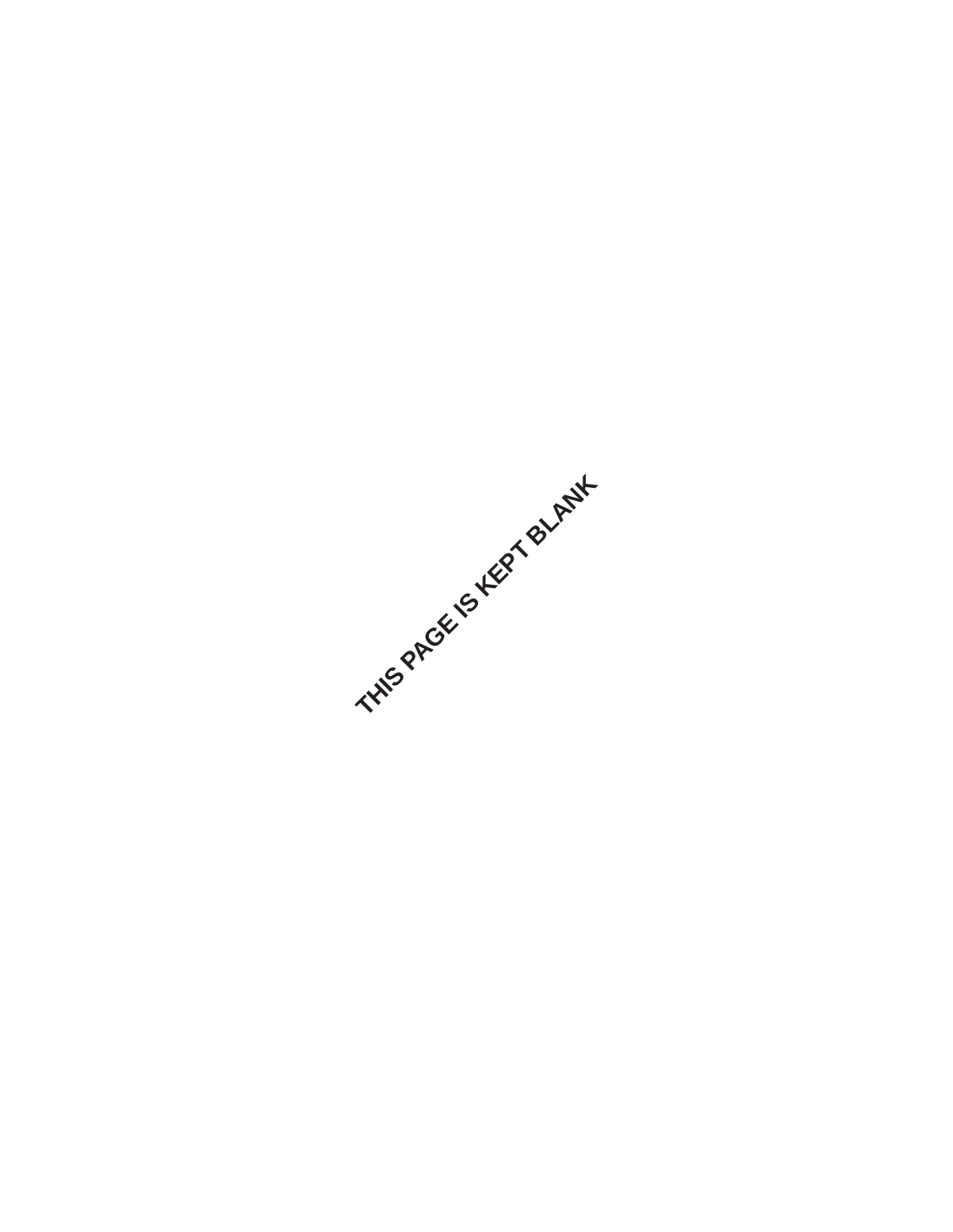THIS PAGE IS KEPT BLANK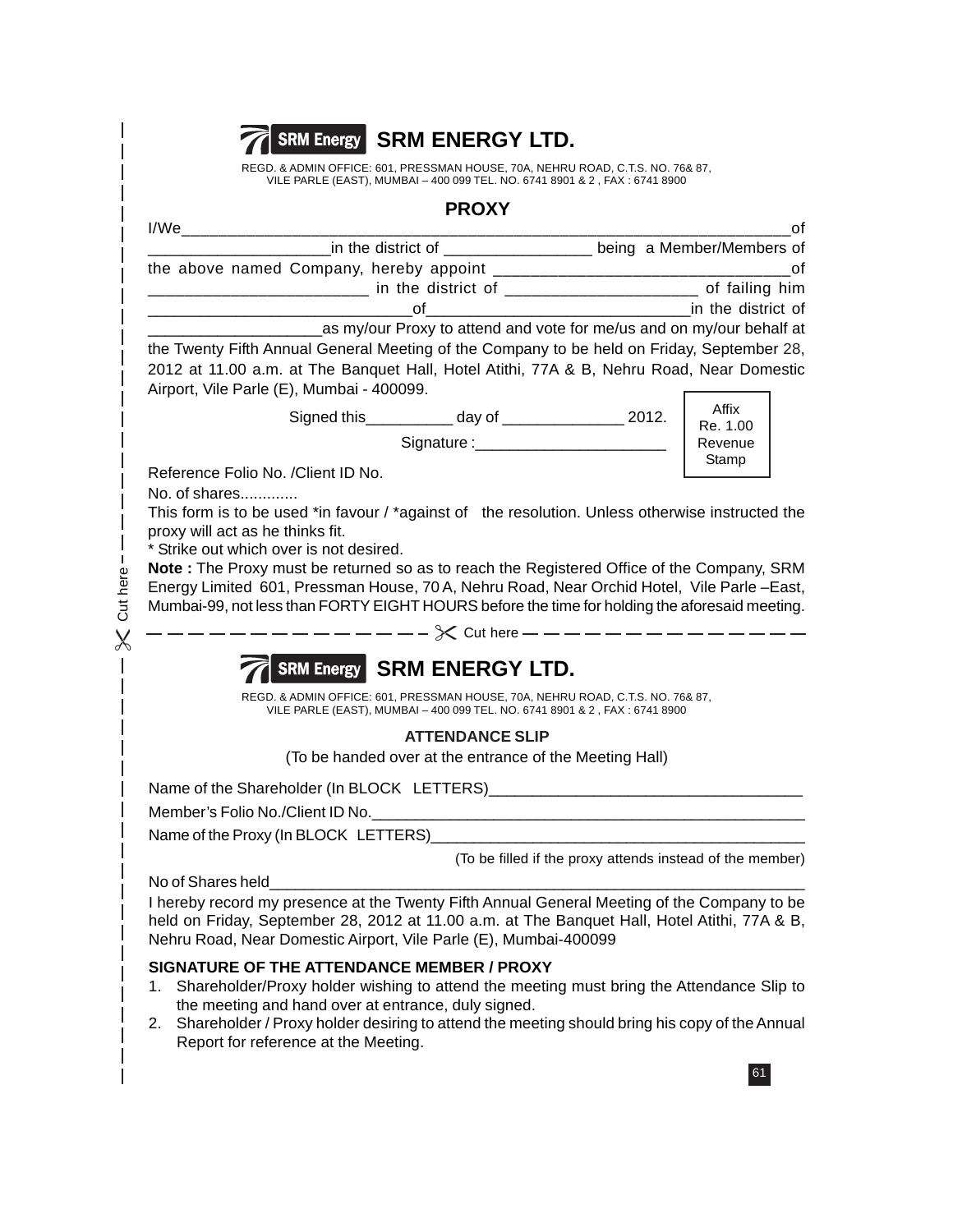# SRM ENERGY LTD.

REGD. & ADMIN OFFICE: 601, PRESSMAN HOUSE, 70A, NEHRU ROAD, C.T.S. NO. 76& 87, VILE PARLE (EAST), MUMBAI – 400 099 TEL. NO. 6741 8901 & 2 , FAX : 6741 8900

## PROXY

I/We_____________________________________________________________________of ____________________in the district of ________________ being a Member/Members of the above named Company, hereby appoint ________________________________of ________________________ in the district of _____________________ of failing him ____________________________of_____________________________in the district of ___________________as my/our Proxy to attend and vote for me/us and on my/our behalf at the Twenty Fifth Annual General Meeting of the Company to be held on Friday, September 28, 2012 at 11.00 a.m. at The Banquet Hall, Hotel Atithi, 77A & B, Nehru Road, Near Domestic Airport, Vile Parle (E), Mumbai - 400099.

Signed this__________ day of ______________ 2012.

Signature :______________________

Affix Re. 1.00 Revenue Stamp

Reference Folio No. /Client ID No.

No. of shares.............

This form is to be used *in favour / *against of the resolution. Unless otherwise instructed the proxy will act as he thinks fit.

* Strike out which over is not desired.

**Note :** The Proxy must be returned so as to reach the Registered Office of the Company, SRM Energy Limited 601, Pressman House, 70 A, Nehru Road, Near Orchid Hotel, Vile Parle –East, Mumbai-99, not less than FORTY EIGHT HOURS before the time for holding the aforesaid meeting.

Cut here

# SRM ENERGY LTD.

REGD. & ADMIN OFFICE: 601, PRESSMAN HOUSE, 70A, NEHRU ROAD, C.T.S. NO. 76& 87, VILE PARLE (EAST), MUMBAI – 400 099 TEL. NO. 6741 8901 & 2 , FAX : 6741 8900

## ATTENDANCE SLIP

(To be handed over at the entrance of the Meeting Hall)

Name of the Shareholder (In BLOCK LETTERS)___________________________________

Member's Folio No./Client ID No.__________________________________________________

Name of the Proxy (In BLOCK LETTERS)___________________________________________

(To be filled if the proxy attends instead of the member)

No of Shares held_________________________________________________________________

I hereby record my presence at the Twenty Fifth Annual General Meeting of the Company to be held on Friday, September 28, 2012 at 11.00 a.m. at The Banquet Hall, Hotel Atithi, 77A & B, Nehru Road, Near Domestic Airport, Vile Parle (E), Mumbai-400099

**SIGNATURE OF THE ATTENDANCE MEMBER / PROXY**

1. Shareholder/Proxy holder wishing to attend the meeting must bring the Attendance Slip to the meeting and hand over at entrance, duly signed.
2. Shareholder / Proxy holder desiring to attend the meeting should bring his copy of the Annual Report for reference at the Meeting.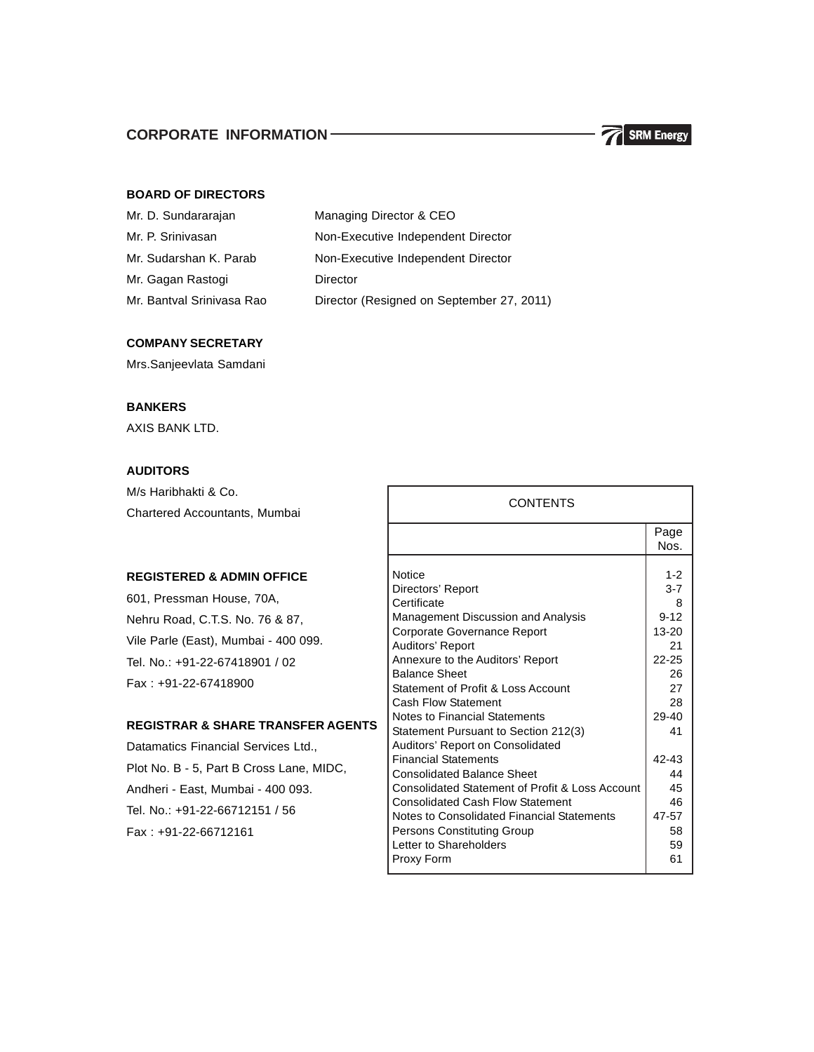## CORPORATE INFORMATION

SRM Energy

### BOARD OF DIRECTORS

| | |
|---|---|
| Mr. D. Sundararajan | Managing Director & CEO |
| Mr. P. Srinivasan | Non-Executive Independent Director |
| Mr. Sudarshan K. Parab | Non-Executive Independent Director |
| Mr. Gagan Rastogi | Director |
| Mr. Bantval Srinivasa Rao | Director (Resigned on September 27, 2011) |

### COMPANY SECRETARY

Mrs.Sanjeevlata Samdani

### BANKERS

AXIS BANK LTD.

### AUDITORS

M/s Haribhakti & Co.
Chartered Accountants, Mumbai

### REGISTERED & ADMIN OFFICE

601, Pressman House, 70A,
Nehru Road, C.T.S. No. 76 & 87,
Vile Parle (East), Mumbai - 400 099.
Tel. No.: +91-22-67418901 / 02
Fax : +91-22-67418900

### REGISTRAR & SHARE TRANSFER AGENTS

Datamatics Financial Services Ltd.,
Plot No. B - 5, Part B Cross Lane, MIDC,
Andheri - East, Mumbai - 400 093.
Tel. No.: +91-22-66712151 / 56
Fax : +91-22-66712161

### CONTENTS

| | Page Nos. |
|---|---|
| Notice | 1-2 |
| Directors' Report | 3-7 |
| Certificate | 8 |
| Management Discussion and Analysis | 9-12 |
| Corporate Governance Report | 13-20 |
| Auditors' Report | 21 |
| Annexure to the Auditors' Report | 22-25 |
| Balance Sheet | 26 |
| Statement of Profit & Loss Account | 27 |
| Cash Flow Statement | 28 |
| Notes to Financial Statements | 29-40 |
| Statement Pursuant to Section 212(3) | 41 |
| Auditors' Report on Consolidated Financial Statements | 42-43 |
| Consolidated Balance Sheet | 44 |
| Consolidated Statement of Profit & Loss Account | 45 |
| Consolidated Cash Flow Statement | 46 |
| Notes to Consolidated Financial Statements | 47-57 |
| Persons Constituting Group | 58 |
| Letter to Shareholders | 59 |
| Proxy Form | 61 |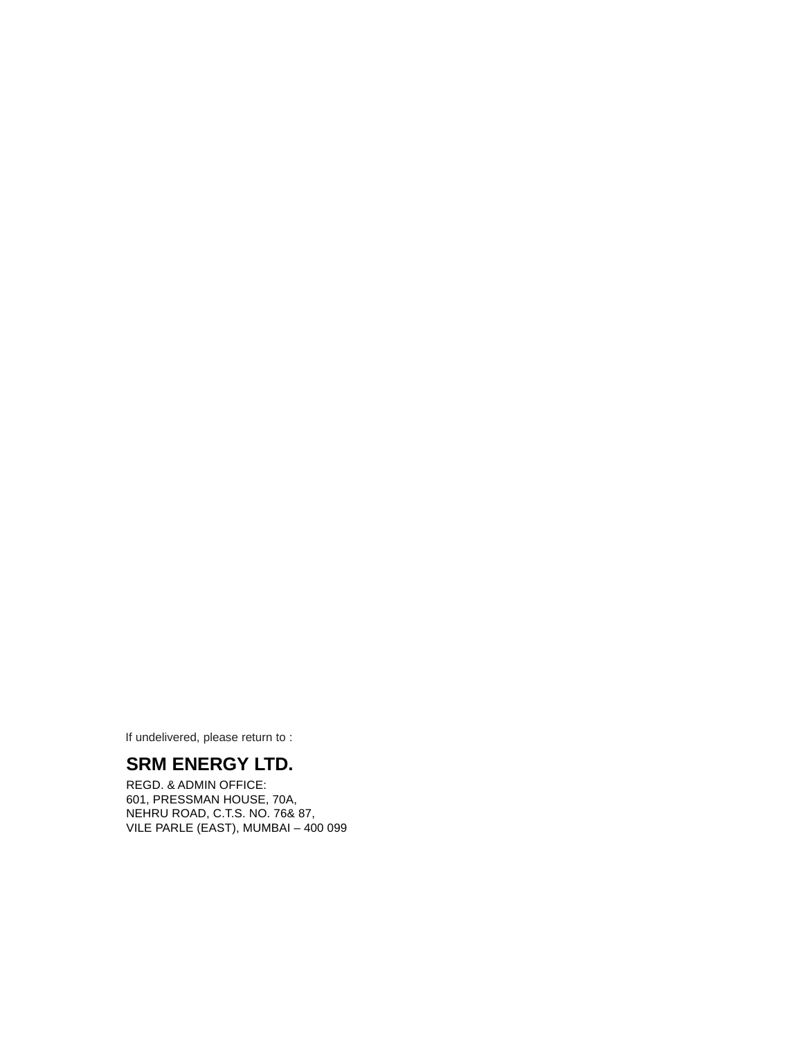If undelivered, please return to :

**SRM ENERGY LTD.**

REGD. & ADMIN OFFICE:
601, PRESSMAN HOUSE, 70A,
NEHRU ROAD, C.T.S. NO. 76& 87,
VILE PARLE (EAST), MUMBAI – 400 099